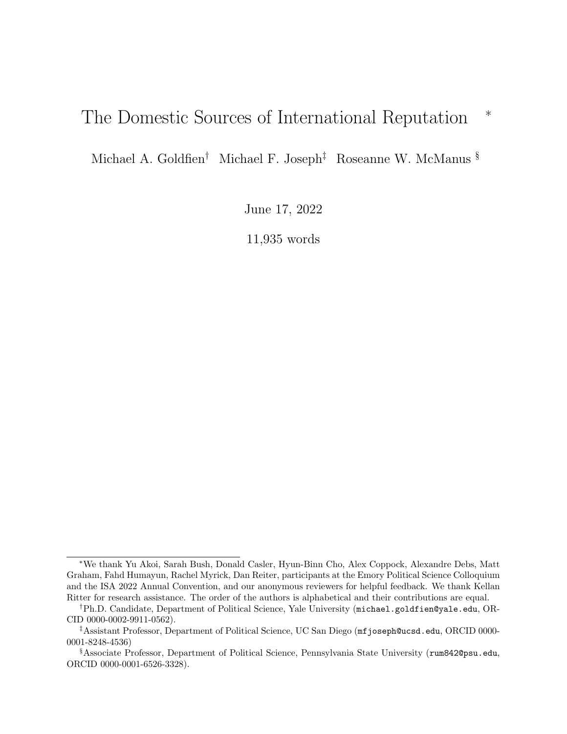# The Domestic Sources of International Reputation [*]

Michael A. Goldfien[†] Michael F. Joseph[‡] Roseanne W. McManus [§]

June 17, 2022

11,935 words

---

[*] We thank Yu Akoi, Sarah Bush, Donald Casler, Hyun-Binn Cho, Alex Coppock, Alexandre Debs, Matt Graham, Fahd Humayun, Rachel Myrick, Dan Reiter, participants at the Emory Political Science Colloquium and the ISA 2022 Annual Convention, and our anonymous reviewers for helpful feedback. We thank Kellan Ritter for research assistance. The order of the authors is alphabetical and their contributions are equal.

[†] Ph.D. Candidate, Department of Political Science, Yale University (michael.goldfien@yale.edu, ORCID 0000-0002-9911-0562).

[‡] Assistant Professor, Department of Political Science, UC San Diego (mfjoseph@ucsd.edu, ORCID 0000-0001-8248-4536)

[§] Associate Professor, Department of Political Science, Pennsylvania State University (rum842@psu.edu, ORCID 0000-0001-6526-3328).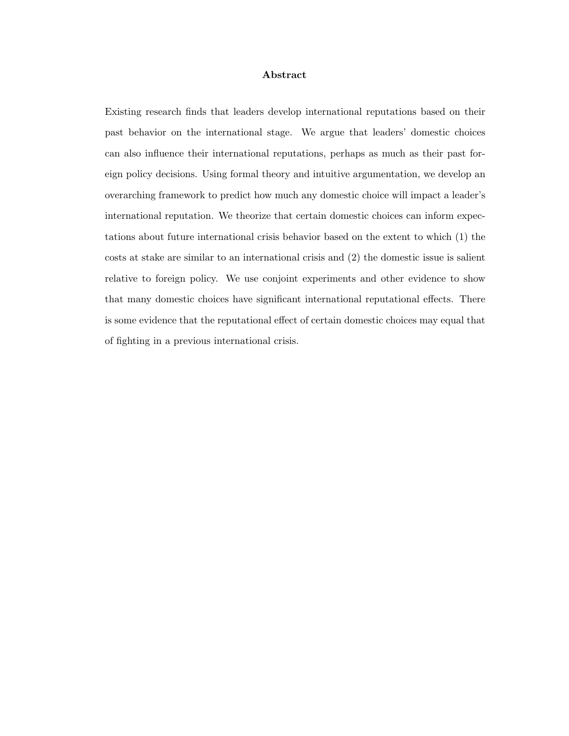## Abstract

Existing research finds that leaders develop international reputations based on their past behavior on the international stage. We argue that leaders' domestic choices can also influence their international reputations, perhaps as much as their past foreign policy decisions. Using formal theory and intuitive argumentation, we develop an overarching framework to predict how much any domestic choice will impact a leader's international reputation. We theorize that certain domestic choices can inform expectations about future international crisis behavior based on the extent to which (1) the costs at stake are similar to an international crisis and (2) the domestic issue is salient relative to foreign policy. We use conjoint experiments and other evidence to show that many domestic choices have significant international reputational effects. There is some evidence that the reputational effect of certain domestic choices may equal that of fighting in a previous international crisis.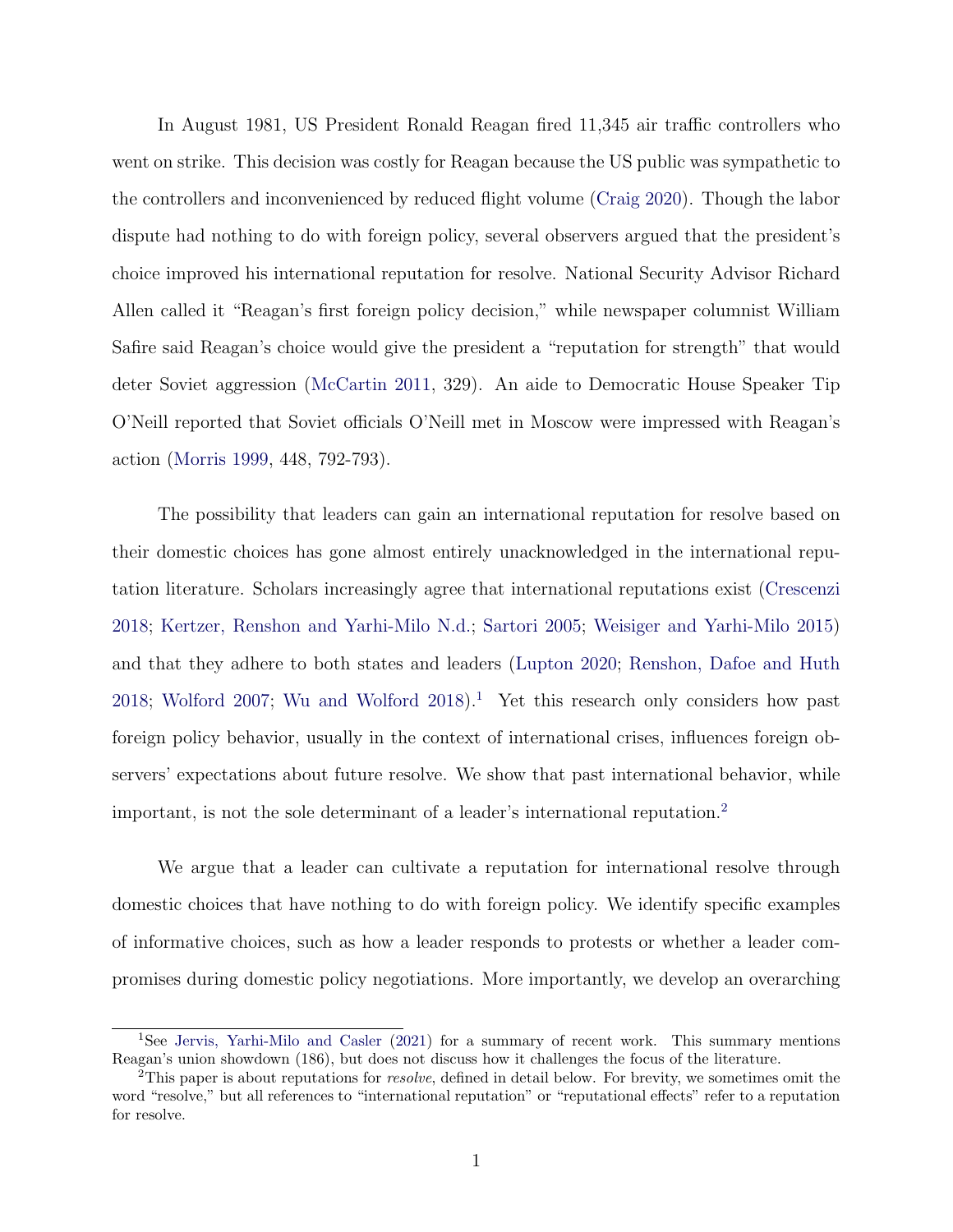In August 1981, US President Ronald Reagan fired 11,345 air traffic controllers who went on strike. This decision was costly for Reagan because the US public was sympathetic to the controllers and inconvenienced by reduced flight volume (Craig 2020). Though the labor dispute had nothing to do with foreign policy, several observers argued that the president's choice improved his international reputation for resolve. National Security Advisor Richard Allen called it "Reagan's first foreign policy decision," while newspaper columnist William Safire said Reagan's choice would give the president a "reputation for strength" that would deter Soviet aggression (McCartin 2011, 329). An aide to Democratic House Speaker Tip O'Neill reported that Soviet officials O'Neill met in Moscow were impressed with Reagan's action (Morris 1999, 448, 792-793).

The possibility that leaders can gain an international reputation for resolve based on their domestic choices has gone almost entirely unacknowledged in the international reputation literature. Scholars increasingly agree that international reputations exist (Crescenzi 2018; Kertzer, Renshon and Yarhi-Milo N.d.; Sartori 2005; Weisiger and Yarhi-Milo 2015) and that they adhere to both states and leaders (Lupton 2020; Renshon, Dafoe and Huth 2018; Wolford 2007; Wu and Wolford 2018).[1] Yet this research only considers how past foreign policy behavior, usually in the context of international crises, influences foreign observers' expectations about future resolve. We show that past international behavior, while important, is not the sole determinant of a leader's international reputation.[2]

We argue that a leader can cultivate a reputation for international resolve through domestic choices that have nothing to do with foreign policy. We identify specific examples of informative choices, such as how a leader responds to protests or whether a leader compromises during domestic policy negotiations. More importantly, we develop an overarching

[1] See Jervis, Yarhi-Milo and Casler (2021) for a summary of recent work. This summary mentions Reagan's union showdown (186), but does not discuss how it challenges the focus of the literature.

[2] This paper is about reputations for *resolve*, defined in detail below. For brevity, we sometimes omit the word "resolve," but all references to "international reputation" or "reputational effects" refer to a reputation for resolve.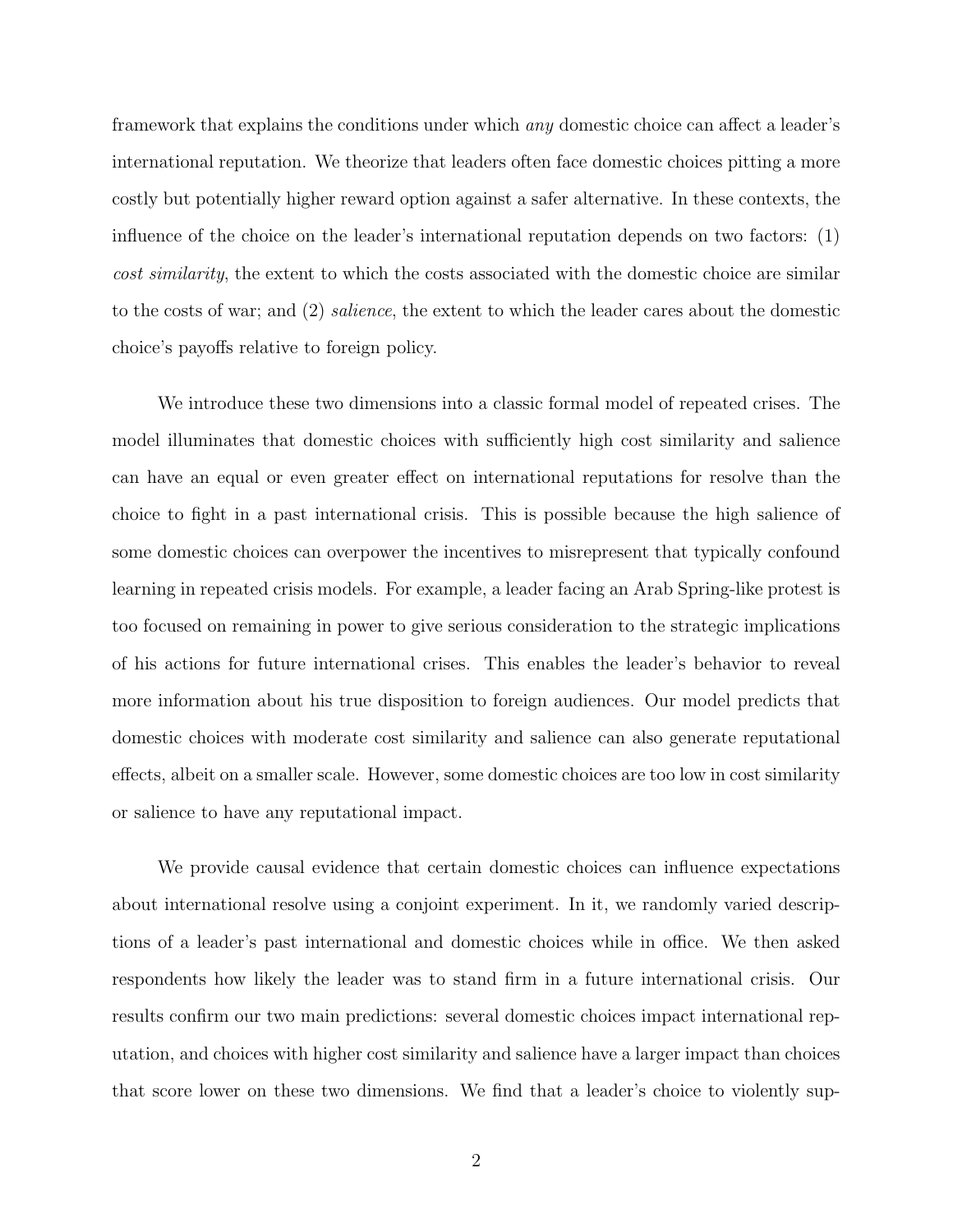framework that explains the conditions under which *any* domestic choice can affect a leader's international reputation. We theorize that leaders often face domestic choices pitting a more costly but potentially higher reward option against a safer alternative. In these contexts, the influence of the choice on the leader's international reputation depends on two factors: (1) *cost similarity*, the extent to which the costs associated with the domestic choice are similar to the costs of war; and (2) *salience*, the extent to which the leader cares about the domestic choice's payoffs relative to foreign policy.

We introduce these two dimensions into a classic formal model of repeated crises. The model illuminates that domestic choices with sufficiently high cost similarity and salience can have an equal or even greater effect on international reputations for resolve than the choice to fight in a past international crisis. This is possible because the high salience of some domestic choices can overpower the incentives to misrepresent that typically confound learning in repeated crisis models. For example, a leader facing an Arab Spring-like protest is too focused on remaining in power to give serious consideration to the strategic implications of his actions for future international crises. This enables the leader's behavior to reveal more information about his true disposition to foreign audiences. Our model predicts that domestic choices with moderate cost similarity and salience can also generate reputational effects, albeit on a smaller scale. However, some domestic choices are too low in cost similarity or salience to have any reputational impact.

We provide causal evidence that certain domestic choices can influence expectations about international resolve using a conjoint experiment. In it, we randomly varied descriptions of a leader's past international and domestic choices while in office. We then asked respondents how likely the leader was to stand firm in a future international crisis. Our results confirm our two main predictions: several domestic choices impact international reputation, and choices with higher cost similarity and salience have a larger impact than choices that score lower on these two dimensions. We find that a leader's choice to violently sup-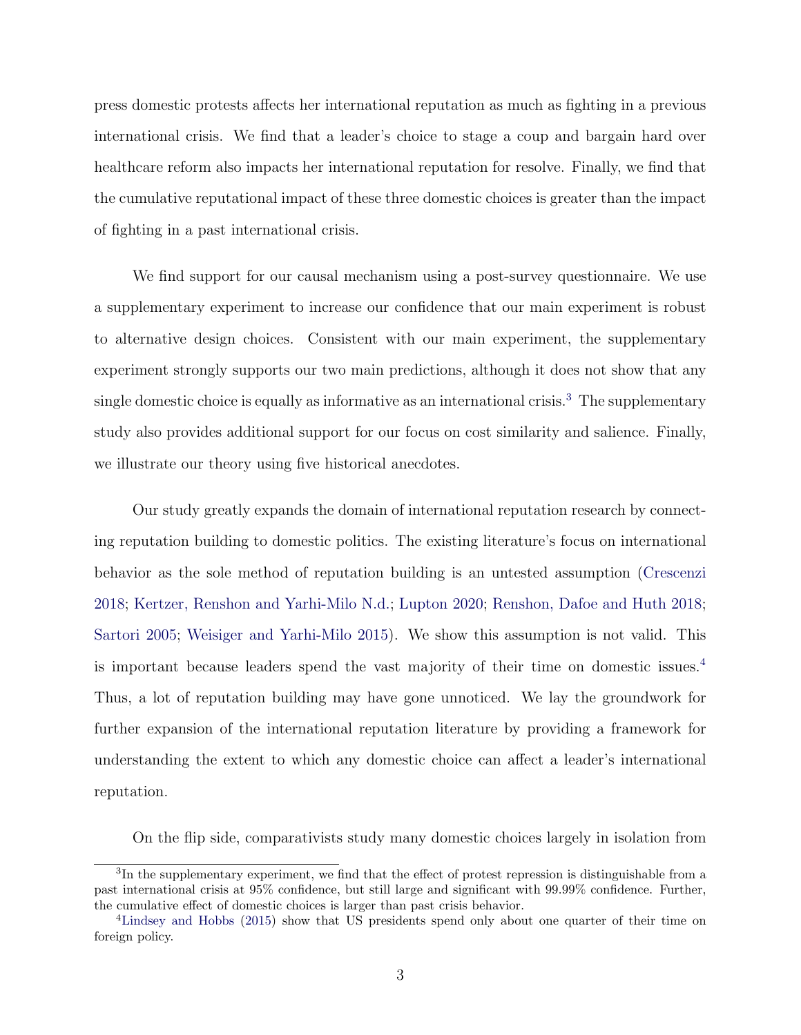press domestic protests affects her international reputation as much as fighting in a previous international crisis. We find that a leader's choice to stage a coup and bargain hard over healthcare reform also impacts her international reputation for resolve. Finally, we find that the cumulative reputational impact of these three domestic choices is greater than the impact of fighting in a past international crisis.

We find support for our causal mechanism using a post-survey questionnaire. We use a supplementary experiment to increase our confidence that our main experiment is robust to alternative design choices. Consistent with our main experiment, the supplementary experiment strongly supports our two main predictions, although it does not show that any single domestic choice is equally as informative as an international crisis.[3] The supplementary study also provides additional support for our focus on cost similarity and salience. Finally, we illustrate our theory using five historical anecdotes.

Our study greatly expands the domain of international reputation research by connecting reputation building to domestic politics. The existing literature's focus on international behavior as the sole method of reputation building is an untested assumption (Crescenzi 2018; Kertzer, Renshon and Yarhi-Milo N.d.; Lupton 2020; Renshon, Dafoe and Huth 2018; Sartori 2005; Weisiger and Yarhi-Milo 2015). We show this assumption is not valid. This is important because leaders spend the vast majority of their time on domestic issues.[4] Thus, a lot of reputation building may have gone unnoticed. We lay the groundwork for further expansion of the international reputation literature by providing a framework for understanding the extent to which any domestic choice can affect a leader's international reputation.

On the flip side, comparativists study many domestic choices largely in isolation from

[3]In the supplementary experiment, we find that the effect of protest repression is distinguishable from a past international crisis at 95% confidence, but still large and significant with 99.99% confidence. Further, the cumulative effect of domestic choices is larger than past crisis behavior.

[4]Lindsey and Hobbs (2015) show that US presidents spend only about one quarter of their time on foreign policy.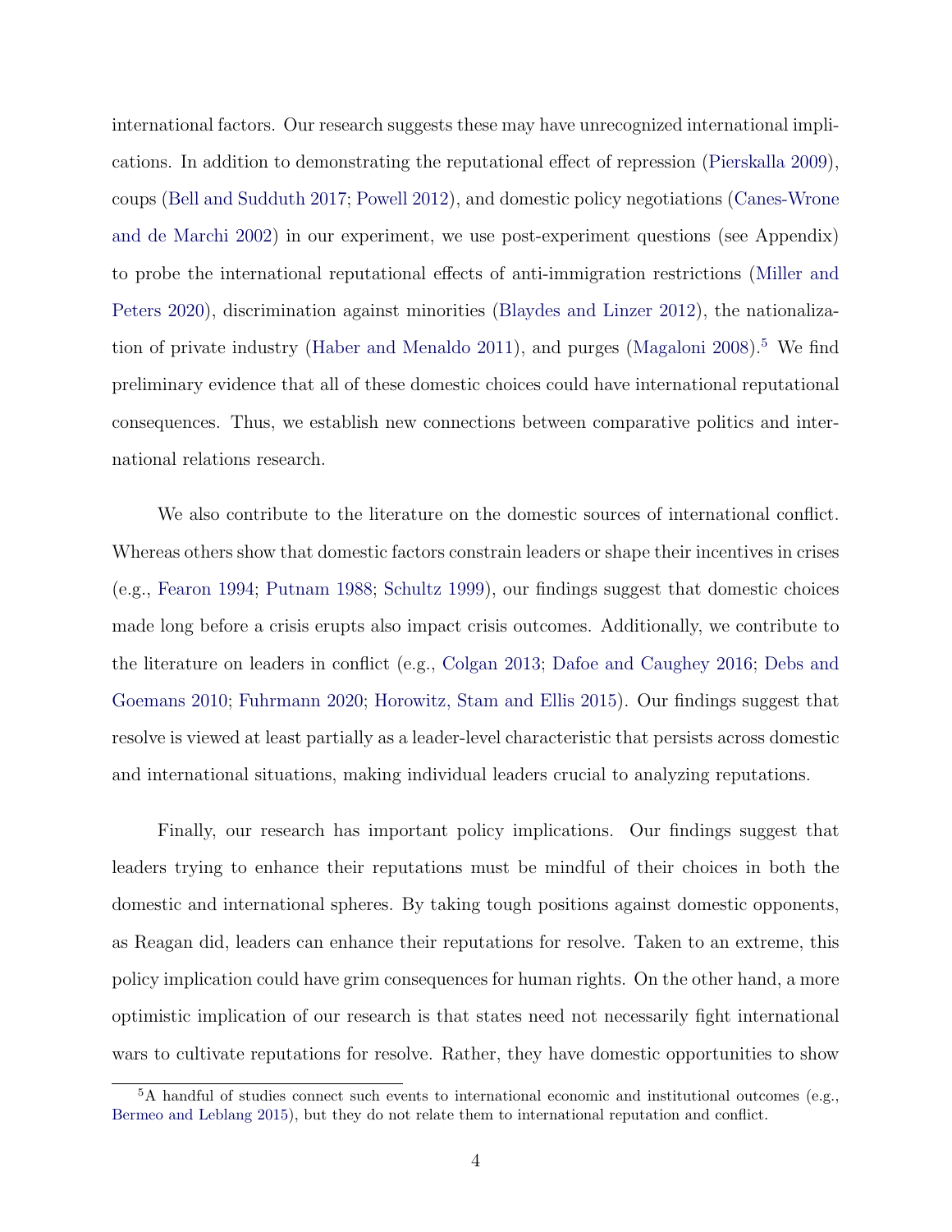international factors. Our research suggests these may have unrecognized international implications. In addition to demonstrating the reputational effect of repression (Pierskalla 2009), coups (Bell and Sudduth 2017; Powell 2012), and domestic policy negotiations (Canes-Wrone and de Marchi 2002) in our experiment, we use post-experiment questions (see Appendix) to probe the international reputational effects of anti-immigration restrictions (Miller and Peters 2020), discrimination against minorities (Blaydes and Linzer 2012), the nationalization of private industry (Haber and Menaldo 2011), and purges (Magaloni 2008).[5] We find preliminary evidence that all of these domestic choices could have international reputational consequences. Thus, we establish new connections between comparative politics and international relations research.

We also contribute to the literature on the domestic sources of international conflict. Whereas others show that domestic factors constrain leaders or shape their incentives in crises (e.g., Fearon 1994; Putnam 1988; Schultz 1999), our findings suggest that domestic choices made long before a crisis erupts also impact crisis outcomes. Additionally, we contribute to the literature on leaders in conflict (e.g., Colgan 2013; Dafoe and Caughey 2016; Debs and Goemans 2010; Fuhrmann 2020; Horowitz, Stam and Ellis 2015). Our findings suggest that resolve is viewed at least partially as a leader-level characteristic that persists across domestic and international situations, making individual leaders crucial to analyzing reputations.

Finally, our research has important policy implications. Our findings suggest that leaders trying to enhance their reputations must be mindful of their choices in both the domestic and international spheres. By taking tough positions against domestic opponents, as Reagan did, leaders can enhance their reputations for resolve. Taken to an extreme, this policy implication could have grim consequences for human rights. On the other hand, a more optimistic implication of our research is that states need not necessarily fight international wars to cultivate reputations for resolve. Rather, they have domestic opportunities to show

[5] A handful of studies connect such events to international economic and institutional outcomes (e.g., Bermeo and Leblang 2015), but they do not relate them to international reputation and conflict.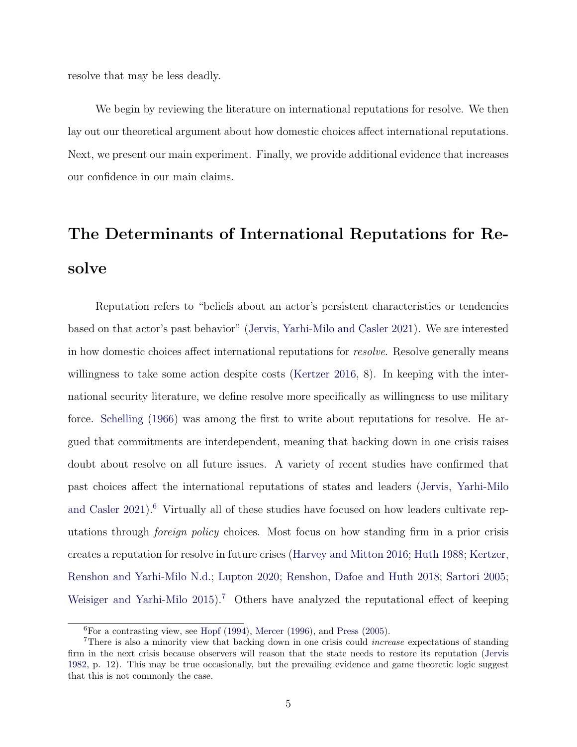resolve that may be less deadly.

We begin by reviewing the literature on international reputations for resolve. We then lay out our theoretical argument about how domestic choices affect international reputations. Next, we present our main experiment. Finally, we provide additional evidence that increases our confidence in our main claims.

# The Determinants of International Reputations for Resolve

Reputation refers to "beliefs about an actor's persistent characteristics or tendencies based on that actor's past behavior" (Jervis, Yarhi-Milo and Casler 2021). We are interested in how domestic choices affect international reputations for *resolve*. Resolve generally means willingness to take some action despite costs (Kertzer 2016, 8). In keeping with the international security literature, we define resolve more specifically as willingness to use military force. Schelling (1966) was among the first to write about reputations for resolve. He argued that commitments are interdependent, meaning that backing down in one crisis raises doubt about resolve on all future issues. A variety of recent studies have confirmed that past choices affect the international reputations of states and leaders (Jervis, Yarhi-Milo and Casler 2021).[6] Virtually all of these studies have focused on how leaders cultivate reputations through *foreign policy* choices. Most focus on how standing firm in a prior crisis creates a reputation for resolve in future crises (Harvey and Mitton 2016; Huth 1988; Kertzer, Renshon and Yarhi-Milo N.d.; Lupton 2020; Renshon, Dafoe and Huth 2018; Sartori 2005; Weisiger and Yarhi-Milo 2015).[7] Others have analyzed the reputational effect of keeping

[6] For a contrasting view, see Hopf (1994), Mercer (1996), and Press (2005).

[7] There is also a minority view that backing down in one crisis could *increase* expectations of standing firm in the next crisis because observers will reason that the state needs to restore its reputation (Jervis 1982, p. 12). This may be true occasionally, but the prevailing evidence and game theoretic logic suggest that this is not commonly the case.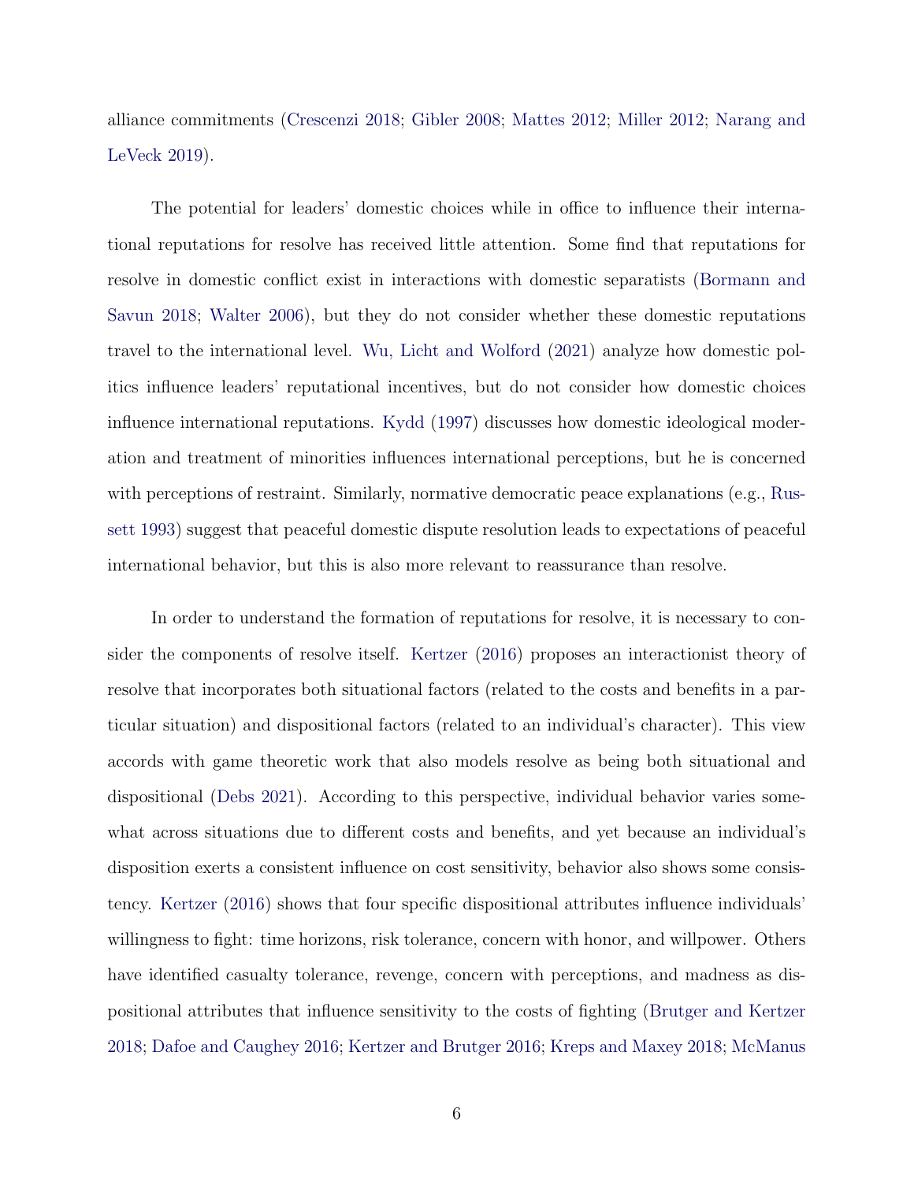alliance commitments (Crescenzi 2018; Gibler 2008; Mattes 2012; Miller 2012; Narang and LeVeck 2019).

The potential for leaders' domestic choices while in office to influence their international reputations for resolve has received little attention. Some find that reputations for resolve in domestic conflict exist in interactions with domestic separatists (Bormann and Savun 2018; Walter 2006), but they do not consider whether these domestic reputations travel to the international level. Wu, Licht and Wolford (2021) analyze how domestic politics influence leaders' reputational incentives, but do not consider how domestic choices influence international reputations. Kydd (1997) discusses how domestic ideological moderation and treatment of minorities influences international perceptions, but he is concerned with perceptions of restraint. Similarly, normative democratic peace explanations (e.g., Russett 1993) suggest that peaceful domestic dispute resolution leads to expectations of peaceful international behavior, but this is also more relevant to reassurance than resolve.

In order to understand the formation of reputations for resolve, it is necessary to consider the components of resolve itself. Kertzer (2016) proposes an interactionist theory of resolve that incorporates both situational factors (related to the costs and benefits in a particular situation) and dispositional factors (related to an individual's character). This view accords with game theoretic work that also models resolve as being both situational and dispositional (Debs 2021). According to this perspective, individual behavior varies somewhat across situations due to different costs and benefits, and yet because an individual's disposition exerts a consistent influence on cost sensitivity, behavior also shows some consistency. Kertzer (2016) shows that four specific dispositional attributes influence individuals' willingness to fight: time horizons, risk tolerance, concern with honor, and willpower. Others have identified casualty tolerance, revenge, concern with perceptions, and madness as dispositional attributes that influence sensitivity to the costs of fighting (Brutger and Kertzer 2018; Dafoe and Caughey 2016; Kertzer and Brutger 2016; Kreps and Maxey 2018; McManus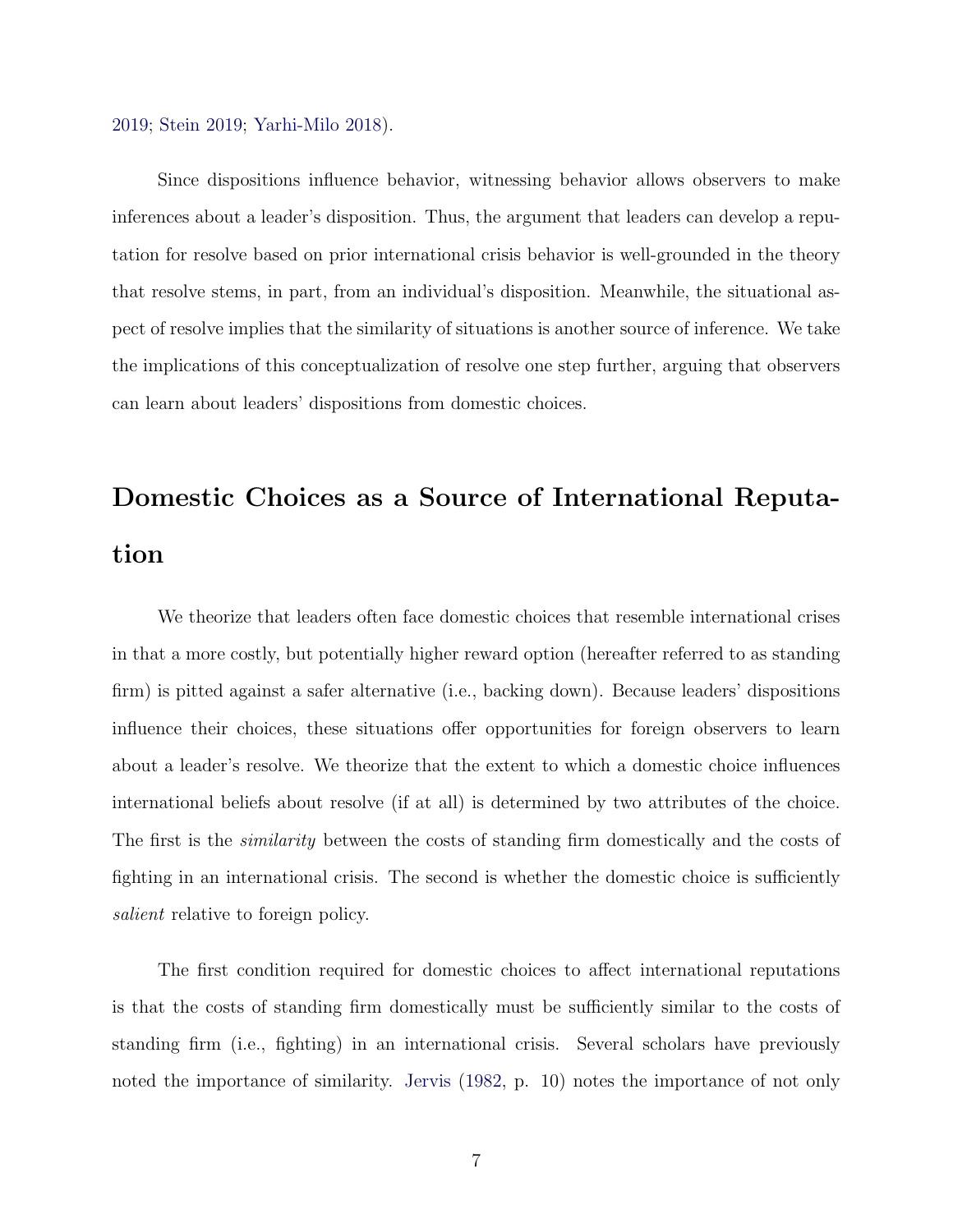2019; Stein 2019; Yarhi-Milo 2018).

Since dispositions influence behavior, witnessing behavior allows observers to make inferences about a leader's disposition. Thus, the argument that leaders can develop a reputation for resolve based on prior international crisis behavior is well-grounded in the theory that resolve stems, in part, from an individual's disposition. Meanwhile, the situational aspect of resolve implies that the similarity of situations is another source of inference. We take the implications of this conceptualization of resolve one step further, arguing that observers can learn about leaders' dispositions from domestic choices.

## Domestic Choices as a Source of International Reputation

We theorize that leaders often face domestic choices that resemble international crises in that a more costly, but potentially higher reward option (hereafter referred to as standing firm) is pitted against a safer alternative (i.e., backing down). Because leaders' dispositions influence their choices, these situations offer opportunities for foreign observers to learn about a leader's resolve. We theorize that the extent to which a domestic choice influences international beliefs about resolve (if at all) is determined by two attributes of the choice. The first is the *similarity* between the costs of standing firm domestically and the costs of fighting in an international crisis. The second is whether the domestic choice is sufficiently *salient* relative to foreign policy.

The first condition required for domestic choices to affect international reputations is that the costs of standing firm domestically must be sufficiently similar to the costs of standing firm (i.e., fighting) in an international crisis. Several scholars have previously noted the importance of similarity. Jervis (1982, p. 10) notes the importance of not only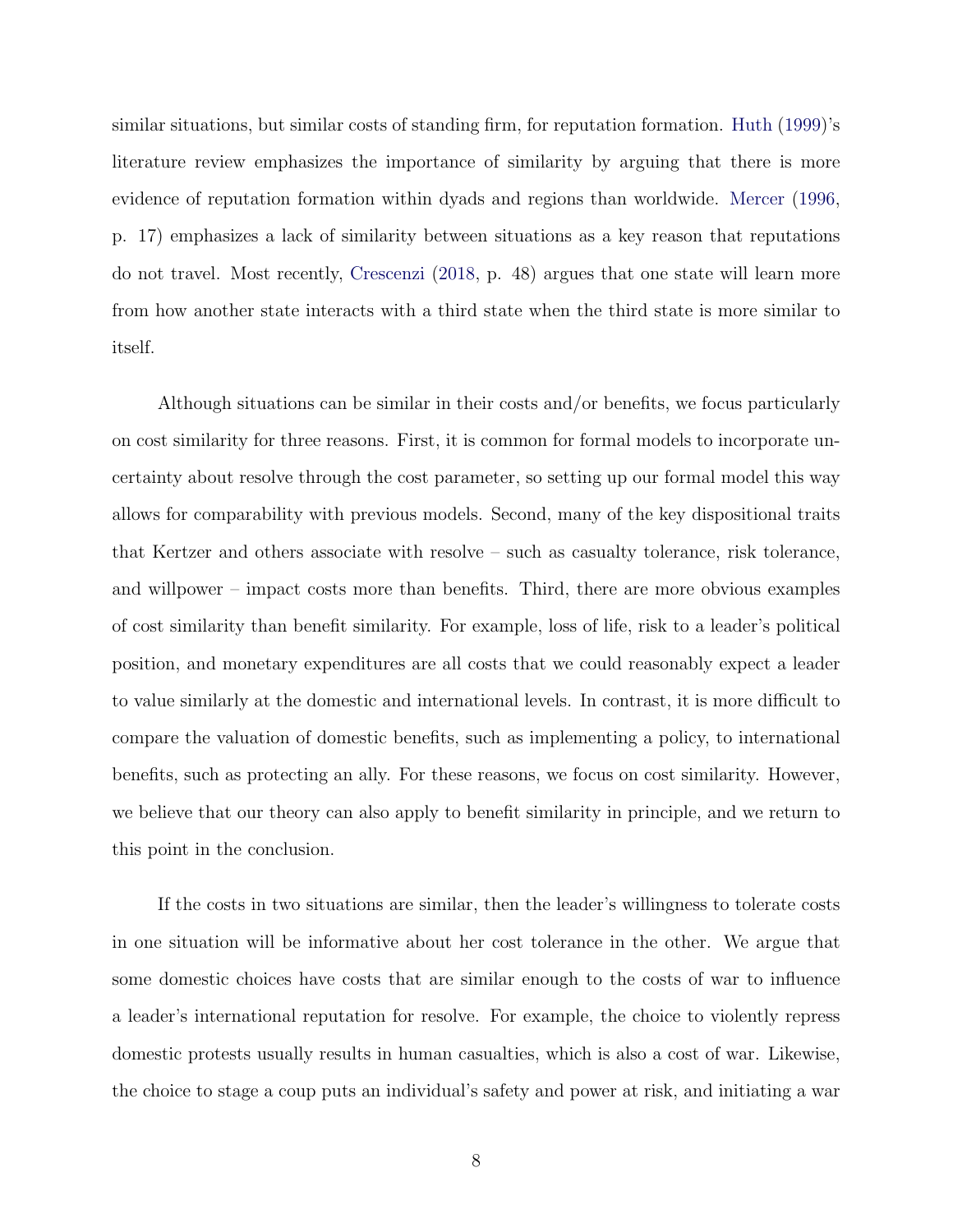similar situations, but similar costs of standing firm, for reputation formation. Huth (1999)'s literature review emphasizes the importance of similarity by arguing that there is more evidence of reputation formation within dyads and regions than worldwide. Mercer (1996, p. 17) emphasizes a lack of similarity between situations as a key reason that reputations do not travel. Most recently, Crescenzi (2018, p. 48) argues that one state will learn more from how another state interacts with a third state when the third state is more similar to itself.

Although situations can be similar in their costs and/or benefits, we focus particularly on cost similarity for three reasons. First, it is common for formal models to incorporate uncertainty about resolve through the cost parameter, so setting up our formal model this way allows for comparability with previous models. Second, many of the key dispositional traits that Kertzer and others associate with resolve – such as casualty tolerance, risk tolerance, and willpower – impact costs more than benefits. Third, there are more obvious examples of cost similarity than benefit similarity. For example, loss of life, risk to a leader's political position, and monetary expenditures are all costs that we could reasonably expect a leader to value similarly at the domestic and international levels. In contrast, it is more difficult to compare the valuation of domestic benefits, such as implementing a policy, to international benefits, such as protecting an ally. For these reasons, we focus on cost similarity. However, we believe that our theory can also apply to benefit similarity in principle, and we return to this point in the conclusion.

If the costs in two situations are similar, then the leader's willingness to tolerate costs in one situation will be informative about her cost tolerance in the other. We argue that some domestic choices have costs that are similar enough to the costs of war to influence a leader's international reputation for resolve. For example, the choice to violently repress domestic protests usually results in human casualties, which is also a cost of war. Likewise, the choice to stage a coup puts an individual's safety and power at risk, and initiating a war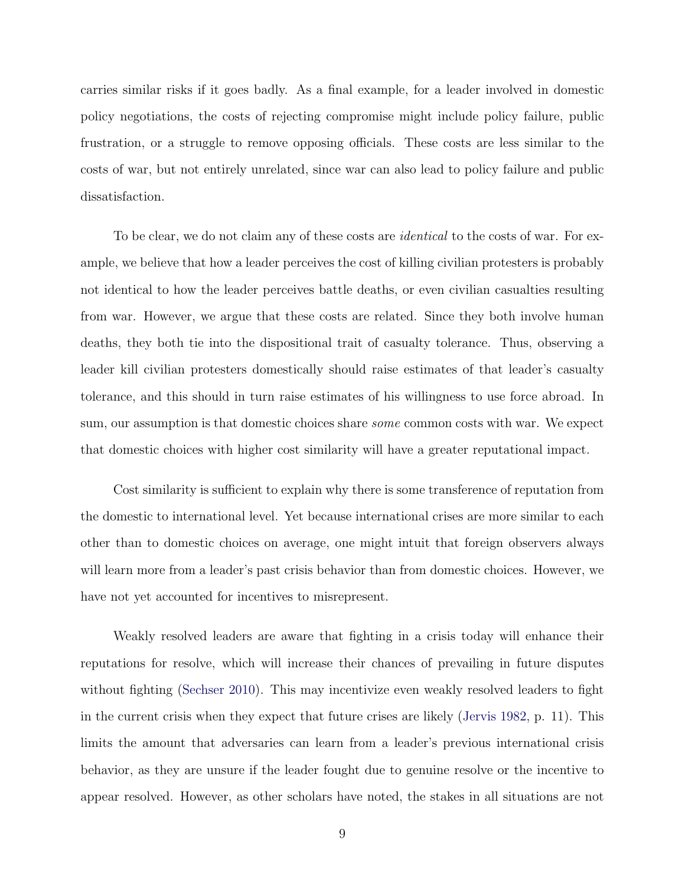carries similar risks if it goes badly. As a final example, for a leader involved in domestic policy negotiations, the costs of rejecting compromise might include policy failure, public frustration, or a struggle to remove opposing officials. These costs are less similar to the costs of war, but not entirely unrelated, since war can also lead to policy failure and public dissatisfaction.

To be clear, we do not claim any of these costs are *identical* to the costs of war. For example, we believe that how a leader perceives the cost of killing civilian protesters is probably not identical to how the leader perceives battle deaths, or even civilian casualties resulting from war. However, we argue that these costs are related. Since they both involve human deaths, they both tie into the dispositional trait of casualty tolerance. Thus, observing a leader kill civilian protesters domestically should raise estimates of that leader's casualty tolerance, and this should in turn raise estimates of his willingness to use force abroad. In sum, our assumption is that domestic choices share *some* common costs with war. We expect that domestic choices with higher cost similarity will have a greater reputational impact.

Cost similarity is sufficient to explain why there is some transference of reputation from the domestic to international level. Yet because international crises are more similar to each other than to domestic choices on average, one might intuit that foreign observers always will learn more from a leader's past crisis behavior than from domestic choices. However, we have not yet accounted for incentives to misrepresent.

Weakly resolved leaders are aware that fighting in a crisis today will enhance their reputations for resolve, which will increase their chances of prevailing in future disputes without fighting (Sechser 2010). This may incentivize even weakly resolved leaders to fight in the current crisis when they expect that future crises are likely (Jervis 1982, p. 11). This limits the amount that adversaries can learn from a leader's previous international crisis behavior, as they are unsure if the leader fought due to genuine resolve or the incentive to appear resolved. However, as other scholars have noted, the stakes in all situations are not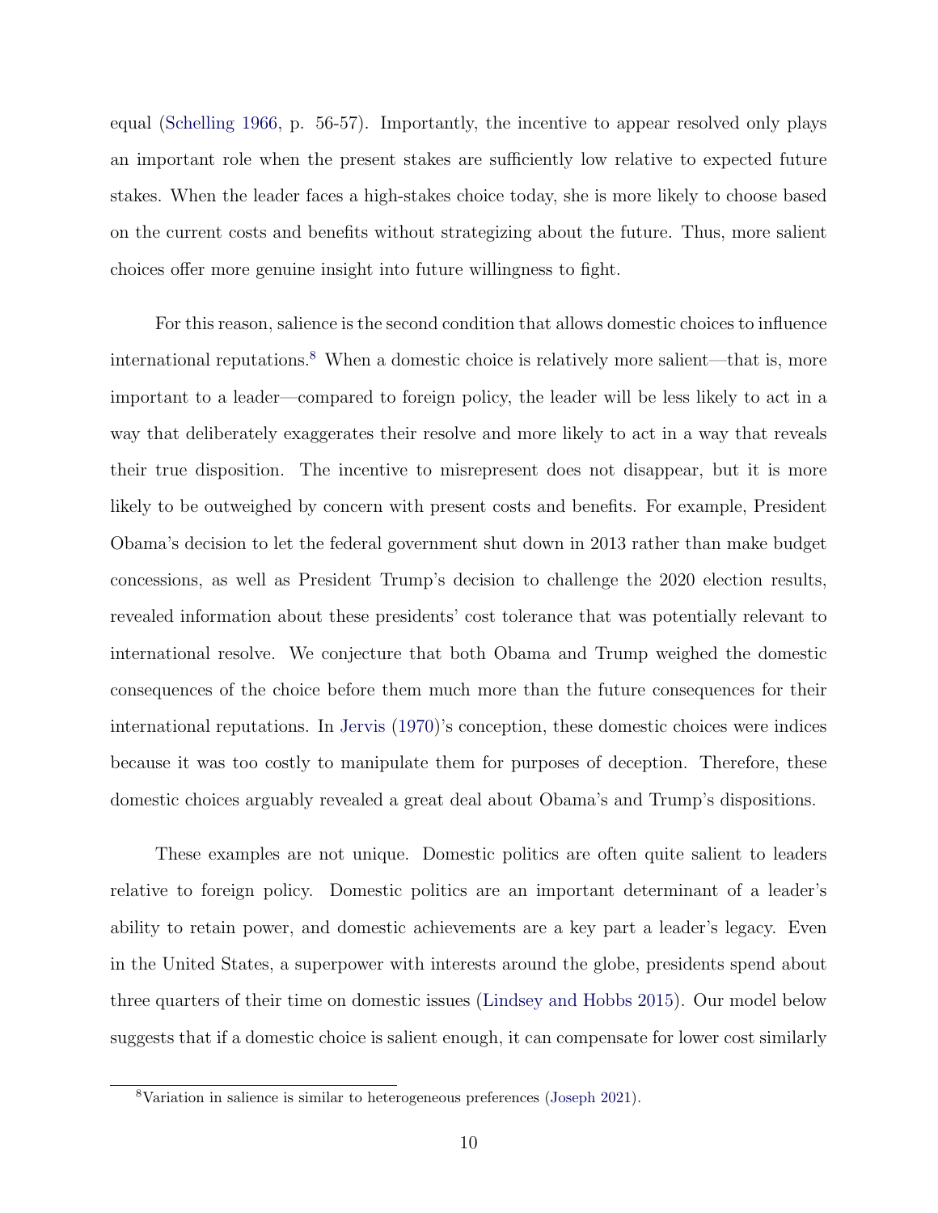equal (Schelling 1966, p. 56-57). Importantly, the incentive to appear resolved only plays an important role when the present stakes are sufficiently low relative to expected future stakes. When the leader faces a high-stakes choice today, she is more likely to choose based on the current costs and benefits without strategizing about the future. Thus, more salient choices offer more genuine insight into future willingness to fight.

For this reason, salience is the second condition that allows domestic choices to influence international reputations.[8] When a domestic choice is relatively more salient—that is, more important to a leader—compared to foreign policy, the leader will be less likely to act in a way that deliberately exaggerates their resolve and more likely to act in a way that reveals their true disposition. The incentive to misrepresent does not disappear, but it is more likely to be outweighed by concern with present costs and benefits. For example, President Obama's decision to let the federal government shut down in 2013 rather than make budget concessions, as well as President Trump's decision to challenge the 2020 election results, revealed information about these presidents' cost tolerance that was potentially relevant to international resolve. We conjecture that both Obama and Trump weighed the domestic consequences of the choice before them much more than the future consequences for their international reputations. In Jervis (1970)'s conception, these domestic choices were indices because it was too costly to manipulate them for purposes of deception. Therefore, these domestic choices arguably revealed a great deal about Obama's and Trump's dispositions.

These examples are not unique. Domestic politics are often quite salient to leaders relative to foreign policy. Domestic politics are an important determinant of a leader's ability to retain power, and domestic achievements are a key part a leader's legacy. Even in the United States, a superpower with interests around the globe, presidents spend about three quarters of their time on domestic issues (Lindsey and Hobbs 2015). Our model below suggests that if a domestic choice is salient enough, it can compensate for lower cost similarly

[8] Variation in salience is similar to heterogeneous preferences (Joseph 2021).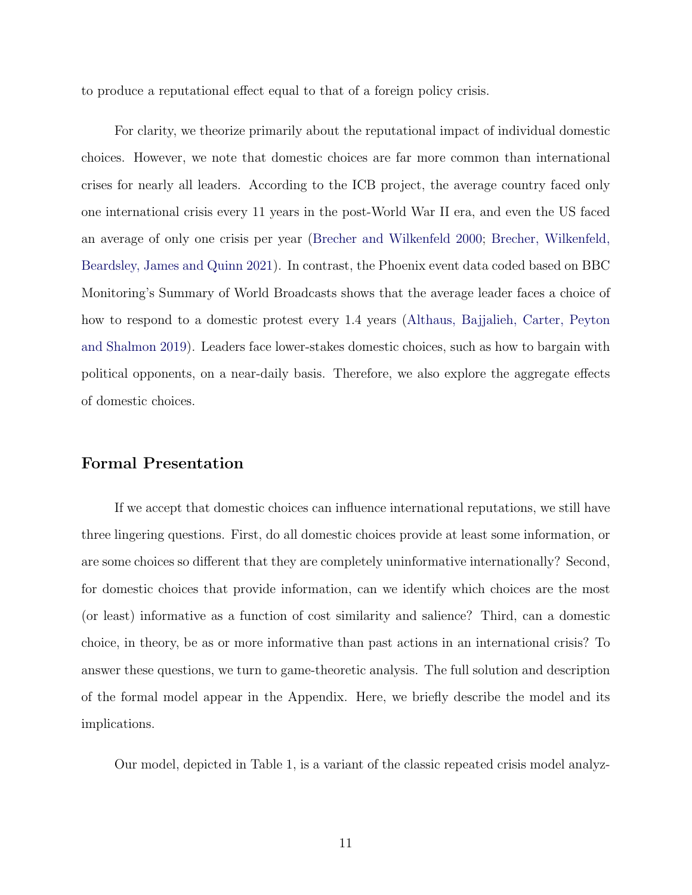to produce a reputational effect equal to that of a foreign policy crisis.

For clarity, we theorize primarily about the reputational impact of individual domestic choices. However, we note that domestic choices are far more common than international crises for nearly all leaders. According to the ICB project, the average country faced only one international crisis every 11 years in the post-World War II era, and even the US faced an average of only one crisis per year (Brecher and Wilkenfeld 2000; Brecher, Wilkenfeld, Beardsley, James and Quinn 2021). In contrast, the Phoenix event data coded based on BBC Monitoring's Summary of World Broadcasts shows that the average leader faces a choice of how to respond to a domestic protest every 1.4 years (Althaus, Bajjalieh, Carter, Peyton and Shalmon 2019). Leaders face lower-stakes domestic choices, such as how to bargain with political opponents, on a near-daily basis. Therefore, we also explore the aggregate effects of domestic choices.

## Formal Presentation

If we accept that domestic choices can influence international reputations, we still have three lingering questions. First, do all domestic choices provide at least some information, or are some choices so different that they are completely uninformative internationally? Second, for domestic choices that provide information, can we identify which choices are the most (or least) informative as a function of cost similarity and salience? Third, can a domestic choice, in theory, be as or more informative than past actions in an international crisis? To answer these questions, we turn to game-theoretic analysis. The full solution and description of the formal model appear in the Appendix. Here, we briefly describe the model and its implications.

Our model, depicted in Table 1, is a variant of the classic repeated crisis model analyz-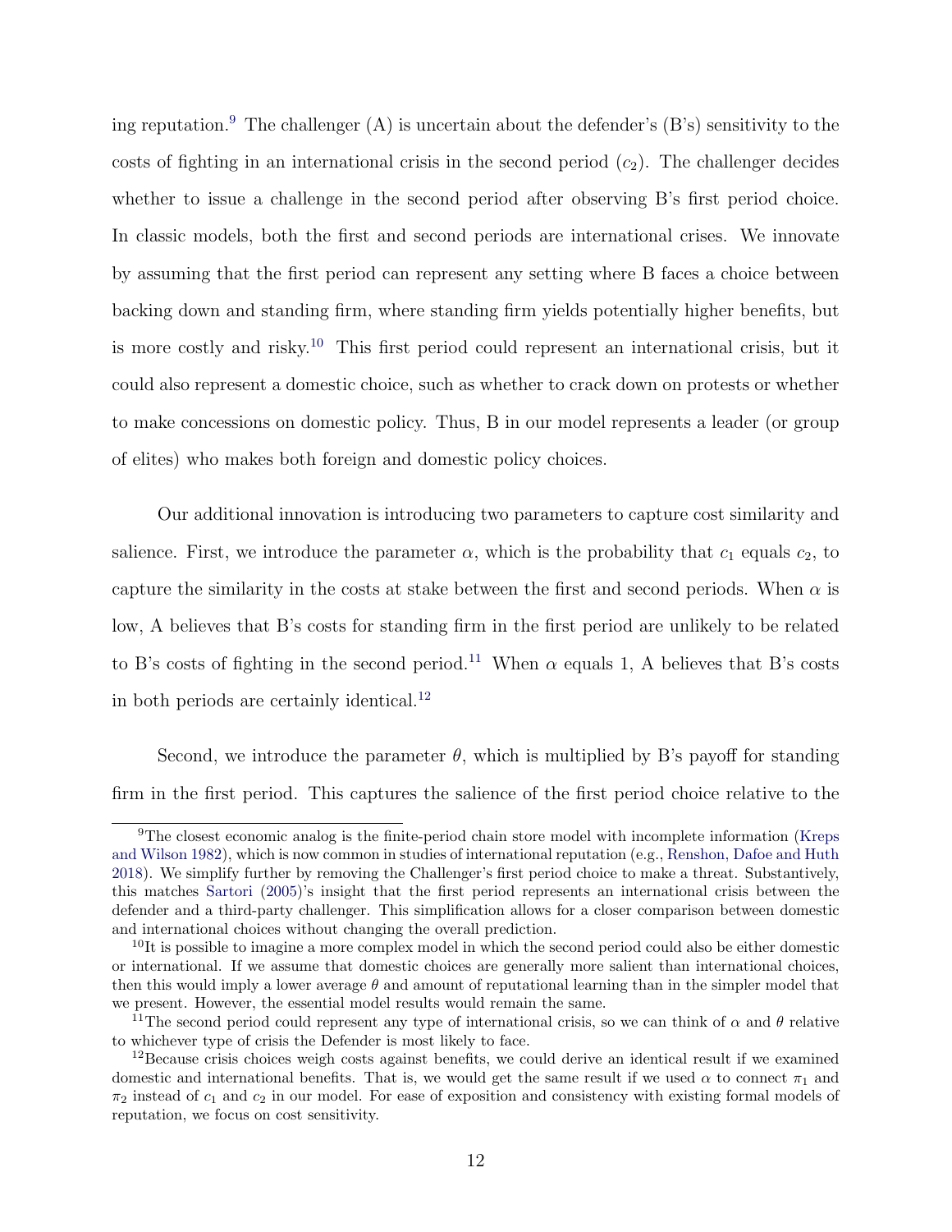ing reputation.[9] The challenger (A) is uncertain about the defender's (B's) sensitivity to the costs of fighting in an international crisis in the second period ($c_2$). The challenger decides whether to issue a challenge in the second period after observing B's first period choice. In classic models, both the first and second periods are international crises. We innovate by assuming that the first period can represent any setting where B faces a choice between backing down and standing firm, where standing firm yields potentially higher benefits, but is more costly and risky.[10] This first period could represent an international crisis, but it could also represent a domestic choice, such as whether to crack down on protests or whether to make concessions on domestic policy. Thus, B in our model represents a leader (or group of elites) who makes both foreign and domestic policy choices.

Our additional innovation is introducing two parameters to capture cost similarity and salience. First, we introduce the parameter $\alpha$, which is the probability that $c_1$ equals $c_2$, to capture the similarity in the costs at stake between the first and second periods. When $\alpha$ is low, A believes that B's costs for standing firm in the first period are unlikely to be related to B's costs of fighting in the second period.[11] When $\alpha$ equals 1, A believes that B's costs in both periods are certainly identical.[12]

Second, we introduce the parameter $\theta$, which is multiplied by B's payoff for standing firm in the first period. This captures the salience of the first period choice relative to the

[9] The closest economic analog is the finite-period chain store model with incomplete information (Kreps and Wilson 1982), which is now common in studies of international reputation (e.g., Renshon, Dafoe and Huth 2018). We simplify further by removing the Challenger's first period choice to make a threat. Substantively, this matches Sartori (2005)'s insight that the first period represents an international crisis between the defender and a third-party challenger. This simplification allows for a closer comparison between domestic and international choices without changing the overall prediction.

[10] It is possible to imagine a more complex model in which the second period could also be either domestic or international. If we assume that domestic choices are generally more salient than international choices, then this would imply a lower average $\theta$ and amount of reputational learning than in the simpler model that we present. However, the essential model results would remain the same.

[11] The second period could represent any type of international crisis, so we can think of $\alpha$ and $\theta$ relative to whichever type of crisis the Defender is most likely to face.

[12] Because crisis choices weigh costs against benefits, we could derive an identical result if we examined domestic and international benefits. That is, we would get the same result if we used $\alpha$ to connect $\pi_1$ and $\pi_2$ instead of $c_1$ and $c_2$ in our model. For ease of exposition and consistency with existing formal models of reputation, we focus on cost sensitivity.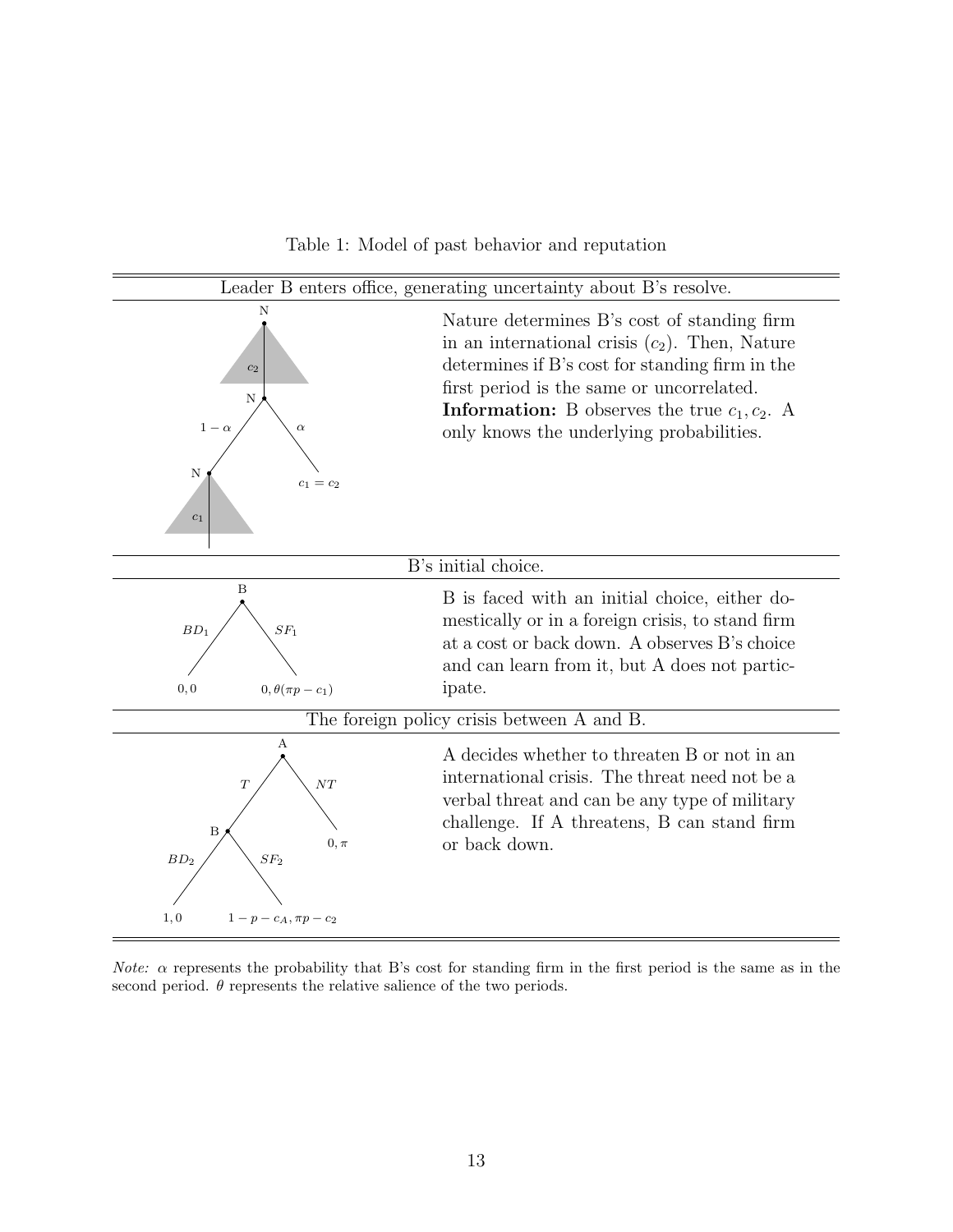Table 1: Model of past behavior and reputation

| Leader B enters office, generating uncertainty about B's resolve. | |
|---|---|
| N → $c_2$; N: $1-\alpha$ → N → $c_1$; $\alpha$ → $c_1 = c_2$ | Nature determines B's cost of standing firm in an international crisis ($c_2$). Then, Nature determines if B's cost for standing firm in the first period is the same or uncorrelated. **Information:** B observes the true $c_1, c_2$. A only knows the underlying probabilities. |
| **B's initial choice.** | |
| B: $BD_1$ → $0, 0$; $SF_1$ → $0, \theta(\pi p - c_1)$ | B is faced with an initial choice, either domestically or in a foreign crisis, to stand firm at a cost or back down. A observes B's choice and can learn from it, but A does not participate. |
| **The foreign policy crisis between A and B.** | |
| A: $T$ → B; $NT$ → $0, \pi$. B: $BD_2$ → $1, 0$; $SF_2$ → $1 - p - c_A, \pi p - c_2$ | A decides whether to threaten B or not in an international crisis. The threat need not be a verbal threat and can be any type of military challenge. If A threatens, B can stand firm or back down. |

*Note:* $\alpha$ represents the probability that B's cost for standing firm in the first period is the same as in the second period. $\theta$ represents the relative salience of the two periods.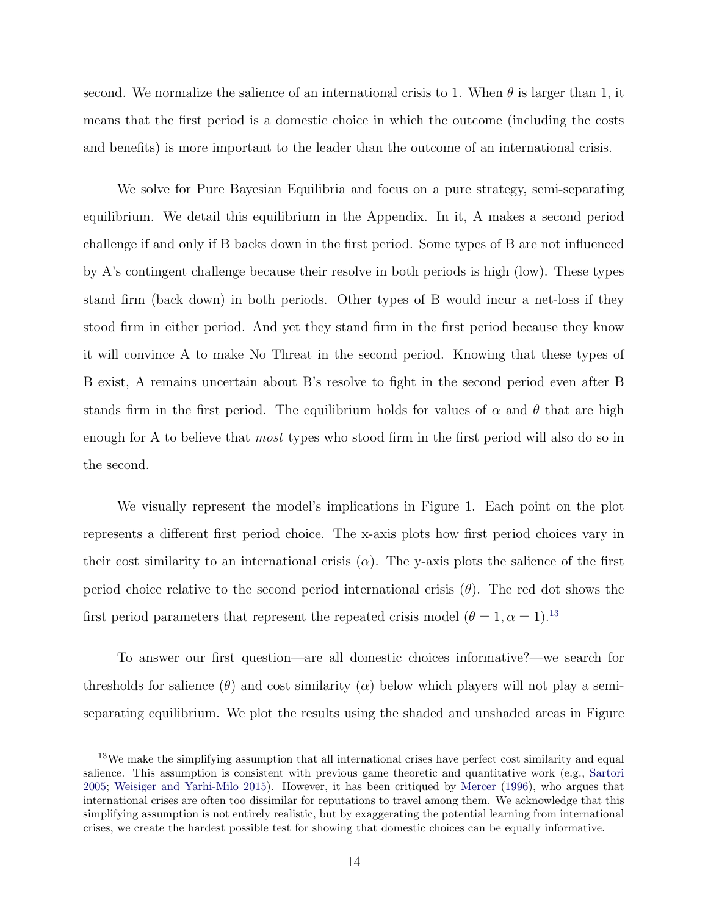second. We normalize the salience of an international crisis to 1. When $\theta$ is larger than 1, it means that the first period is a domestic choice in which the outcome (including the costs and benefits) is more important to the leader than the outcome of an international crisis.

We solve for Pure Bayesian Equilibria and focus on a pure strategy, semi-separating equilibrium. We detail this equilibrium in the Appendix. In it, A makes a second period challenge if and only if B backs down in the first period. Some types of B are not influenced by A's contingent challenge because their resolve in both periods is high (low). These types stand firm (back down) in both periods. Other types of B would incur a net-loss if they stood firm in either period. And yet they stand firm in the first period because they know it will convince A to make No Threat in the second period. Knowing that these types of B exist, A remains uncertain about B's resolve to fight in the second period even after B stands firm in the first period. The equilibrium holds for values of $\alpha$ and $\theta$ that are high enough for A to believe that *most* types who stood firm in the first period will also do so in the second.

We visually represent the model's implications in Figure 1. Each point on the plot represents a different first period choice. The x-axis plots how first period choices vary in their cost similarity to an international crisis ($\alpha$). The y-axis plots the salience of the first period choice relative to the second period international crisis ($\theta$). The red dot shows the first period parameters that represent the repeated crisis model ($\theta = 1, \alpha = 1$).[13]

To answer our first question—are all domestic choices informative?—we search for thresholds for salience ($\theta$) and cost similarity ($\alpha$) below which players will not play a semi-separating equilibrium. We plot the results using the shaded and unshaded areas in Figure

[13] We make the simplifying assumption that all international crises have perfect cost similarity and equal salience. This assumption is consistent with previous game theoretic and quantitative work (e.g., Sartori 2005; Weisiger and Yarhi-Milo 2015). However, it has been critiqued by Mercer (1996), who argues that international crises are often too dissimilar for reputations to travel among them. We acknowledge that this simplifying assumption is not entirely realistic, but by exaggerating the potential learning from international crises, we create the hardest possible test for showing that domestic choices can be equally informative.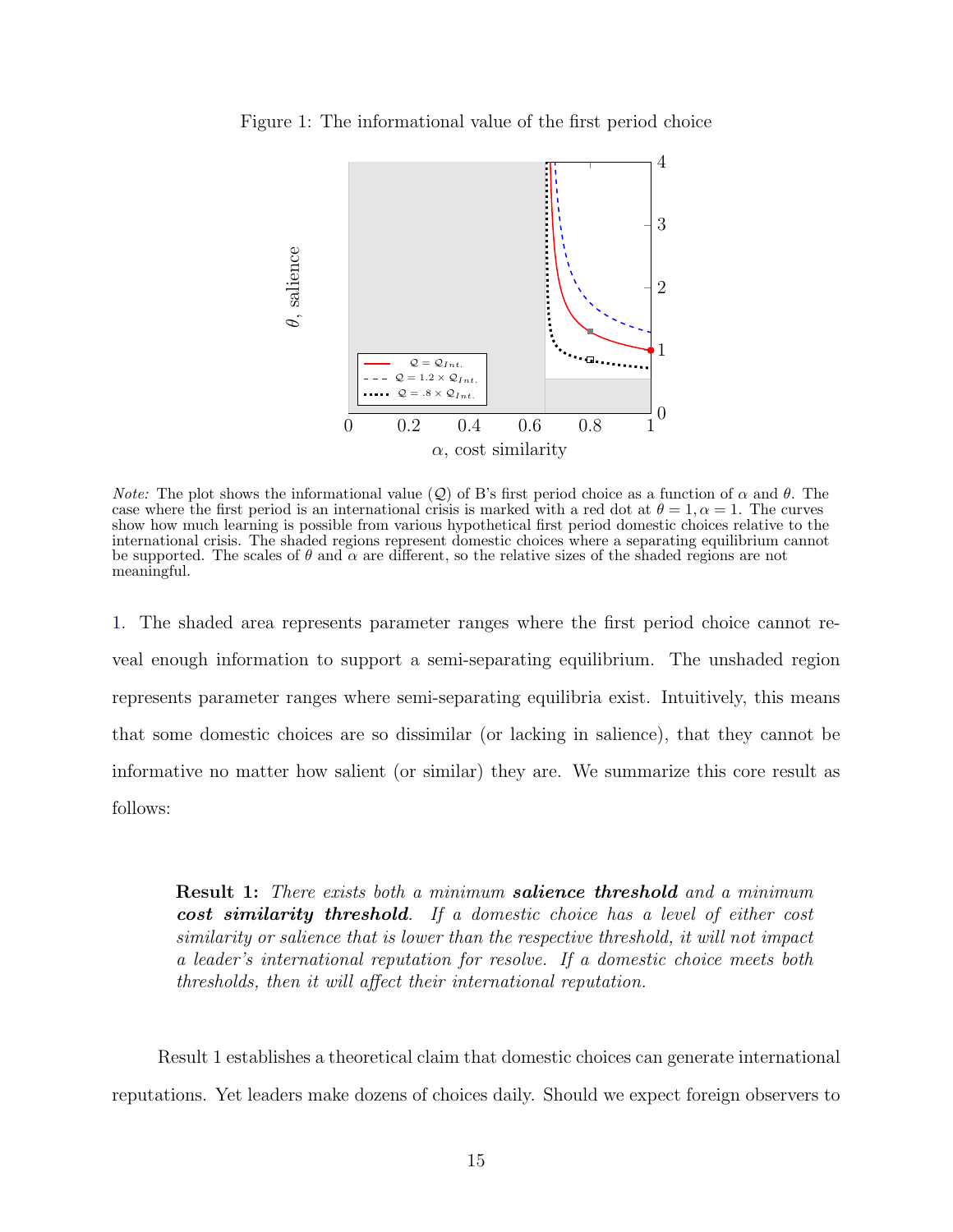Figure 1: The informational value of the first period choice

*Note:* The plot shows the informational value ($\mathcal{Q}$) of B's first period choice as a function of $\alpha$ and $\theta$. The case where the first period is an international crisis is marked with a red dot at $\theta = 1, \alpha = 1$. The curves show how much learning is possible from various hypothetical first period domestic choices relative to the international crisis. The shaded regions represent domestic choices where a separating equilibrium cannot be supported. The scales of $\theta$ and $\alpha$ are different, so the relative sizes of the shaded regions are not meaningful.

1. The shaded area represents parameter ranges where the first period choice cannot reveal enough information to support a semi-separating equilibrium. The unshaded region represents parameter ranges where semi-separating equilibria exist. Intuitively, this means that some domestic choices are so dissimilar (or lacking in salience), that they cannot be informative no matter how salient (or similar) they are. We summarize this core result as follows:

> **Result 1:** *There exists both a minimum* ***salience threshold*** *and a minimum* ***cost similarity threshold****. If a domestic choice has a level of either cost similarity or salience that is lower than the respective threshold, it will not impact a leader's international reputation for resolve. If a domestic choice meets both thresholds, then it will affect their international reputation.*

Result 1 establishes a theoretical claim that domestic choices can generate international reputations. Yet leaders make dozens of choices daily. Should we expect foreign observers to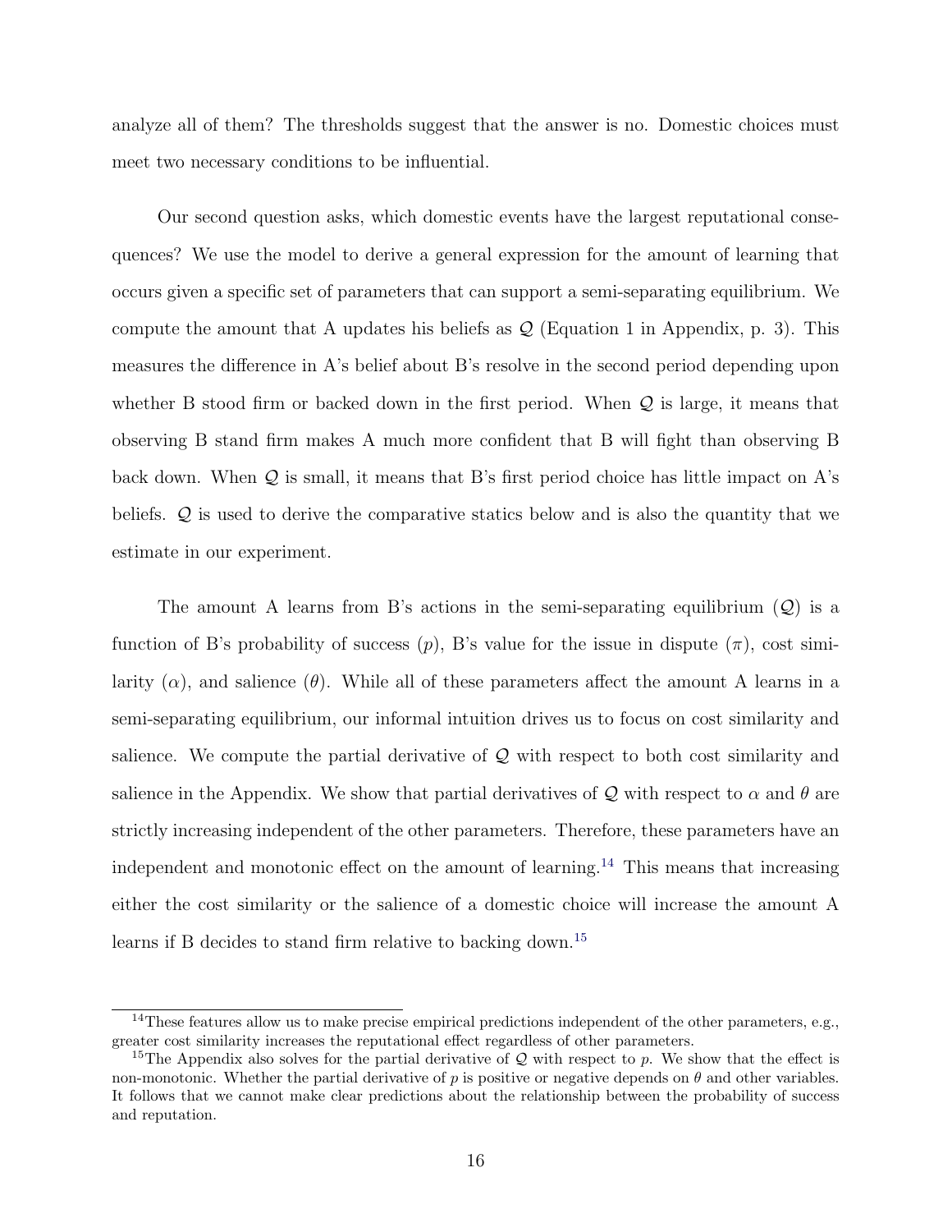analyze all of them? The thresholds suggest that the answer is no. Domestic choices must meet two necessary conditions to be influential.

Our second question asks, which domestic events have the largest reputational consequences? We use the model to derive a general expression for the amount of learning that occurs given a specific set of parameters that can support a semi-separating equilibrium. We compute the amount that A updates his beliefs as $\mathcal{Q}$ (Equation 1 in Appendix, p. 3). This measures the difference in A's belief about B's resolve in the second period depending upon whether B stood firm or backed down in the first period. When $\mathcal{Q}$ is large, it means that observing B stand firm makes A much more confident that B will fight than observing B back down. When $\mathcal{Q}$ is small, it means that B's first period choice has little impact on A's beliefs. $\mathcal{Q}$ is used to derive the comparative statics below and is also the quantity that we estimate in our experiment.

The amount A learns from B's actions in the semi-separating equilibrium ($\mathcal{Q}$) is a function of B's probability of success ($p$), B's value for the issue in dispute ($\pi$), cost similarity ($\alpha$), and salience ($\theta$). While all of these parameters affect the amount A learns in a semi-separating equilibrium, our informal intuition drives us to focus on cost similarity and salience. We compute the partial derivative of $\mathcal{Q}$ with respect to both cost similarity and salience in the Appendix. We show that partial derivatives of $\mathcal{Q}$ with respect to $\alpha$ and $\theta$ are strictly increasing independent of the other parameters. Therefore, these parameters have an independent and monotonic effect on the amount of learning.[14] This means that increasing either the cost similarity or the salience of a domestic choice will increase the amount A learns if B decides to stand firm relative to backing down.[15]

[14] These features allow us to make precise empirical predictions independent of the other parameters, e.g., greater cost similarity increases the reputational effect regardless of other parameters.

[15] The Appendix also solves for the partial derivative of $\mathcal{Q}$ with respect to $p$. We show that the effect is non-monotonic. Whether the partial derivative of $p$ is positive or negative depends on $\theta$ and other variables. It follows that we cannot make clear predictions about the relationship between the probability of success and reputation.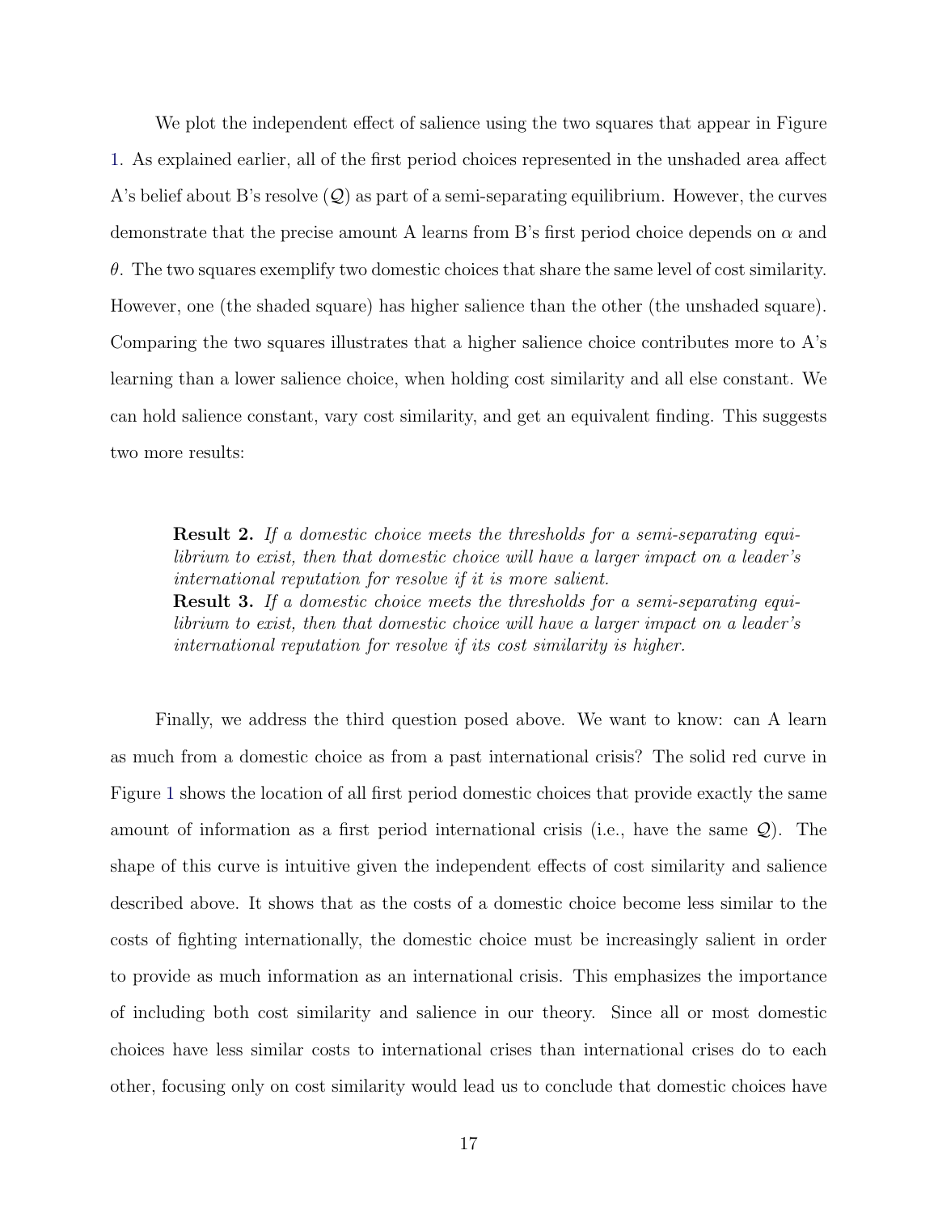We plot the independent effect of salience using the two squares that appear in Figure 1. As explained earlier, all of the first period choices represented in the unshaded area affect A's belief about B's resolve ($\mathcal{Q}$) as part of a semi-separating equilibrium. However, the curves demonstrate that the precise amount A learns from B's first period choice depends on $\alpha$ and $\theta$. The two squares exemplify two domestic choices that share the same level of cost similarity. However, one (the shaded square) has higher salience than the other (the unshaded square). Comparing the two squares illustrates that a higher salience choice contributes more to A's learning than a lower salience choice, when holding cost similarity and all else constant. We can hold salience constant, vary cost similarity, and get an equivalent finding. This suggests two more results:

> **Result 2.** *If a domestic choice meets the thresholds for a semi-separating equilibrium to exist, then that domestic choice will have a larger impact on a leader's international reputation for resolve if it is more salient.*
>
> **Result 3.** *If a domestic choice meets the thresholds for a semi-separating equilibrium to exist, then that domestic choice will have a larger impact on a leader's international reputation for resolve if its cost similarity is higher.*

Finally, we address the third question posed above. We want to know: can A learn as much from a domestic choice as from a past international crisis? The solid red curve in Figure 1 shows the location of all first period domestic choices that provide exactly the same amount of information as a first period international crisis (i.e., have the same $\mathcal{Q}$). The shape of this curve is intuitive given the independent effects of cost similarity and salience described above. It shows that as the costs of a domestic choice become less similar to the costs of fighting internationally, the domestic choice must be increasingly salient in order to provide as much information as an international crisis. This emphasizes the importance of including both cost similarity and salience in our theory. Since all or most domestic choices have less similar costs to international crises than international crises do to each other, focusing only on cost similarity would lead us to conclude that domestic choices have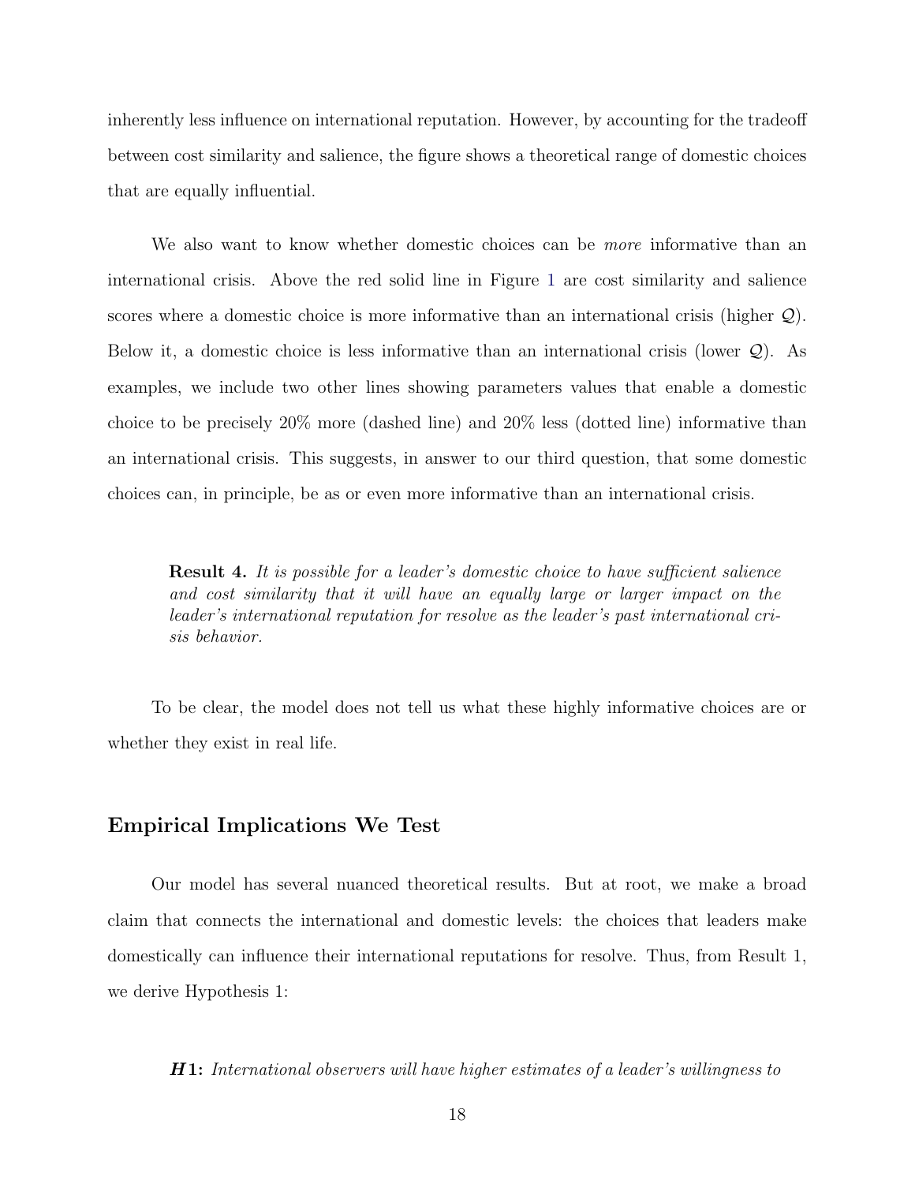inherently less influence on international reputation. However, by accounting for the tradeoff between cost similarity and salience, the figure shows a theoretical range of domestic choices that are equally influential.

We also want to know whether domestic choices can be *more* informative than an international crisis. Above the red solid line in Figure 1 are cost similarity and salience scores where a domestic choice is more informative than an international crisis (higher $\mathcal{Q}$). Below it, a domestic choice is less informative than an international crisis (lower $\mathcal{Q}$). As examples, we include two other lines showing parameters values that enable a domestic choice to be precisely 20% more (dashed line) and 20% less (dotted line) informative than an international crisis. This suggests, in answer to our third question, that some domestic choices can, in principle, be as or even more informative than an international crisis.

> **Result 4.** *It is possible for a leader's domestic choice to have sufficient salience and cost similarity that it will have an equally large or larger impact on the leader's international reputation for resolve as the leader's past international crisis behavior.*

To be clear, the model does not tell us what these highly informative choices are or whether they exist in real life.

## Empirical Implications We Test

Our model has several nuanced theoretical results. But at root, we make a broad claim that connects the international and domestic levels: the choices that leaders make domestically can influence their international reputations for resolve. Thus, from Result 1, we derive Hypothesis 1:

***H*1:** *International observers will have higher estimates of a leader's willingness to*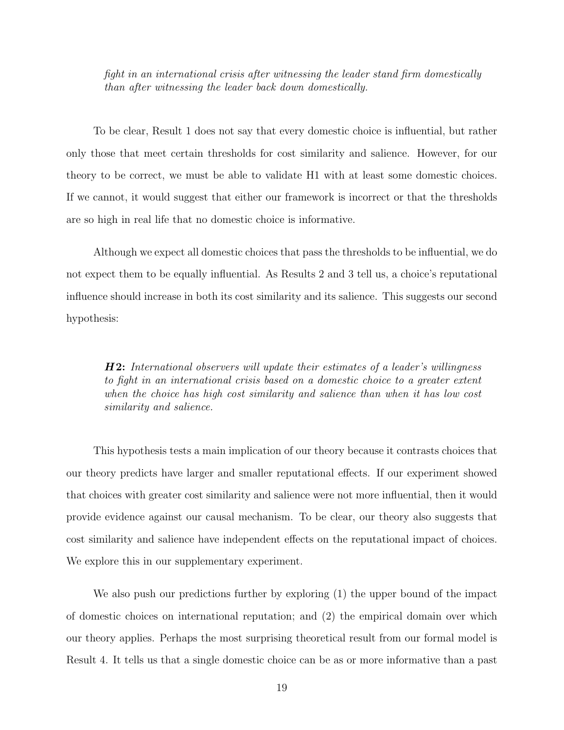> *fight in an international crisis after witnessing the leader stand firm domestically than after witnessing the leader back down domestically.*

To be clear, Result 1 does not say that every domestic choice is influential, but rather only those that meet certain thresholds for cost similarity and salience. However, for our theory to be correct, we must be able to validate H1 with at least some domestic choices. If we cannot, it would suggest that either our framework is incorrect or that the thresholds are so high in real life that no domestic choice is informative.

Although we expect all domestic choices that pass the thresholds to be influential, we do not expect them to be equally influential. As Results 2 and 3 tell us, a choice's reputational influence should increase in both its cost similarity and its salience. This suggests our second hypothesis:

> ***H2:*** *International observers will update their estimates of a leader's willingness to fight in an international crisis based on a domestic choice to a greater extent when the choice has high cost similarity and salience than when it has low cost similarity and salience.*

This hypothesis tests a main implication of our theory because it contrasts choices that our theory predicts have larger and smaller reputational effects. If our experiment showed that choices with greater cost similarity and salience were not more influential, then it would provide evidence against our causal mechanism. To be clear, our theory also suggests that cost similarity and salience have independent effects on the reputational impact of choices. We explore this in our supplementary experiment.

We also push our predictions further by exploring (1) the upper bound of the impact of domestic choices on international reputation; and (2) the empirical domain over which our theory applies. Perhaps the most surprising theoretical result from our formal model is Result 4. It tells us that a single domestic choice can be as or more informative than a past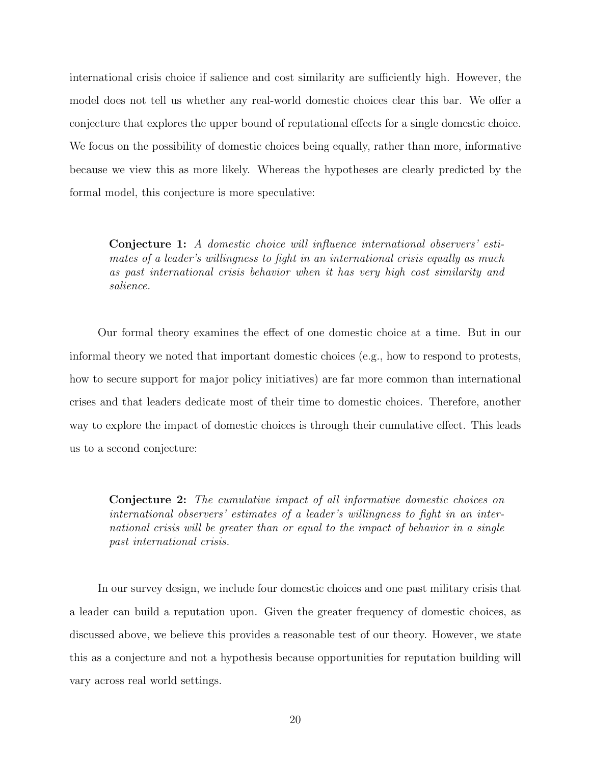international crisis choice if salience and cost similarity are sufficiently high. However, the model does not tell us whether any real-world domestic choices clear this bar. We offer a conjecture that explores the upper bound of reputational effects for a single domestic choice. We focus on the possibility of domestic choices being equally, rather than more, informative because we view this as more likely. Whereas the hypotheses are clearly predicted by the formal model, this conjecture is more speculative:

> **Conjecture 1:** *A domestic choice will influence international observers' estimates of a leader's willingness to fight in an international crisis equally as much as past international crisis behavior when it has very high cost similarity and salience.*

Our formal theory examines the effect of one domestic choice at a time. But in our informal theory we noted that important domestic choices (e.g., how to respond to protests, how to secure support for major policy initiatives) are far more common than international crises and that leaders dedicate most of their time to domestic choices. Therefore, another way to explore the impact of domestic choices is through their cumulative effect. This leads us to a second conjecture:

> **Conjecture 2:** *The cumulative impact of all informative domestic choices on international observers' estimates of a leader's willingness to fight in an international crisis will be greater than or equal to the impact of behavior in a single past international crisis.*

In our survey design, we include four domestic choices and one past military crisis that a leader can build a reputation upon. Given the greater frequency of domestic choices, as discussed above, we believe this provides a reasonable test of our theory. However, we state this as a conjecture and not a hypothesis because opportunities for reputation building will vary across real world settings.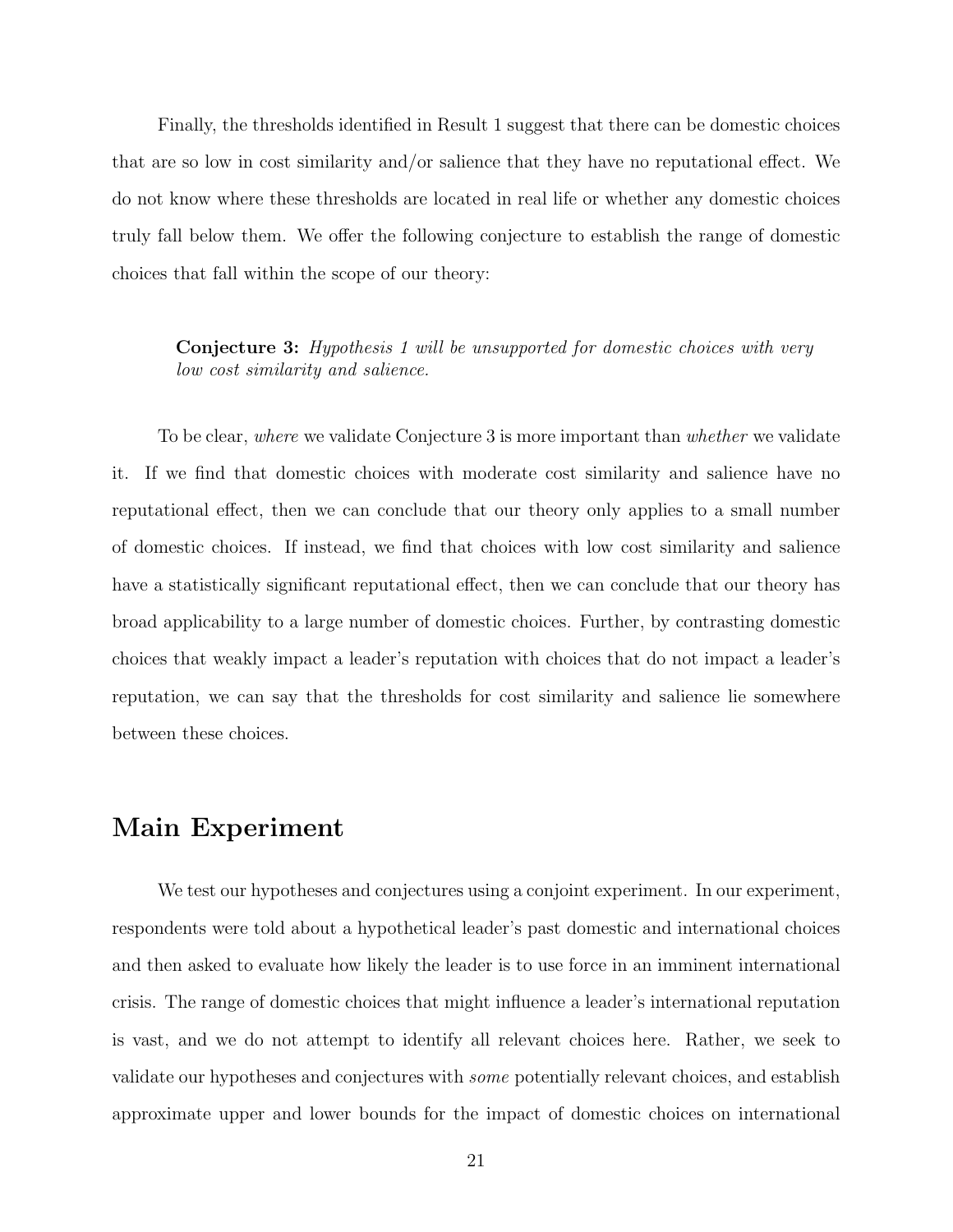Finally, the thresholds identified in Result 1 suggest that there can be domestic choices that are so low in cost similarity and/or salience that they have no reputational effect. We do not know where these thresholds are located in real life or whether any domestic choices truly fall below them. We offer the following conjecture to establish the range of domestic choices that fall within the scope of our theory:

> **Conjecture 3:** *Hypothesis 1 will be unsupported for domestic choices with very low cost similarity and salience.*

To be clear, *where* we validate Conjecture 3 is more important than *whether* we validate it. If we find that domestic choices with moderate cost similarity and salience have no reputational effect, then we can conclude that our theory only applies to a small number of domestic choices. If instead, we find that choices with low cost similarity and salience have a statistically significant reputational effect, then we can conclude that our theory has broad applicability to a large number of domestic choices. Further, by contrasting domestic choices that weakly impact a leader's reputation with choices that do not impact a leader's reputation, we can say that the thresholds for cost similarity and salience lie somewhere between these choices.

## Main Experiment

We test our hypotheses and conjectures using a conjoint experiment. In our experiment, respondents were told about a hypothetical leader's past domestic and international choices and then asked to evaluate how likely the leader is to use force in an imminent international crisis. The range of domestic choices that might influence a leader's international reputation is vast, and we do not attempt to identify all relevant choices here. Rather, we seek to validate our hypotheses and conjectures with *some* potentially relevant choices, and establish approximate upper and lower bounds for the impact of domestic choices on international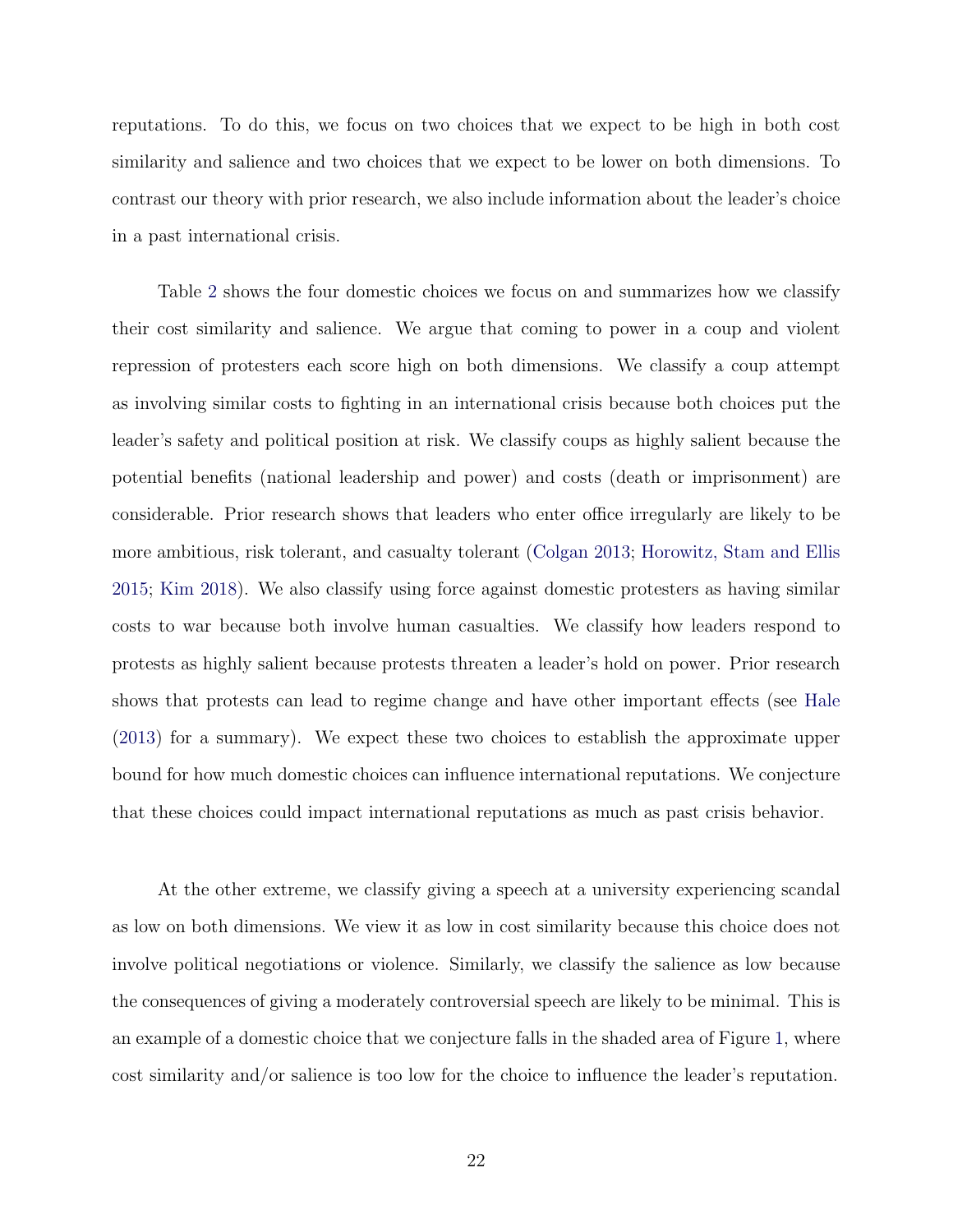reputations. To do this, we focus on two choices that we expect to be high in both cost similarity and salience and two choices that we expect to be lower on both dimensions. To contrast our theory with prior research, we also include information about the leader's choice in a past international crisis.

Table 2 shows the four domestic choices we focus on and summarizes how we classify their cost similarity and salience. We argue that coming to power in a coup and violent repression of protesters each score high on both dimensions. We classify a coup attempt as involving similar costs to fighting in an international crisis because both choices put the leader's safety and political position at risk. We classify coups as highly salient because the potential benefits (national leadership and power) and costs (death or imprisonment) are considerable. Prior research shows that leaders who enter office irregularly are likely to be more ambitious, risk tolerant, and casualty tolerant (Colgan 2013; Horowitz, Stam and Ellis 2015; Kim 2018). We also classify using force against domestic protesters as having similar costs to war because both involve human casualties. We classify how leaders respond to protests as highly salient because protests threaten a leader's hold on power. Prior research shows that protests can lead to regime change and have other important effects (see Hale (2013) for a summary). We expect these two choices to establish the approximate upper bound for how much domestic choices can influence international reputations. We conjecture that these choices could impact international reputations as much as past crisis behavior.

At the other extreme, we classify giving a speech at a university experiencing scandal as low on both dimensions. We view it as low in cost similarity because this choice does not involve political negotiations or violence. Similarly, we classify the salience as low because the consequences of giving a moderately controversial speech are likely to be minimal. This is an example of a domestic choice that we conjecture falls in the shaded area of Figure 1, where cost similarity and/or salience is too low for the choice to influence the leader's reputation.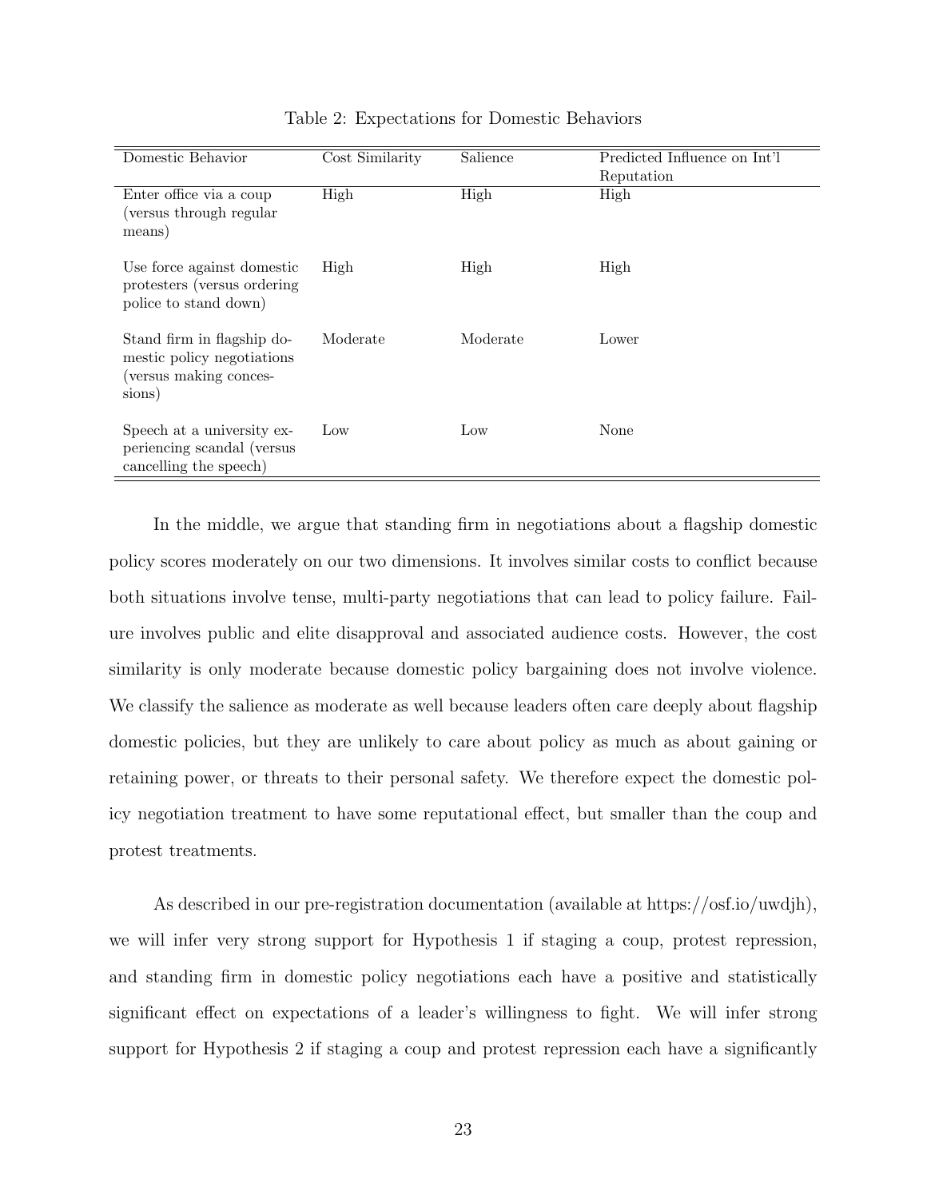Table 2: Expectations for Domestic Behaviors

| Domestic Behavior | Cost Similarity | Salience | Predicted Influence on Int'l Reputation |
|---|---|---|---|
| Enter office via a coup (versus through regular means) | High | High | High |
| Use force against domestic protesters (versus ordering police to stand down) | High | High | High |
| Stand firm in flagship domestic policy negotiations (versus making concessions) | Moderate | Moderate | Lower |
| Speech at a university experiencing scandal (versus cancelling the speech) | Low | Low | None |

In the middle, we argue that standing firm in negotiations about a flagship domestic policy scores moderately on our two dimensions. It involves similar costs to conflict because both situations involve tense, multi-party negotiations that can lead to policy failure. Failure involves public and elite disapproval and associated audience costs. However, the cost similarity is only moderate because domestic policy bargaining does not involve violence. We classify the salience as moderate as well because leaders often care deeply about flagship domestic policies, but they are unlikely to care about policy as much as about gaining or retaining power, or threats to their personal safety. We therefore expect the domestic policy negotiation treatment to have some reputational effect, but smaller than the coup and protest treatments.

As described in our pre-registration documentation (available at https://osf.io/uwdjh), we will infer very strong support for Hypothesis 1 if staging a coup, protest repression, and standing firm in domestic policy negotiations each have a positive and statistically significant effect on expectations of a leader's willingness to fight. We will infer strong support for Hypothesis 2 if staging a coup and protest repression each have a significantly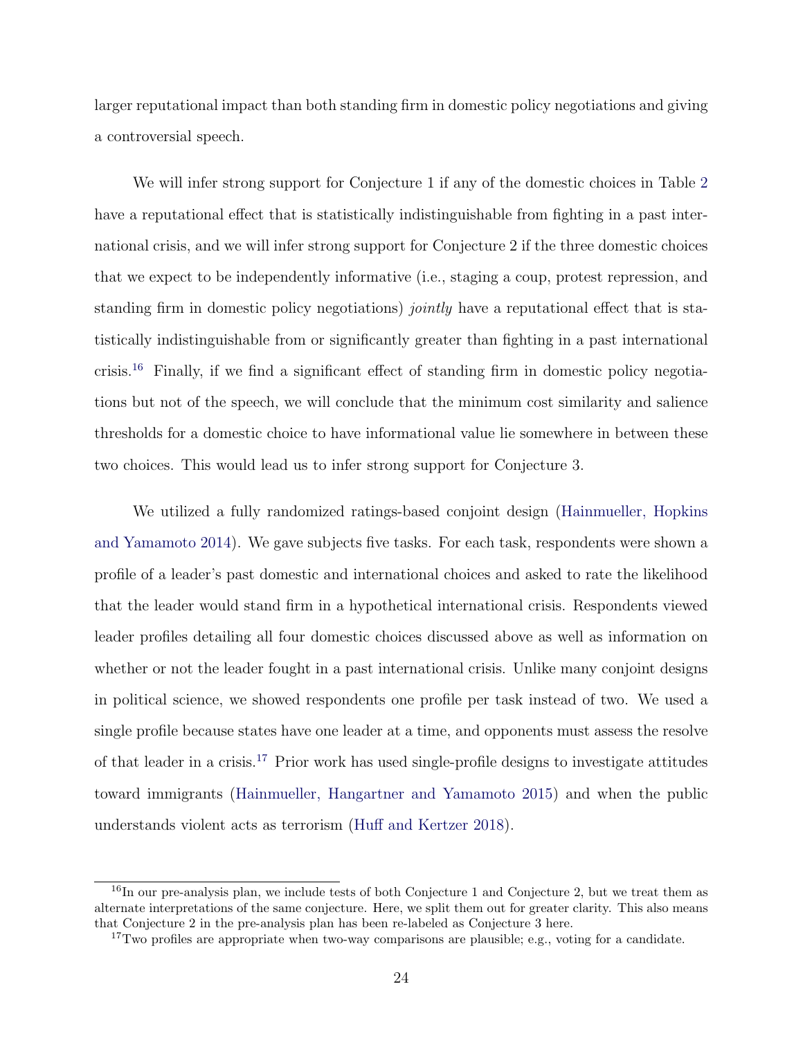larger reputational impact than both standing firm in domestic policy negotiations and giving a controversial speech.

We will infer strong support for Conjecture 1 if any of the domestic choices in Table 2 have a reputational effect that is statistically indistinguishable from fighting in a past international crisis, and we will infer strong support for Conjecture 2 if the three domestic choices that we expect to be independently informative (i.e., staging a coup, protest repression, and standing firm in domestic policy negotiations) *jointly* have a reputational effect that is statistically indistinguishable from or significantly greater than fighting in a past international crisis.[16] Finally, if we find a significant effect of standing firm in domestic policy negotiations but not of the speech, we will conclude that the minimum cost similarity and salience thresholds for a domestic choice to have informational value lie somewhere in between these two choices. This would lead us to infer strong support for Conjecture 3.

We utilized a fully randomized ratings-based conjoint design (Hainmueller, Hopkins and Yamamoto 2014). We gave subjects five tasks. For each task, respondents were shown a profile of a leader's past domestic and international choices and asked to rate the likelihood that the leader would stand firm in a hypothetical international crisis. Respondents viewed leader profiles detailing all four domestic choices discussed above as well as information on whether or not the leader fought in a past international crisis. Unlike many conjoint designs in political science, we showed respondents one profile per task instead of two. We used a single profile because states have one leader at a time, and opponents must assess the resolve of that leader in a crisis.[17] Prior work has used single-profile designs to investigate attitudes toward immigrants (Hainmueller, Hangartner and Yamamoto 2015) and when the public understands violent acts as terrorism (Huff and Kertzer 2018).

[16] In our pre-analysis plan, we include tests of both Conjecture 1 and Conjecture 2, but we treat them as alternate interpretations of the same conjecture. Here, we split them out for greater clarity. This also means that Conjecture 2 in the pre-analysis plan has been re-labeled as Conjecture 3 here.

[17] Two profiles are appropriate when two-way comparisons are plausible; e.g., voting for a candidate.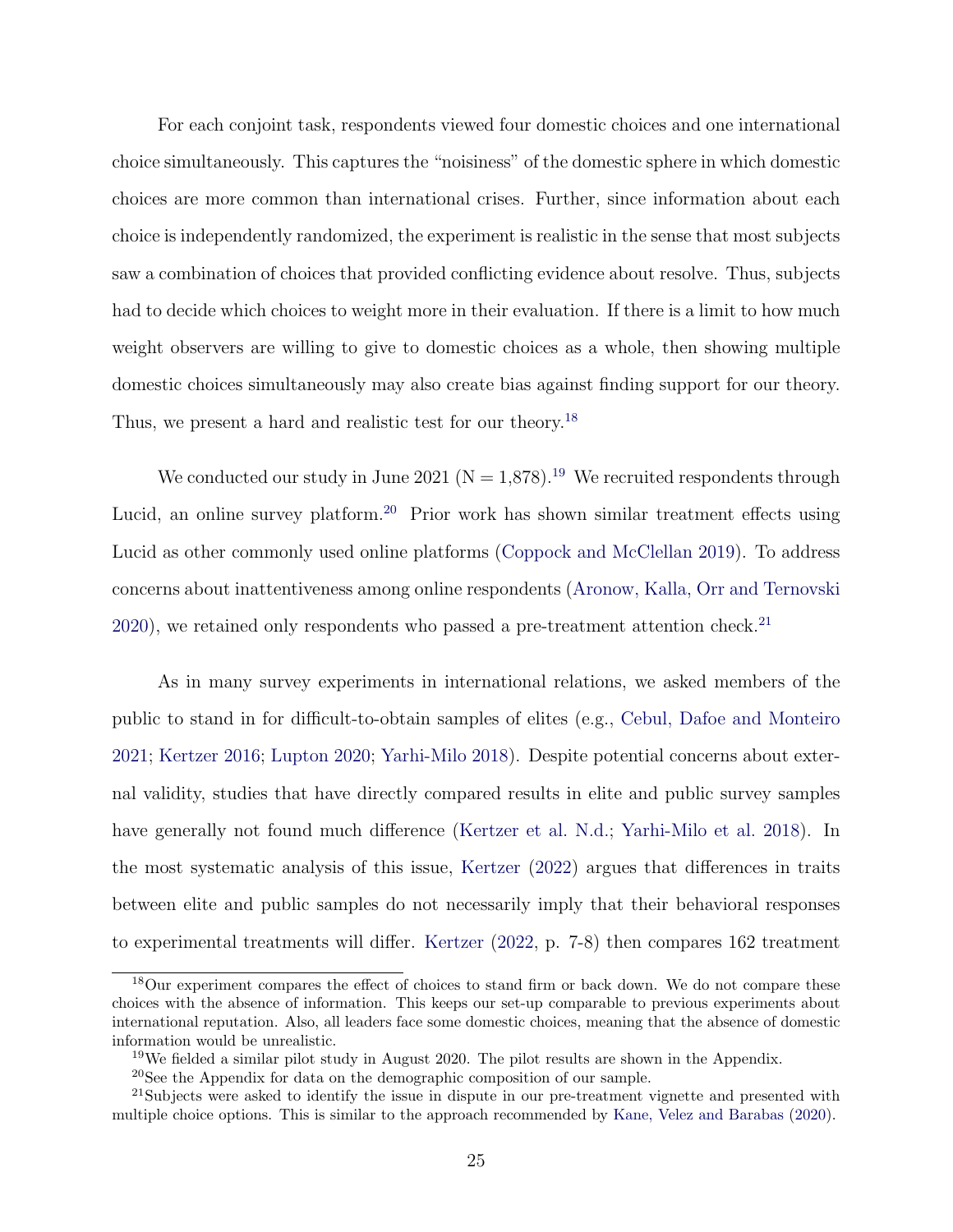For each conjoint task, respondents viewed four domestic choices and one international choice simultaneously. This captures the "noisiness" of the domestic sphere in which domestic choices are more common than international crises. Further, since information about each choice is independently randomized, the experiment is realistic in the sense that most subjects saw a combination of choices that provided conflicting evidence about resolve. Thus, subjects had to decide which choices to weight more in their evaluation. If there is a limit to how much weight observers are willing to give to domestic choices as a whole, then showing multiple domestic choices simultaneously may also create bias against finding support for our theory. Thus, we present a hard and realistic test for our theory.[18]

We conducted our study in June 2021 (N = 1,878).[19] We recruited respondents through Lucid, an online survey platform.[20] Prior work has shown similar treatment effects using Lucid as other commonly used online platforms (Coppock and McClellan 2019). To address concerns about inattentiveness among online respondents (Aronow, Kalla, Orr and Ternovski 2020), we retained only respondents who passed a pre-treatment attention check.[21]

As in many survey experiments in international relations, we asked members of the public to stand in for difficult-to-obtain samples of elites (e.g., Cebul, Dafoe and Monteiro 2021; Kertzer 2016; Lupton 2020; Yarhi-Milo 2018). Despite potential concerns about external validity, studies that have directly compared results in elite and public survey samples have generally not found much difference (Kertzer et al. N.d.; Yarhi-Milo et al. 2018). In the most systematic analysis of this issue, Kertzer (2022) argues that differences in traits between elite and public samples do not necessarily imply that their behavioral responses to experimental treatments will differ. Kertzer (2022, p. 7-8) then compares 162 treatment

[18] Our experiment compares the effect of choices to stand firm or back down. We do not compare these choices with the absence of information. This keeps our set-up comparable to previous experiments about international reputation. Also, all leaders face some domestic choices, meaning that the absence of domestic information would be unrealistic.

[19] We fielded a similar pilot study in August 2020. The pilot results are shown in the Appendix.

[20] See the Appendix for data on the demographic composition of our sample.

[21] Subjects were asked to identify the issue in dispute in our pre-treatment vignette and presented with multiple choice options. This is similar to the approach recommended by Kane, Velez and Barabas (2020).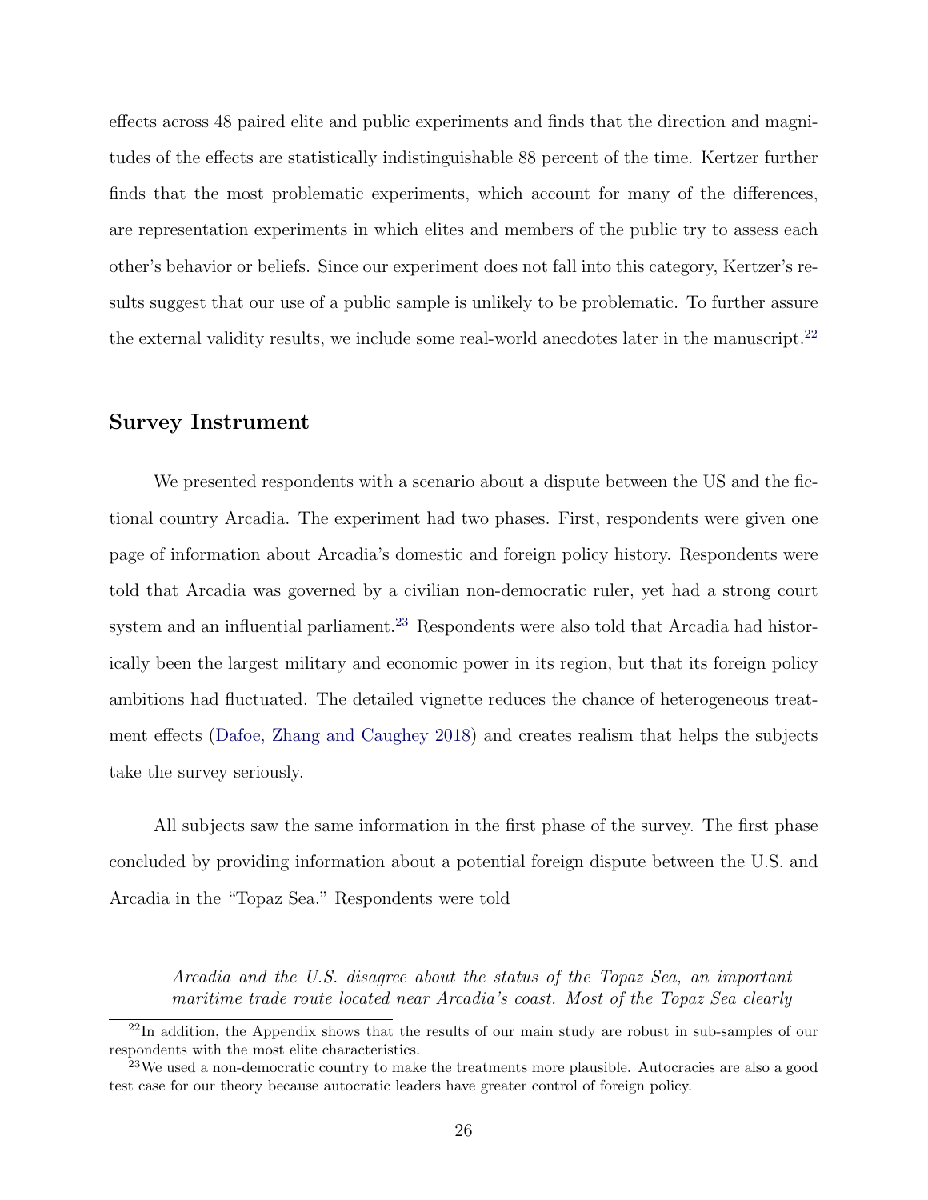effects across 48 paired elite and public experiments and finds that the direction and magnitudes of the effects are statistically indistinguishable 88 percent of the time. Kertzer further finds that the most problematic experiments, which account for many of the differences, are representation experiments in which elites and members of the public try to assess each other's behavior or beliefs. Since our experiment does not fall into this category, Kertzer's results suggest that our use of a public sample is unlikely to be problematic. To further assure the external validity results, we include some real-world anecdotes later in the manuscript.[22]

## Survey Instrument

We presented respondents with a scenario about a dispute between the US and the fictional country Arcadia. The experiment had two phases. First, respondents were given one page of information about Arcadia's domestic and foreign policy history. Respondents were told that Arcadia was governed by a civilian non-democratic ruler, yet had a strong court system and an influential parliament.[23] Respondents were also told that Arcadia had historically been the largest military and economic power in its region, but that its foreign policy ambitions had fluctuated. The detailed vignette reduces the chance of heterogeneous treatment effects (Dafoe, Zhang and Caughey 2018) and creates realism that helps the subjects take the survey seriously.

All subjects saw the same information in the first phase of the survey. The first phase concluded by providing information about a potential foreign dispute between the U.S. and Arcadia in the "Topaz Sea." Respondents were told

> *Arcadia and the U.S. disagree about the status of the Topaz Sea, an important maritime trade route located near Arcadia's coast. Most of the Topaz Sea clearly*

[22] In addition, the Appendix shows that the results of our main study are robust in sub-samples of our respondents with the most elite characteristics.

[23] We used a non-democratic country to make the treatments more plausible. Autocracies are also a good test case for our theory because autocratic leaders have greater control of foreign policy.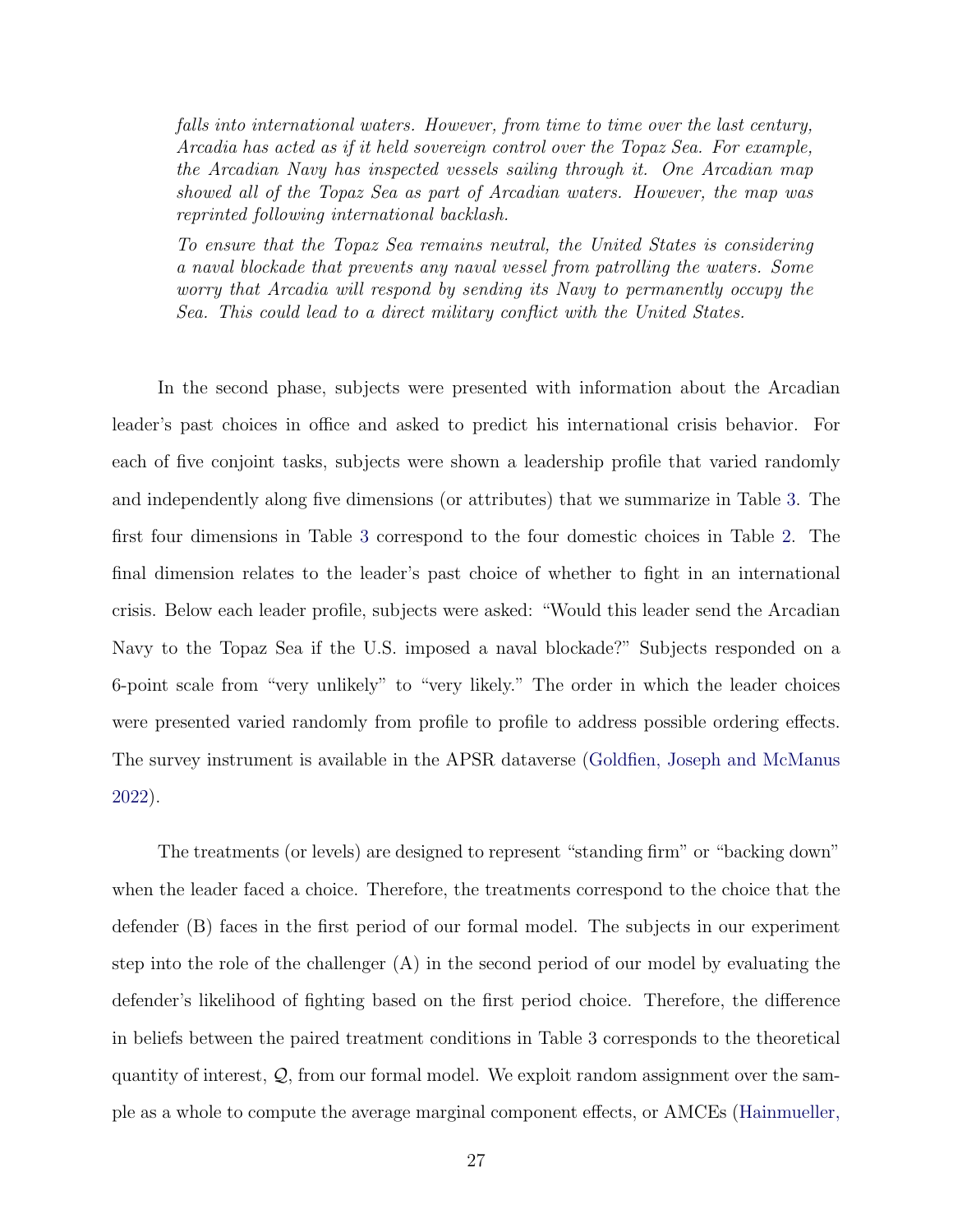> *falls into international waters. However, from time to time over the last century, Arcadia has acted as if it held sovereign control over the Topaz Sea. For example, the Arcadian Navy has inspected vessels sailing through it. One Arcadian map showed all of the Topaz Sea as part of Arcadian waters. However, the map was reprinted following international backlash.*
>
> *To ensure that the Topaz Sea remains neutral, the United States is considering a naval blockade that prevents any naval vessel from patrolling the waters. Some worry that Arcadia will respond by sending its Navy to permanently occupy the Sea. This could lead to a direct military conflict with the United States.*

In the second phase, subjects were presented with information about the Arcadian leader's past choices in office and asked to predict his international crisis behavior. For each of five conjoint tasks, subjects were shown a leadership profile that varied randomly and independently along five dimensions (or attributes) that we summarize in Table 3. The first four dimensions in Table 3 correspond to the four domestic choices in Table 2. The final dimension relates to the leader's past choice of whether to fight in an international crisis. Below each leader profile, subjects were asked: "Would this leader send the Arcadian Navy to the Topaz Sea if the U.S. imposed a naval blockade?" Subjects responded on a 6-point scale from "very unlikely" to "very likely." The order in which the leader choices were presented varied randomly from profile to profile to address possible ordering effects. The survey instrument is available in the APSR dataverse (Goldfien, Joseph and McManus 2022).

The treatments (or levels) are designed to represent "standing firm" or "backing down" when the leader faced a choice. Therefore, the treatments correspond to the choice that the defender (B) faces in the first period of our formal model. The subjects in our experiment step into the role of the challenger (A) in the second period of our model by evaluating the defender's likelihood of fighting based on the first period choice. Therefore, the difference in beliefs between the paired treatment conditions in Table 3 corresponds to the theoretical quantity of interest, $\mathcal{Q}$, from our formal model. We exploit random assignment over the sample as a whole to compute the average marginal component effects, or AMCEs (Hainmueller,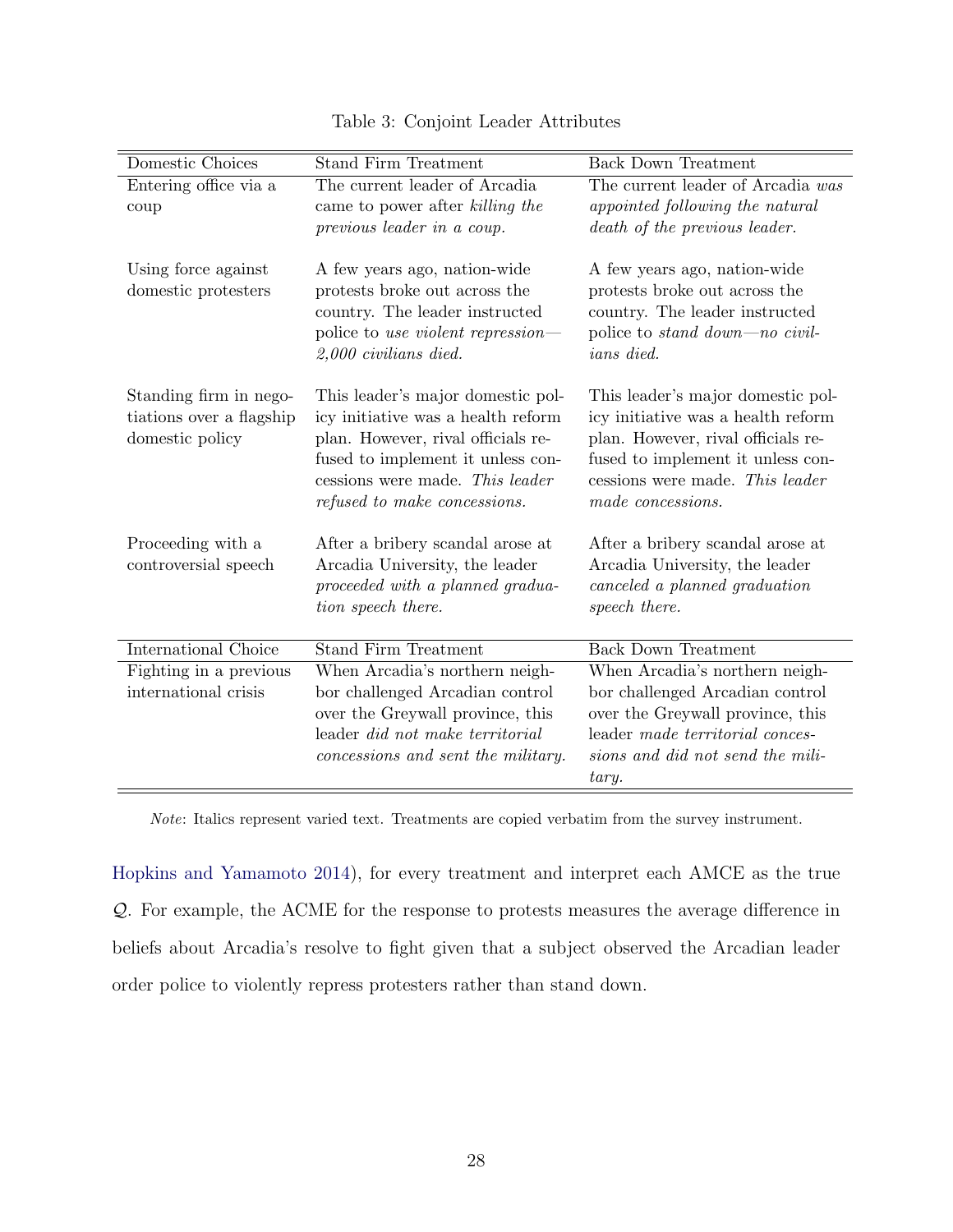Table 3: Conjoint Leader Attributes

| Domestic Choices | Stand Firm Treatment | Back Down Treatment |
|---|---|---|
| Entering office via a coup | The current leader of Arcadia came to power after *killing the previous leader in a coup.* | The current leader of Arcadia *was appointed following the natural death of the previous leader.* |
| Using force against domestic protesters | A few years ago, nation-wide protests broke out across the country. The leader instructed police to *use violent repression—2,000 civilians died.* | A few years ago, nation-wide protests broke out across the country. The leader instructed police to *stand down—no civilians died.* |
| Standing firm in negotiations over a flagship domestic policy | This leader's major domestic policy initiative was a health reform plan. However, rival officials refused to implement it unless concessions were made. *This leader refused to make concessions.* | This leader's major domestic policy initiative was a health reform plan. However, rival officials refused to implement it unless concessions were made. *This leader made concessions.* |
| Proceeding with a controversial speech | After a bribery scandal arose at Arcadia University, the leader *proceeded with a planned graduation speech there.* | After a bribery scandal arose at Arcadia University, the leader *canceled a planned graduation speech there.* |
| **International Choice** | **Stand Firm Treatment** | **Back Down Treatment** |
| Fighting in a previous international crisis | When Arcadia's northern neighbor challenged Arcadian control over the Greywall province, this leader *did not make territorial concessions and sent the military.* | When Arcadia's northern neighbor challenged Arcadian control over the Greywall province, this leader *made territorial concessions and did not send the military.* |

*Note*: Italics represent varied text. Treatments are copied verbatim from the survey instrument.

Hopkins and Yamamoto 2014), for every treatment and interpret each AMCE as the true $\mathcal{Q}$. For example, the ACME for the response to protests measures the average difference in beliefs about Arcadia's resolve to fight given that a subject observed the Arcadian leader order police to violently repress protesters rather than stand down.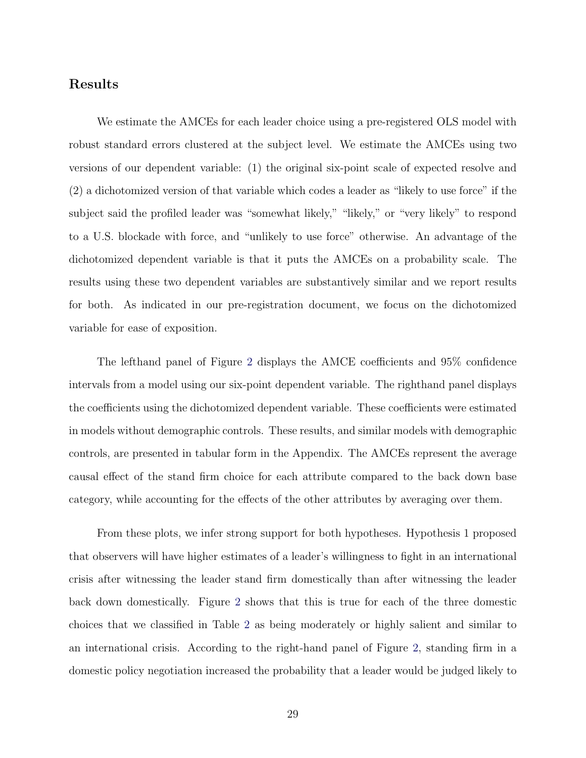## Results

We estimate the AMCEs for each leader choice using a pre-registered OLS model with robust standard errors clustered at the subject level. We estimate the AMCEs using two versions of our dependent variable: (1) the original six-point scale of expected resolve and (2) a dichotomized version of that variable which codes a leader as "likely to use force" if the subject said the profiled leader was "somewhat likely," "likely," or "very likely" to respond to a U.S. blockade with force, and "unlikely to use force" otherwise. An advantage of the dichotomized dependent variable is that it puts the AMCEs on a probability scale. The results using these two dependent variables are substantively similar and we report results for both. As indicated in our pre-registration document, we focus on the dichotomized variable for ease of exposition.

The lefthand panel of Figure 2 displays the AMCE coefficients and 95% confidence intervals from a model using our six-point dependent variable. The righthand panel displays the coefficients using the dichotomized dependent variable. These coefficients were estimated in models without demographic controls. These results, and similar models with demographic controls, are presented in tabular form in the Appendix. The AMCEs represent the average causal effect of the stand firm choice for each attribute compared to the back down base category, while accounting for the effects of the other attributes by averaging over them.

From these plots, we infer strong support for both hypotheses. Hypothesis 1 proposed that observers will have higher estimates of a leader's willingness to fight in an international crisis after witnessing the leader stand firm domestically than after witnessing the leader back down domestically. Figure 2 shows that this is true for each of the three domestic choices that we classified in Table 2 as being moderately or highly salient and similar to an international crisis. According to the right-hand panel of Figure 2, standing firm in a domestic policy negotiation increased the probability that a leader would be judged likely to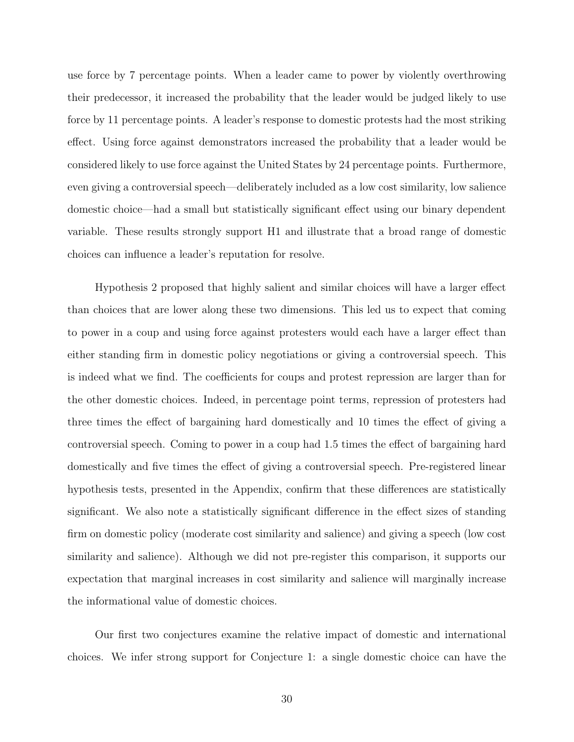use force by 7 percentage points. When a leader came to power by violently overthrowing their predecessor, it increased the probability that the leader would be judged likely to use force by 11 percentage points. A leader's response to domestic protests had the most striking effect. Using force against demonstrators increased the probability that a leader would be considered likely to use force against the United States by 24 percentage points. Furthermore, even giving a controversial speech—deliberately included as a low cost similarity, low salience domestic choice—had a small but statistically significant effect using our binary dependent variable. These results strongly support H1 and illustrate that a broad range of domestic choices can influence a leader's reputation for resolve.

Hypothesis 2 proposed that highly salient and similar choices will have a larger effect than choices that are lower along these two dimensions. This led us to expect that coming to power in a coup and using force against protesters would each have a larger effect than either standing firm in domestic policy negotiations or giving a controversial speech. This is indeed what we find. The coefficients for coups and protest repression are larger than for the other domestic choices. Indeed, in percentage point terms, repression of protesters had three times the effect of bargaining hard domestically and 10 times the effect of giving a controversial speech. Coming to power in a coup had 1.5 times the effect of bargaining hard domestically and five times the effect of giving a controversial speech. Pre-registered linear hypothesis tests, presented in the Appendix, confirm that these differences are statistically significant. We also note a statistically significant difference in the effect sizes of standing firm on domestic policy (moderate cost similarity and salience) and giving a speech (low cost similarity and salience). Although we did not pre-register this comparison, it supports our expectation that marginal increases in cost similarity and salience will marginally increase the informational value of domestic choices.

Our first two conjectures examine the relative impact of domestic and international choices. We infer strong support for Conjecture 1: a single domestic choice can have the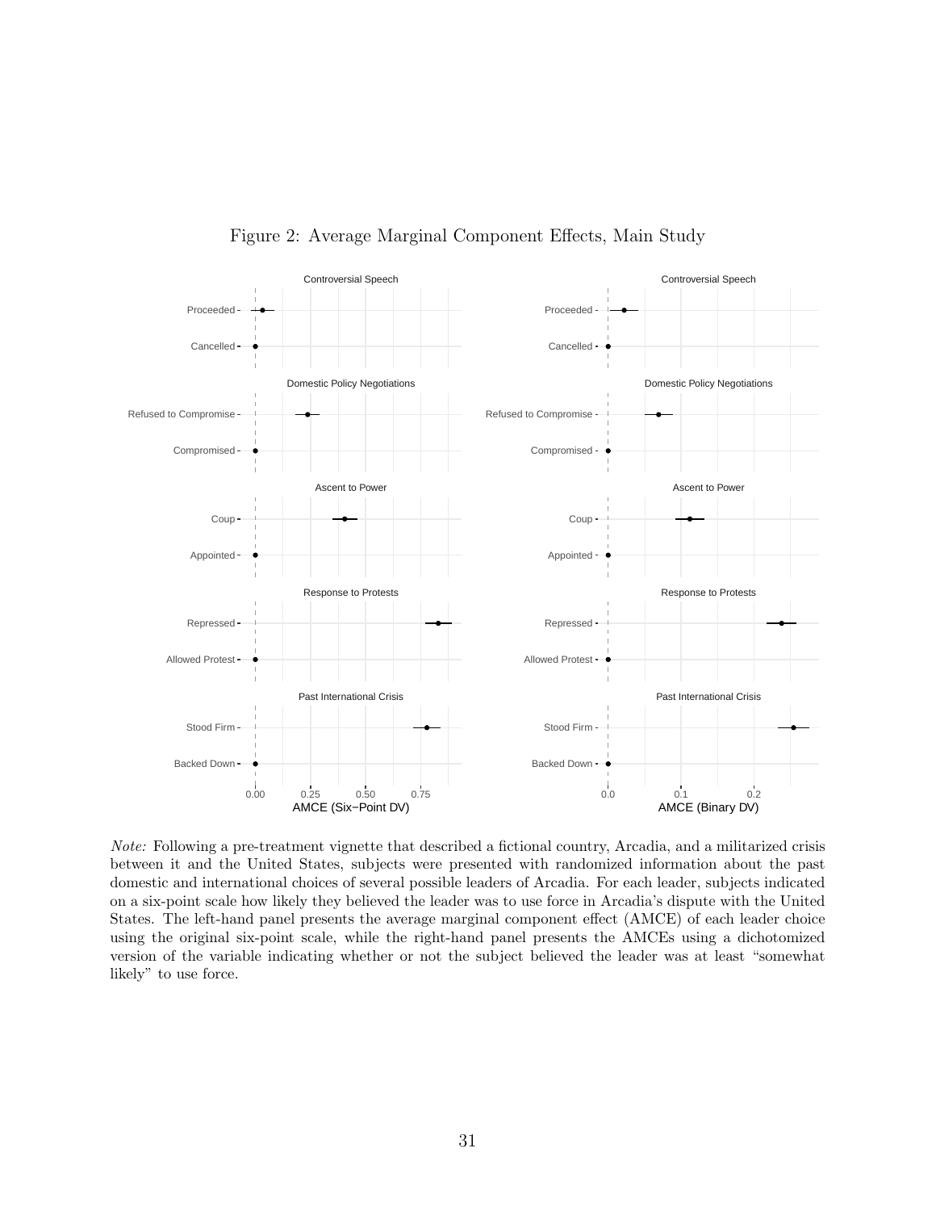Figure 2: Average Marginal Component Effects, Main Study

*Note:* Following a pre-treatment vignette that described a fictional country, Arcadia, and a militarized crisis between it and the United States, subjects were presented with randomized information about the past domestic and international choices of several possible leaders of Arcadia. For each leader, subjects indicated on a six-point scale how likely they believed the leader was to use force in Arcadia's dispute with the United States. The left-hand panel presents the average marginal component effect (AMCE) of each leader choice using the original six-point scale, while the right-hand panel presents the AMCEs using a dichotomized version of the variable indicating whether or not the subject believed the leader was at least "somewhat likely" to use force.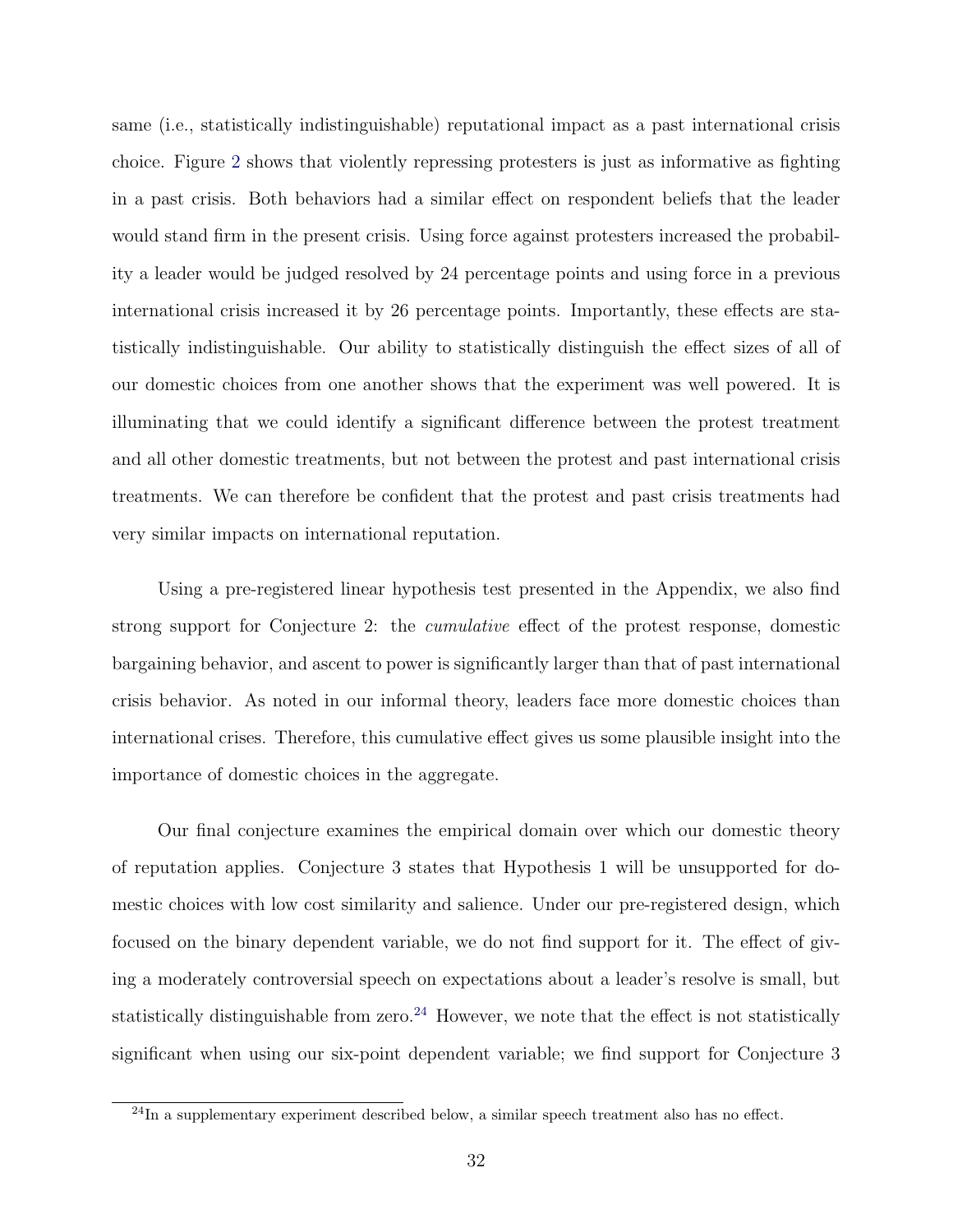same (i.e., statistically indistinguishable) reputational impact as a past international crisis choice. Figure 2 shows that violently repressing protesters is just as informative as fighting in a past crisis. Both behaviors had a similar effect on respondent beliefs that the leader would stand firm in the present crisis. Using force against protesters increased the probability a leader would be judged resolved by 24 percentage points and using force in a previous international crisis increased it by 26 percentage points. Importantly, these effects are statistically indistinguishable. Our ability to statistically distinguish the effect sizes of all of our domestic choices from one another shows that the experiment was well powered. It is illuminating that we could identify a significant difference between the protest treatment and all other domestic treatments, but not between the protest and past international crisis treatments. We can therefore be confident that the protest and past crisis treatments had very similar impacts on international reputation.

Using a pre-registered linear hypothesis test presented in the Appendix, we also find strong support for Conjecture 2: the *cumulative* effect of the protest response, domestic bargaining behavior, and ascent to power is significantly larger than that of past international crisis behavior. As noted in our informal theory, leaders face more domestic choices than international crises. Therefore, this cumulative effect gives us some plausible insight into the importance of domestic choices in the aggregate.

Our final conjecture examines the empirical domain over which our domestic theory of reputation applies. Conjecture 3 states that Hypothesis 1 will be unsupported for domestic choices with low cost similarity and salience. Under our pre-registered design, which focused on the binary dependent variable, we do not find support for it. The effect of giving a moderately controversial speech on expectations about a leader's resolve is small, but statistically distinguishable from zero.[24] However, we note that the effect is not statistically significant when using our six-point dependent variable; we find support for Conjecture 3

[24] In a supplementary experiment described below, a similar speech treatment also has no effect.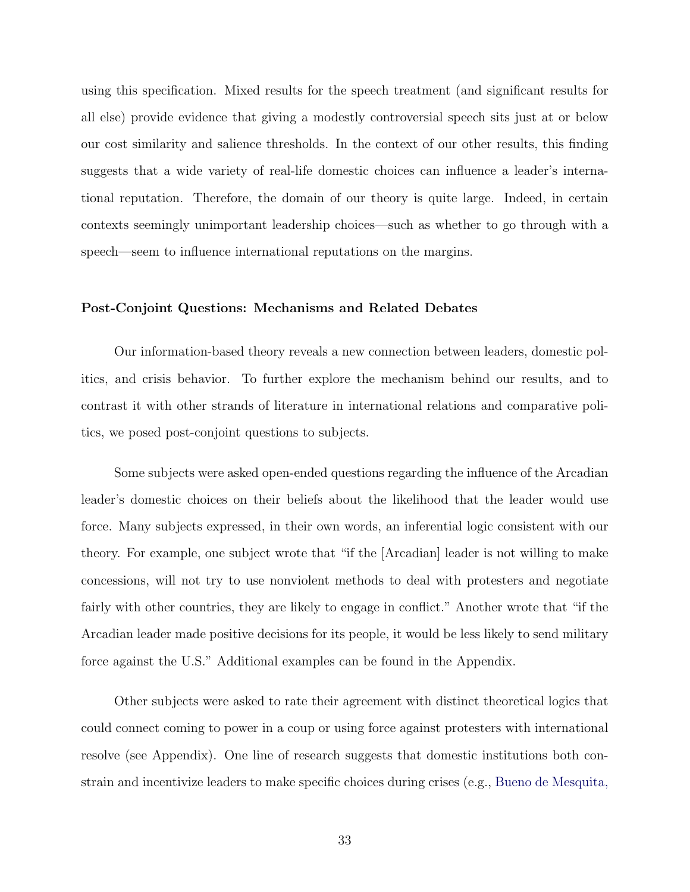using this specification. Mixed results for the speech treatment (and significant results for all else) provide evidence that giving a modestly controversial speech sits just at or below our cost similarity and salience thresholds. In the context of our other results, this finding suggests that a wide variety of real-life domestic choices can influence a leader's international reputation. Therefore, the domain of our theory is quite large. Indeed, in certain contexts seemingly unimportant leadership choices—such as whether to go through with a speech—seem to influence international reputations on the margins.

### Post-Conjoint Questions: Mechanisms and Related Debates

Our information-based theory reveals a new connection between leaders, domestic politics, and crisis behavior. To further explore the mechanism behind our results, and to contrast it with other strands of literature in international relations and comparative politics, we posed post-conjoint questions to subjects.

Some subjects were asked open-ended questions regarding the influence of the Arcadian leader's domestic choices on their beliefs about the likelihood that the leader would use force. Many subjects expressed, in their own words, an inferential logic consistent with our theory. For example, one subject wrote that "if the [Arcadian] leader is not willing to make concessions, will not try to use nonviolent methods to deal with protesters and negotiate fairly with other countries, they are likely to engage in conflict." Another wrote that "if the Arcadian leader made positive decisions for its people, it would be less likely to send military force against the U.S." Additional examples can be found in the Appendix.

Other subjects were asked to rate their agreement with distinct theoretical logics that could connect coming to power in a coup or using force against protesters with international resolve (see Appendix). One line of research suggests that domestic institutions both constrain and incentivize leaders to make specific choices during crises (e.g., Bueno de Mesquita,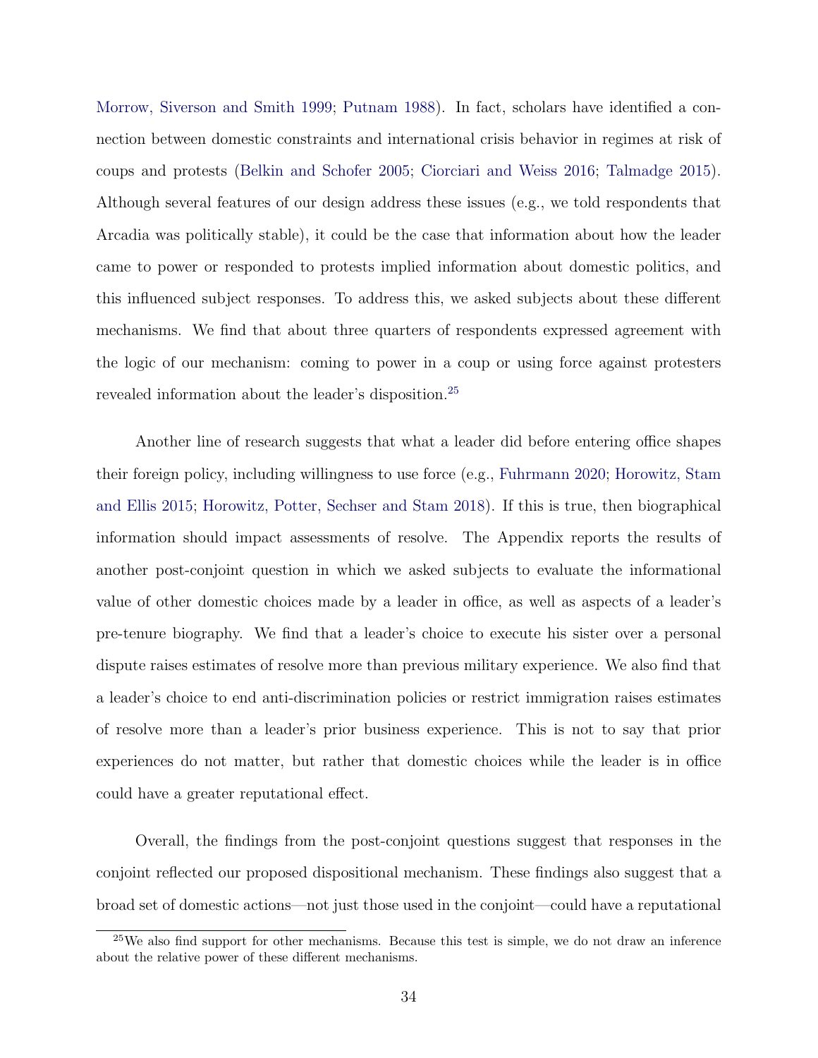Morrow, Siverson and Smith 1999; Putnam 1988). In fact, scholars have identified a connection between domestic constraints and international crisis behavior in regimes at risk of coups and protests (Belkin and Schofer 2005; Ciorciari and Weiss 2016; Talmadge 2015). Although several features of our design address these issues (e.g., we told respondents that Arcadia was politically stable), it could be the case that information about how the leader came to power or responded to protests implied information about domestic politics, and this influenced subject responses. To address this, we asked subjects about these different mechanisms. We find that about three quarters of respondents expressed agreement with the logic of our mechanism: coming to power in a coup or using force against protesters revealed information about the leader's disposition.[25]

Another line of research suggests that what a leader did before entering office shapes their foreign policy, including willingness to use force (e.g., Fuhrmann 2020; Horowitz, Stam and Ellis 2015; Horowitz, Potter, Sechser and Stam 2018). If this is true, then biographical information should impact assessments of resolve. The Appendix reports the results of another post-conjoint question in which we asked subjects to evaluate the informational value of other domestic choices made by a leader in office, as well as aspects of a leader's pre-tenure biography. We find that a leader's choice to execute his sister over a personal dispute raises estimates of resolve more than previous military experience. We also find that a leader's choice to end anti-discrimination policies or restrict immigration raises estimates of resolve more than a leader's prior business experience. This is not to say that prior experiences do not matter, but rather that domestic choices while the leader is in office could have a greater reputational effect.

Overall, the findings from the post-conjoint questions suggest that responses in the conjoint reflected our proposed dispositional mechanism. These findings also suggest that a broad set of domestic actions—not just those used in the conjoint—could have a reputational

[25] We also find support for other mechanisms. Because this test is simple, we do not draw an inference about the relative power of these different mechanisms.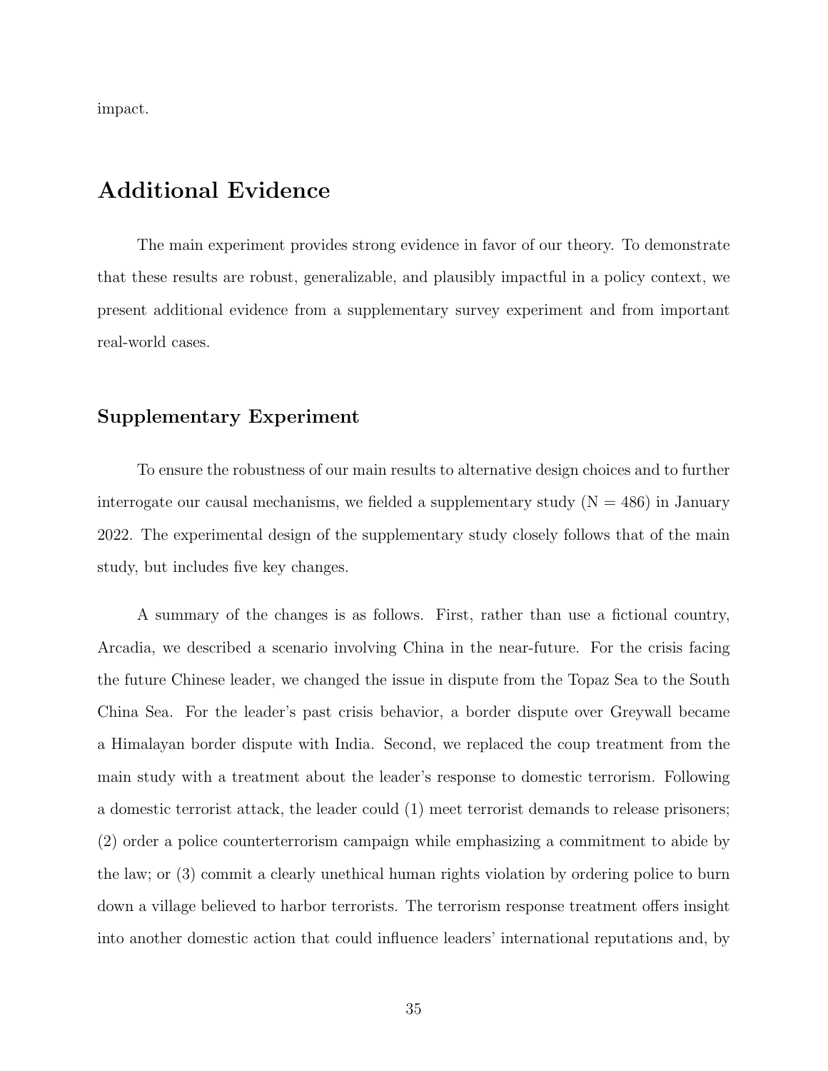impact.

## Additional Evidence

The main experiment provides strong evidence in favor of our theory. To demonstrate that these results are robust, generalizable, and plausibly impactful in a policy context, we present additional evidence from a supplementary survey experiment and from important real-world cases.

### Supplementary Experiment

To ensure the robustness of our main results to alternative design choices and to further interrogate our causal mechanisms, we fielded a supplementary study (N = 486) in January 2022. The experimental design of the supplementary study closely follows that of the main study, but includes five key changes.

A summary of the changes is as follows. First, rather than use a fictional country, Arcadia, we described a scenario involving China in the near-future. For the crisis facing the future Chinese leader, we changed the issue in dispute from the Topaz Sea to the South China Sea. For the leader's past crisis behavior, a border dispute over Greywall became a Himalayan border dispute with India. Second, we replaced the coup treatment from the main study with a treatment about the leader's response to domestic terrorism. Following a domestic terrorist attack, the leader could (1) meet terrorist demands to release prisoners; (2) order a police counterterrorism campaign while emphasizing a commitment to abide by the law; or (3) commit a clearly unethical human rights violation by ordering police to burn down a village believed to harbor terrorists. The terrorism response treatment offers insight into another domestic action that could influence leaders' international reputations and, by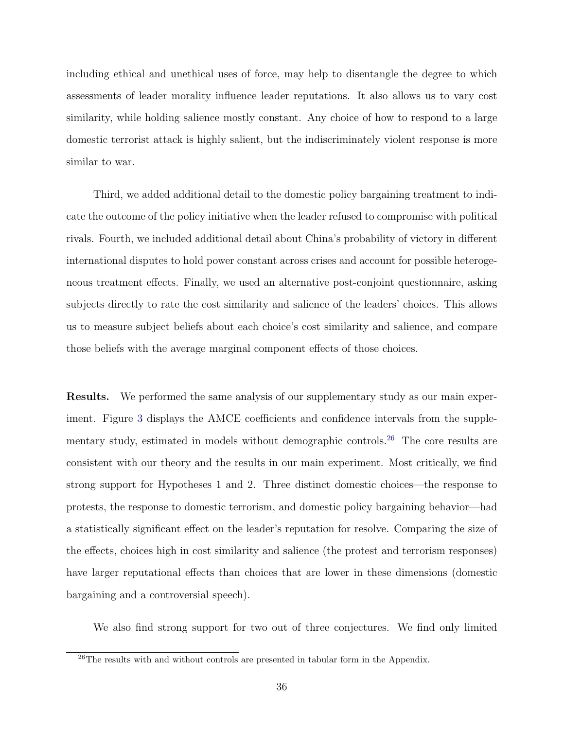including ethical and unethical uses of force, may help to disentangle the degree to which assessments of leader morality influence leader reputations. It also allows us to vary cost similarity, while holding salience mostly constant. Any choice of how to respond to a large domestic terrorist attack is highly salient, but the indiscriminately violent response is more similar to war.

Third, we added additional detail to the domestic policy bargaining treatment to indicate the outcome of the policy initiative when the leader refused to compromise with political rivals. Fourth, we included additional detail about China's probability of victory in different international disputes to hold power constant across crises and account for possible heterogeneous treatment effects. Finally, we used an alternative post-conjoint questionnaire, asking subjects directly to rate the cost similarity and salience of the leaders' choices. This allows us to measure subject beliefs about each choice's cost similarity and salience, and compare those beliefs with the average marginal component effects of those choices.

**Results.** We performed the same analysis of our supplementary study as our main experiment. Figure 3 displays the AMCE coefficients and confidence intervals from the supplementary study, estimated in models without demographic controls.[26] The core results are consistent with our theory and the results in our main experiment. Most critically, we find strong support for Hypotheses 1 and 2. Three distinct domestic choices—the response to protests, the response to domestic terrorism, and domestic policy bargaining behavior—had a statistically significant effect on the leader's reputation for resolve. Comparing the size of the effects, choices high in cost similarity and salience (the protest and terrorism responses) have larger reputational effects than choices that are lower in these dimensions (domestic bargaining and a controversial speech).

We also find strong support for two out of three conjectures. We find only limited

[26] The results with and without controls are presented in tabular form in the Appendix.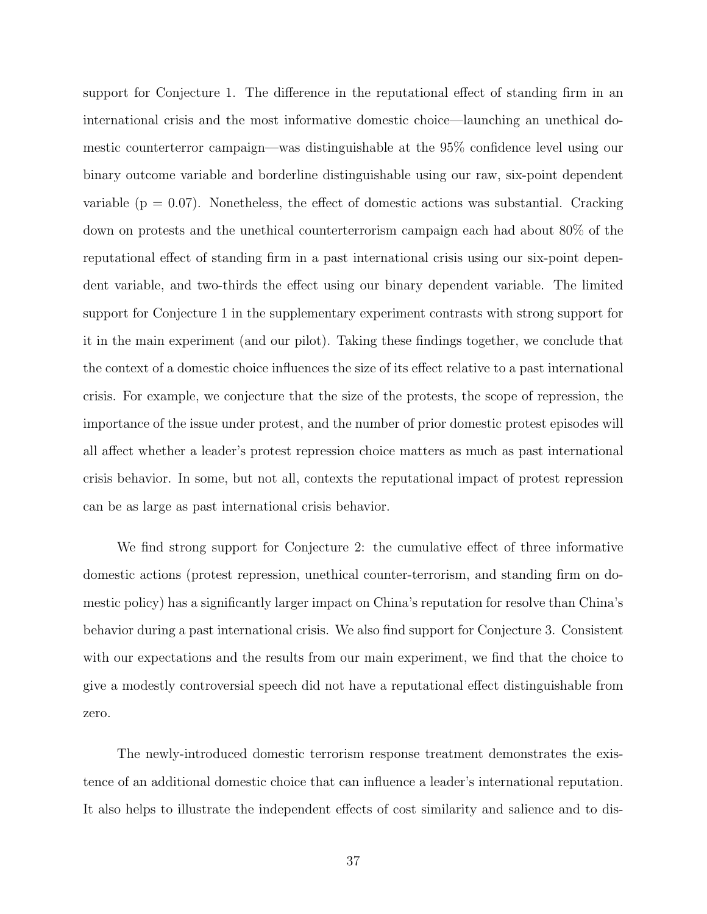support for Conjecture 1. The difference in the reputational effect of standing firm in an international crisis and the most informative domestic choice—launching an unethical domestic counterterror campaign—was distinguishable at the 95% confidence level using our binary outcome variable and borderline distinguishable using our raw, six-point dependent variable (p = 0.07). Nonetheless, the effect of domestic actions was substantial. Cracking down on protests and the unethical counterterrorism campaign each had about 80% of the reputational effect of standing firm in a past international crisis using our six-point dependent variable, and two-thirds the effect using our binary dependent variable. The limited support for Conjecture 1 in the supplementary experiment contrasts with strong support for it in the main experiment (and our pilot). Taking these findings together, we conclude that the context of a domestic choice influences the size of its effect relative to a past international crisis. For example, we conjecture that the size of the protests, the scope of repression, the importance of the issue under protest, and the number of prior domestic protest episodes will all affect whether a leader's protest repression choice matters as much as past international crisis behavior. In some, but not all, contexts the reputational impact of protest repression can be as large as past international crisis behavior.

We find strong support for Conjecture 2: the cumulative effect of three informative domestic actions (protest repression, unethical counter-terrorism, and standing firm on domestic policy) has a significantly larger impact on China's reputation for resolve than China's behavior during a past international crisis. We also find support for Conjecture 3. Consistent with our expectations and the results from our main experiment, we find that the choice to give a modestly controversial speech did not have a reputational effect distinguishable from zero.

The newly-introduced domestic terrorism response treatment demonstrates the existence of an additional domestic choice that can influence a leader's international reputation. It also helps to illustrate the independent effects of cost similarity and salience and to dis-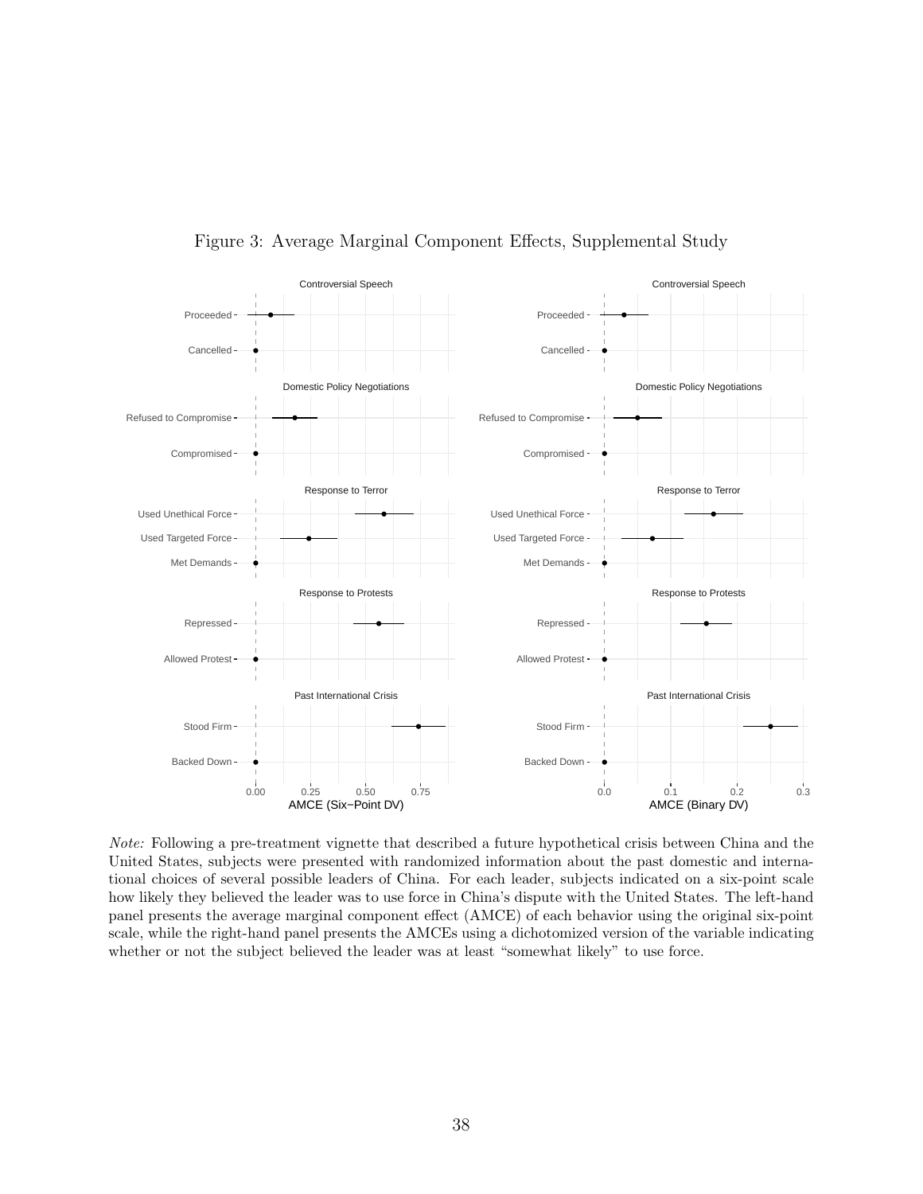Figure 3: Average Marginal Component Effects, Supplemental Study

*Note:* Following a pre-treatment vignette that described a future hypothetical crisis between China and the United States, subjects were presented with randomized information about the past domestic and international choices of several possible leaders of China. For each leader, subjects indicated on a six-point scale how likely they believed the leader was to use force in China's dispute with the United States. The left-hand panel presents the average marginal component effect (AMCE) of each behavior using the original six-point scale, while the right-hand panel presents the AMCEs using a dichotomized version of the variable indicating whether or not the subject believed the leader was at least "somewhat likely" to use force.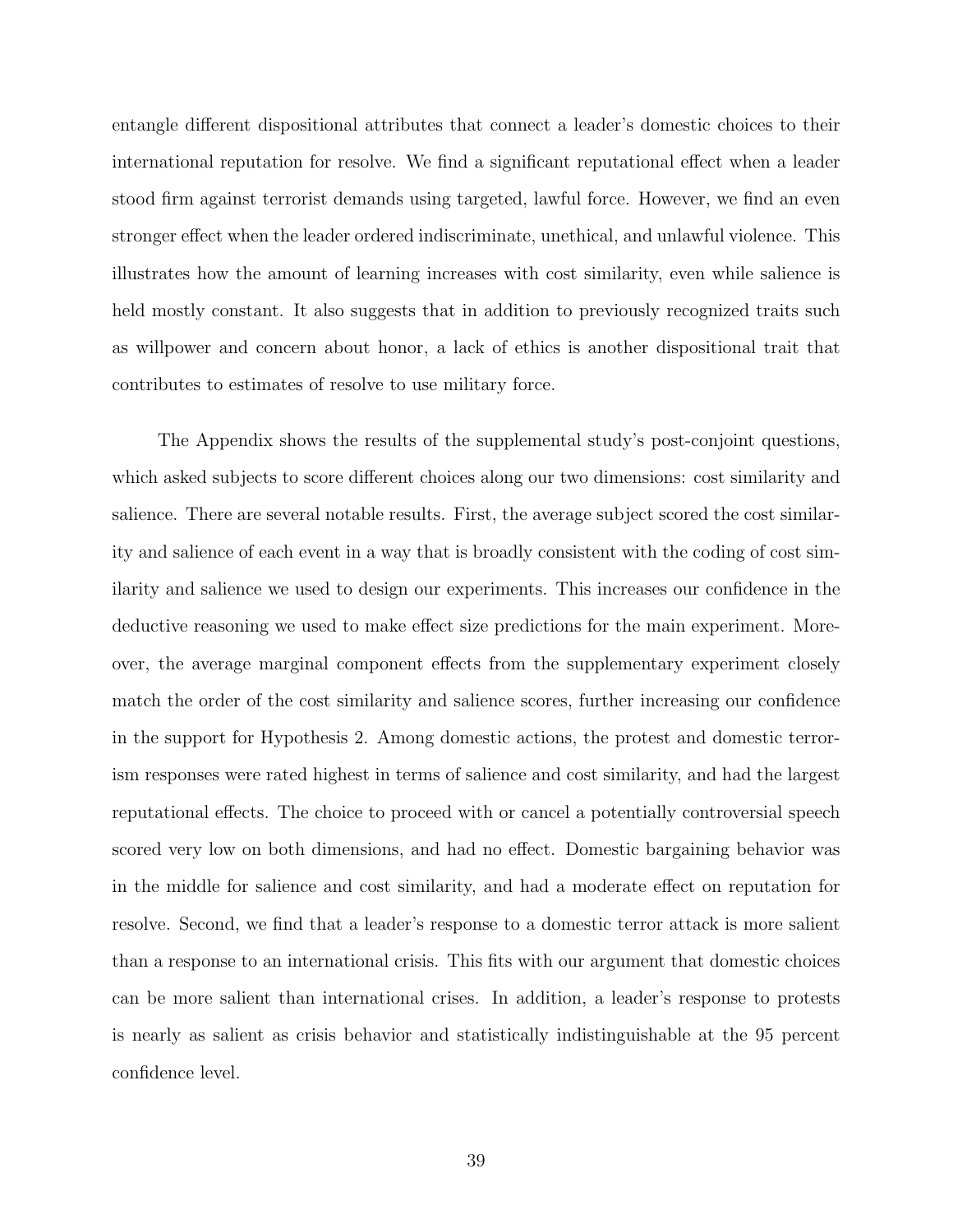entangle different dispositional attributes that connect a leader's domestic choices to their international reputation for resolve. We find a significant reputational effect when a leader stood firm against terrorist demands using targeted, lawful force. However, we find an even stronger effect when the leader ordered indiscriminate, unethical, and unlawful violence. This illustrates how the amount of learning increases with cost similarity, even while salience is held mostly constant. It also suggests that in addition to previously recognized traits such as willpower and concern about honor, a lack of ethics is another dispositional trait that contributes to estimates of resolve to use military force.

The Appendix shows the results of the supplemental study's post-conjoint questions, which asked subjects to score different choices along our two dimensions: cost similarity and salience. There are several notable results. First, the average subject scored the cost similarity and salience of each event in a way that is broadly consistent with the coding of cost similarity and salience we used to design our experiments. This increases our confidence in the deductive reasoning we used to make effect size predictions for the main experiment. Moreover, the average marginal component effects from the supplementary experiment closely match the order of the cost similarity and salience scores, further increasing our confidence in the support for Hypothesis 2. Among domestic actions, the protest and domestic terrorism responses were rated highest in terms of salience and cost similarity, and had the largest reputational effects. The choice to proceed with or cancel a potentially controversial speech scored very low on both dimensions, and had no effect. Domestic bargaining behavior was in the middle for salience and cost similarity, and had a moderate effect on reputation for resolve. Second, we find that a leader's response to a domestic terror attack is more salient than a response to an international crisis. This fits with our argument that domestic choices can be more salient than international crises. In addition, a leader's response to protests is nearly as salient as crisis behavior and statistically indistinguishable at the 95 percent confidence level.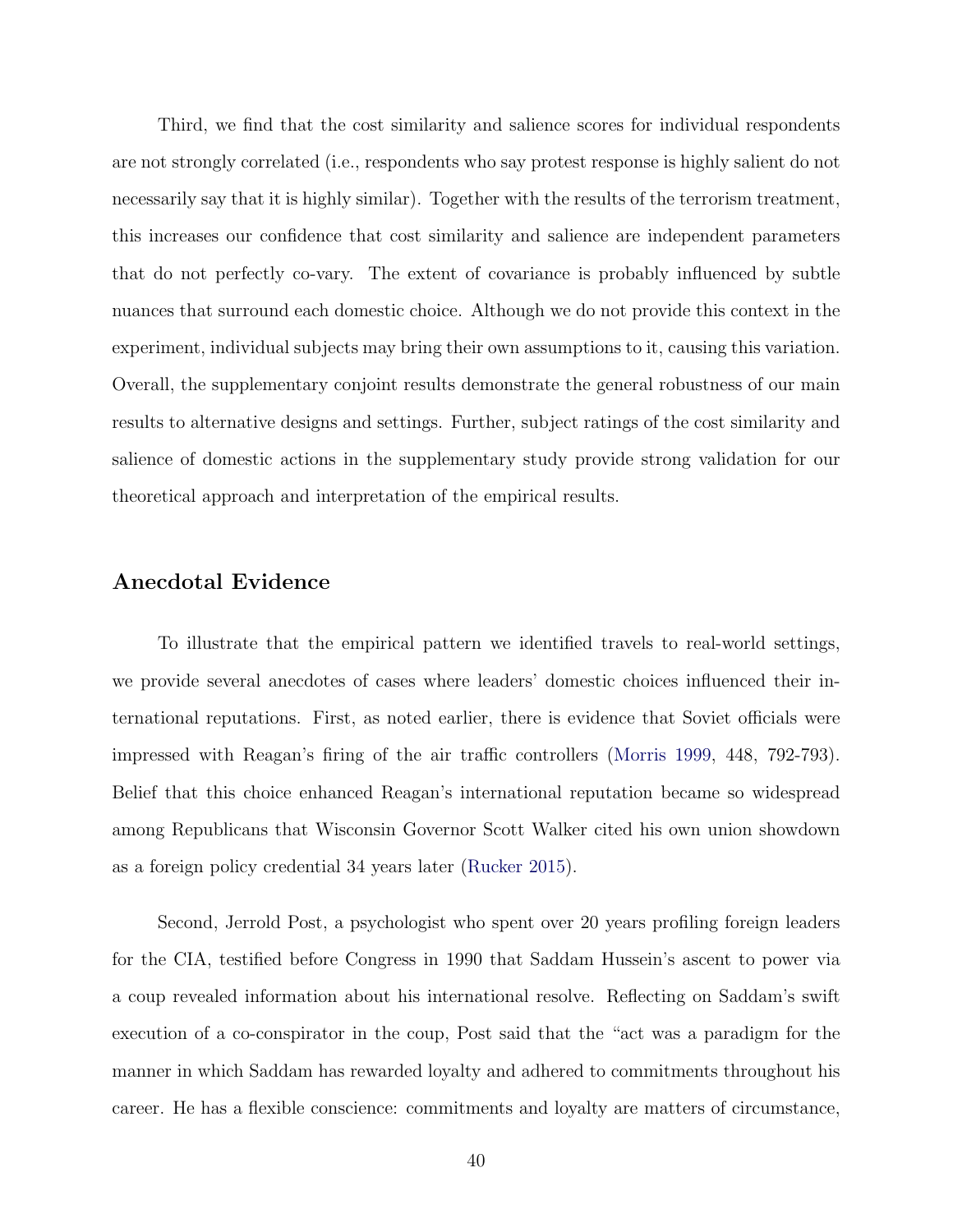Third, we find that the cost similarity and salience scores for individual respondents are not strongly correlated (i.e., respondents who say protest response is highly salient do not necessarily say that it is highly similar). Together with the results of the terrorism treatment, this increases our confidence that cost similarity and salience are independent parameters that do not perfectly co-vary. The extent of covariance is probably influenced by subtle nuances that surround each domestic choice. Although we do not provide this context in the experiment, individual subjects may bring their own assumptions to it, causing this variation. Overall, the supplementary conjoint results demonstrate the general robustness of our main results to alternative designs and settings. Further, subject ratings of the cost similarity and salience of domestic actions in the supplementary study provide strong validation for our theoretical approach and interpretation of the empirical results.

## Anecdotal Evidence

To illustrate that the empirical pattern we identified travels to real-world settings, we provide several anecdotes of cases where leaders' domestic choices influenced their international reputations. First, as noted earlier, there is evidence that Soviet officials were impressed with Reagan's firing of the air traffic controllers (Morris 1999, 448, 792-793). Belief that this choice enhanced Reagan's international reputation became so widespread among Republicans that Wisconsin Governor Scott Walker cited his own union showdown as a foreign policy credential 34 years later (Rucker 2015).

Second, Jerrold Post, a psychologist who spent over 20 years profiling foreign leaders for the CIA, testified before Congress in 1990 that Saddam Hussein's ascent to power via a coup revealed information about his international resolve. Reflecting on Saddam's swift execution of a co-conspirator in the coup, Post said that the "act was a paradigm for the manner in which Saddam has rewarded loyalty and adhered to commitments throughout his career. He has a flexible conscience: commitments and loyalty are matters of circumstance,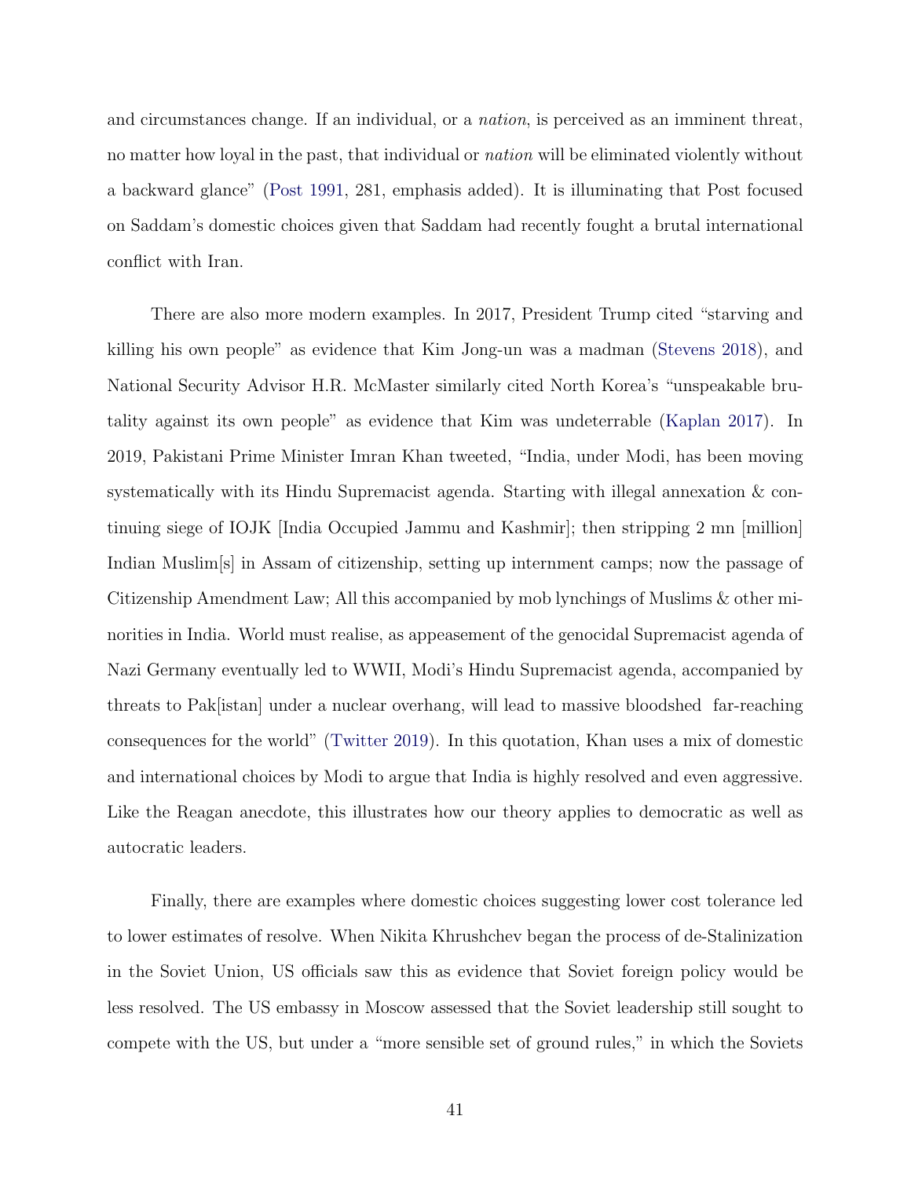and circumstances change. If an individual, or a *nation*, is perceived as an imminent threat, no matter how loyal in the past, that individual or *nation* will be eliminated violently without a backward glance" (Post 1991, 281, emphasis added). It is illuminating that Post focused on Saddam's domestic choices given that Saddam had recently fought a brutal international conflict with Iran.

There are also more modern examples. In 2017, President Trump cited "starving and killing his own people" as evidence that Kim Jong-un was a madman (Stevens 2018), and National Security Advisor H.R. McMaster similarly cited North Korea's "unspeakable brutality against its own people" as evidence that Kim was undeterrable (Kaplan 2017). In 2019, Pakistani Prime Minister Imran Khan tweeted, "India, under Modi, has been moving systematically with its Hindu Supremacist agenda. Starting with illegal annexation & continuing siege of IOJK [India Occupied Jammu and Kashmir]; then stripping 2 mn [million] Indian Muslim[s] in Assam of citizenship, setting up internment camps; now the passage of Citizenship Amendment Law; All this accompanied by mob lynchings of Muslims & other minorities in India. World must realise, as appeasement of the genocidal Supremacist agenda of Nazi Germany eventually led to WWII, Modi's Hindu Supremacist agenda, accompanied by threats to Pak[istan] under a nuclear overhang, will lead to massive bloodshed far-reaching consequences for the world" (Twitter 2019). In this quotation, Khan uses a mix of domestic and international choices by Modi to argue that India is highly resolved and even aggressive. Like the Reagan anecdote, this illustrates how our theory applies to democratic as well as autocratic leaders.

Finally, there are examples where domestic choices suggesting lower cost tolerance led to lower estimates of resolve. When Nikita Khrushchev began the process of de-Stalinization in the Soviet Union, US officials saw this as evidence that Soviet foreign policy would be less resolved. The US embassy in Moscow assessed that the Soviet leadership still sought to compete with the US, but under a "more sensible set of ground rules," in which the Soviets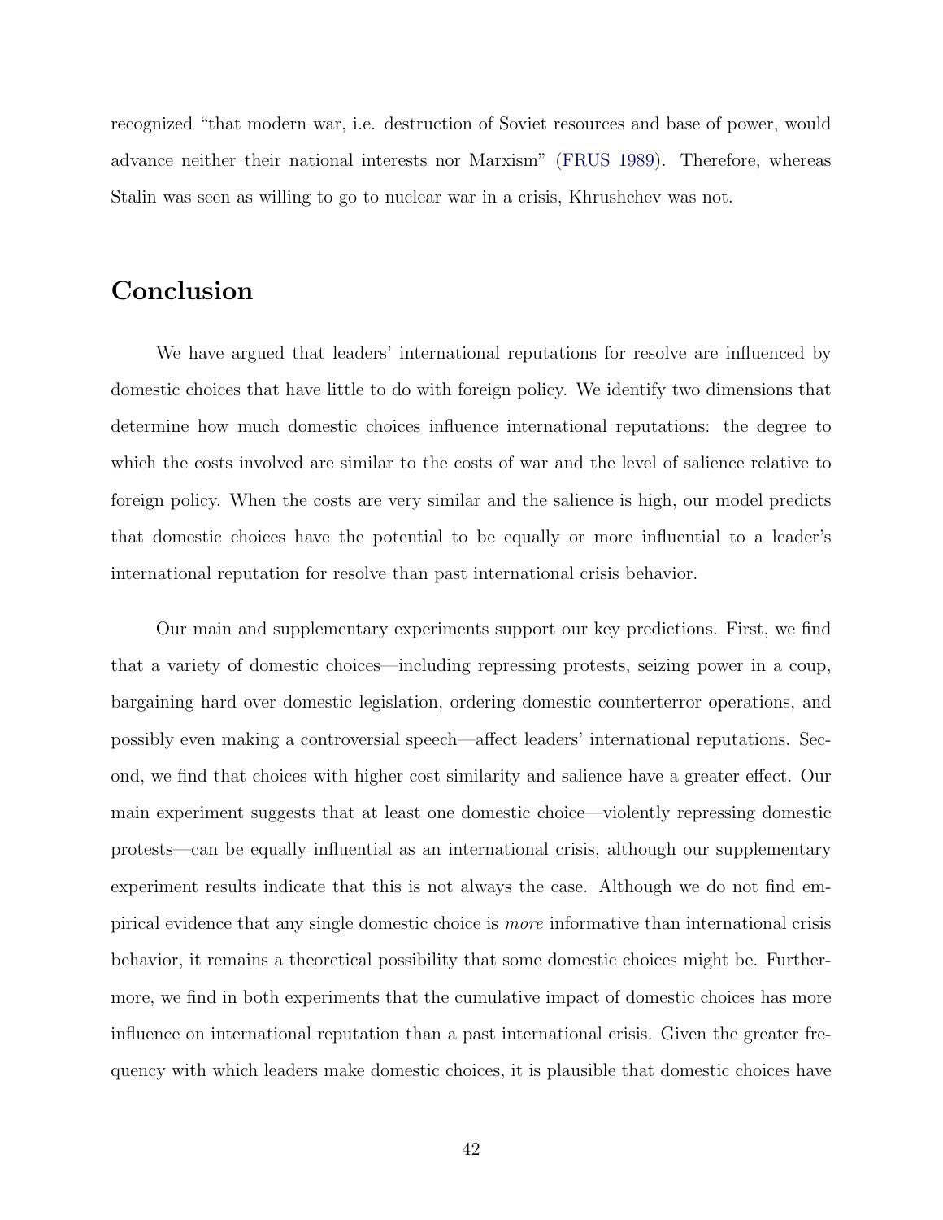recognized "that modern war, i.e. destruction of Soviet resources and base of power, would advance neither their national interests nor Marxism" (FRUS 1989). Therefore, whereas Stalin was seen as willing to go to nuclear war in a crisis, Khrushchev was not.

## Conclusion

We have argued that leaders' international reputations for resolve are influenced by domestic choices that have little to do with foreign policy. We identify two dimensions that determine how much domestic choices influence international reputations: the degree to which the costs involved are similar to the costs of war and the level of salience relative to foreign policy. When the costs are very similar and the salience is high, our model predicts that domestic choices have the potential to be equally or more influential to a leader's international reputation for resolve than past international crisis behavior.

Our main and supplementary experiments support our key predictions. First, we find that a variety of domestic choices—including repressing protests, seizing power in a coup, bargaining hard over domestic legislation, ordering domestic counterterror operations, and possibly even making a controversial speech—affect leaders' international reputations. Second, we find that choices with higher cost similarity and salience have a greater effect. Our main experiment suggests that at least one domestic choice—violently repressing domestic protests—can be equally influential as an international crisis, although our supplementary experiment results indicate that this is not always the case. Although we do not find empirical evidence that any single domestic choice is *more* informative than international crisis behavior, it remains a theoretical possibility that some domestic choices might be. Furthermore, we find in both experiments that the cumulative impact of domestic choices has more influence on international reputation than a past international crisis. Given the greater frequency with which leaders make domestic choices, it is plausible that domestic choices have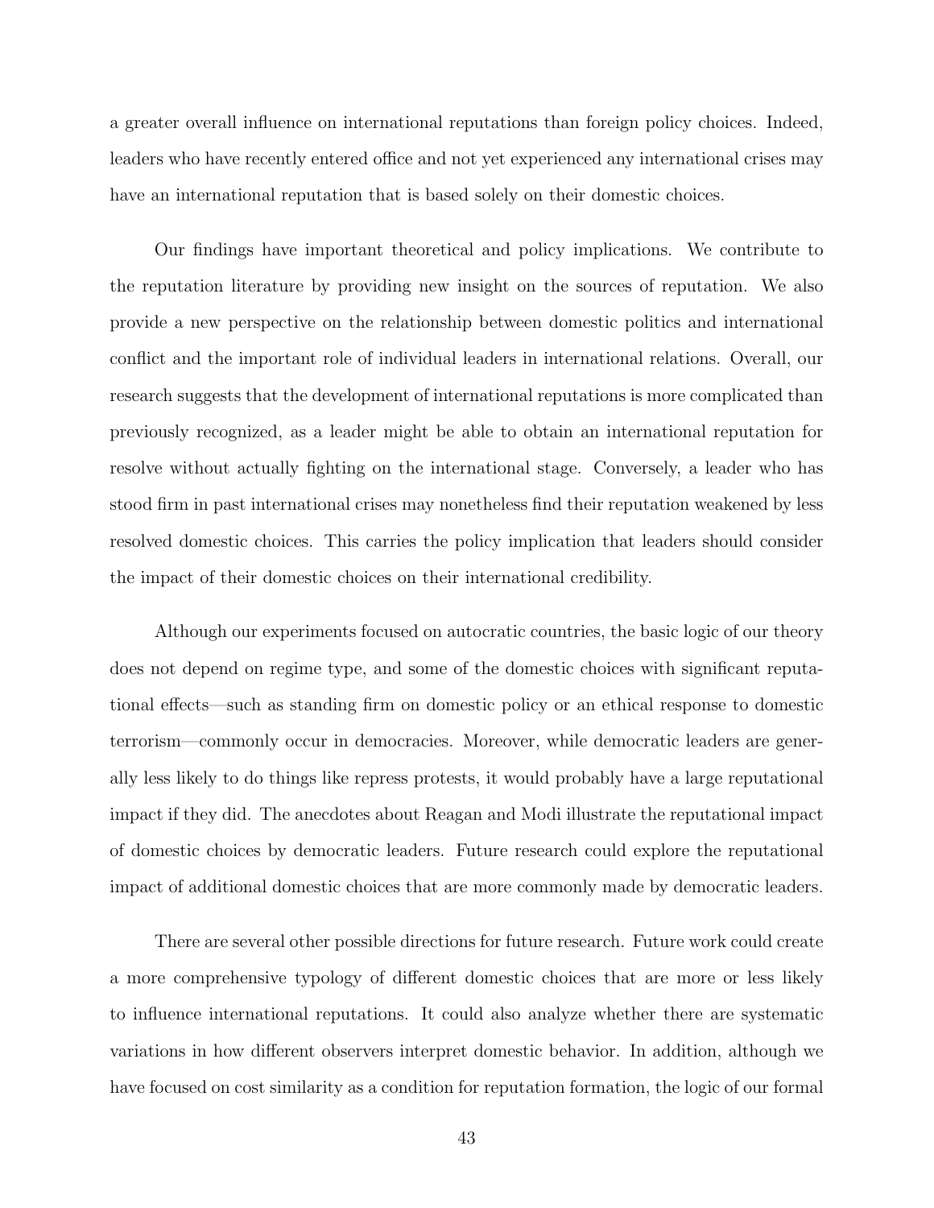a greater overall influence on international reputations than foreign policy choices. Indeed, leaders who have recently entered office and not yet experienced any international crises may have an international reputation that is based solely on their domestic choices.

Our findings have important theoretical and policy implications. We contribute to the reputation literature by providing new insight on the sources of reputation. We also provide a new perspective on the relationship between domestic politics and international conflict and the important role of individual leaders in international relations. Overall, our research suggests that the development of international reputations is more complicated than previously recognized, as a leader might be able to obtain an international reputation for resolve without actually fighting on the international stage. Conversely, a leader who has stood firm in past international crises may nonetheless find their reputation weakened by less resolved domestic choices. This carries the policy implication that leaders should consider the impact of their domestic choices on their international credibility.

Although our experiments focused on autocratic countries, the basic logic of our theory does not depend on regime type, and some of the domestic choices with significant reputational effects—such as standing firm on domestic policy or an ethical response to domestic terrorism—commonly occur in democracies. Moreover, while democratic leaders are generally less likely to do things like repress protests, it would probably have a large reputational impact if they did. The anecdotes about Reagan and Modi illustrate the reputational impact of domestic choices by democratic leaders. Future research could explore the reputational impact of additional domestic choices that are more commonly made by democratic leaders.

There are several other possible directions for future research. Future work could create a more comprehensive typology of different domestic choices that are more or less likely to influence international reputations. It could also analyze whether there are systematic variations in how different observers interpret domestic behavior. In addition, although we have focused on cost similarity as a condition for reputation formation, the logic of our formal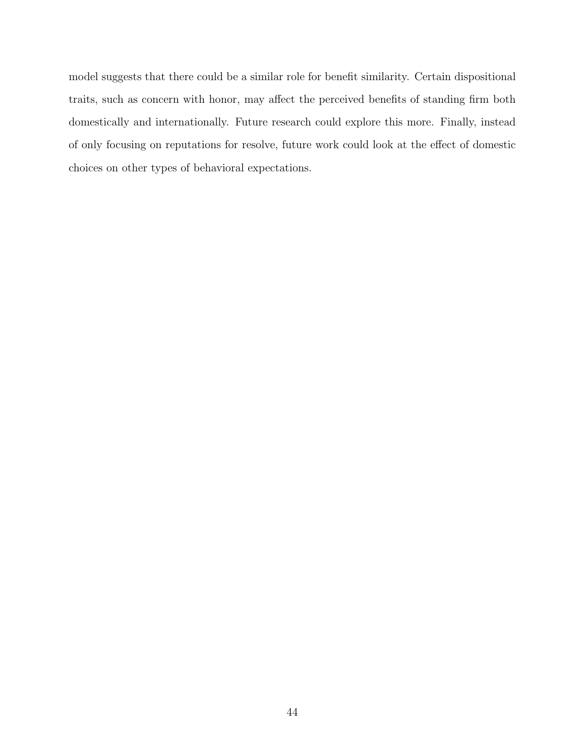model suggests that there could be a similar role for benefit similarity. Certain dispositional traits, such as concern with honor, may affect the perceived benefits of standing firm both domestically and internationally. Future research could explore this more. Finally, instead of only focusing on reputations for resolve, future work could look at the effect of domestic choices on other types of behavioral expectations.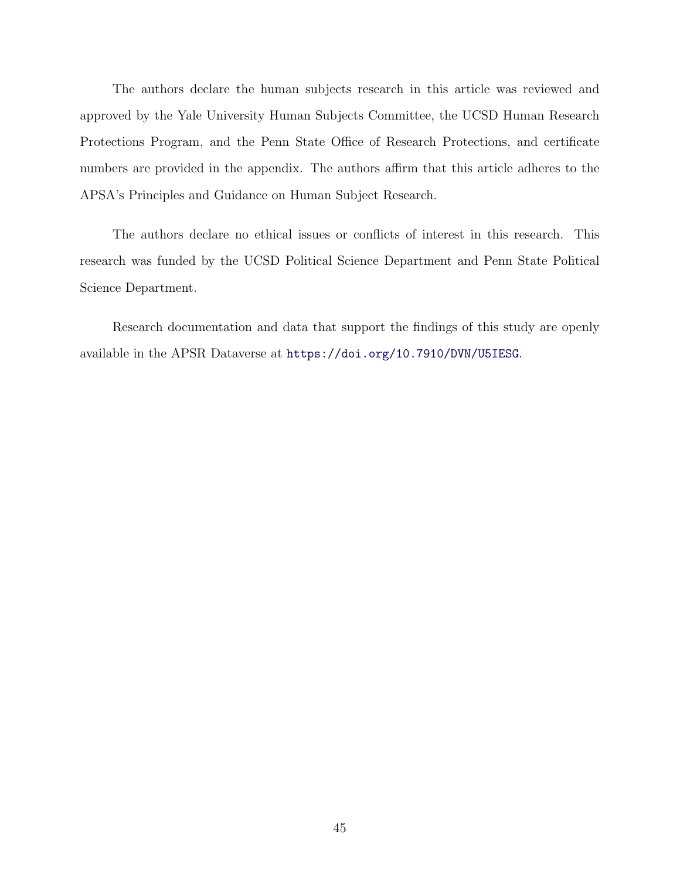The authors declare the human subjects research in this article was reviewed and approved by the Yale University Human Subjects Committee, the UCSD Human Research Protections Program, and the Penn State Office of Research Protections, and certificate numbers are provided in the appendix. The authors affirm that this article adheres to the APSA's Principles and Guidance on Human Subject Research.

The authors declare no ethical issues or conflicts of interest in this research. This research was funded by the UCSD Political Science Department and Penn State Political Science Department.

Research documentation and data that support the findings of this study are openly available in the APSR Dataverse at https://doi.org/10.7910/DVN/U5IESG.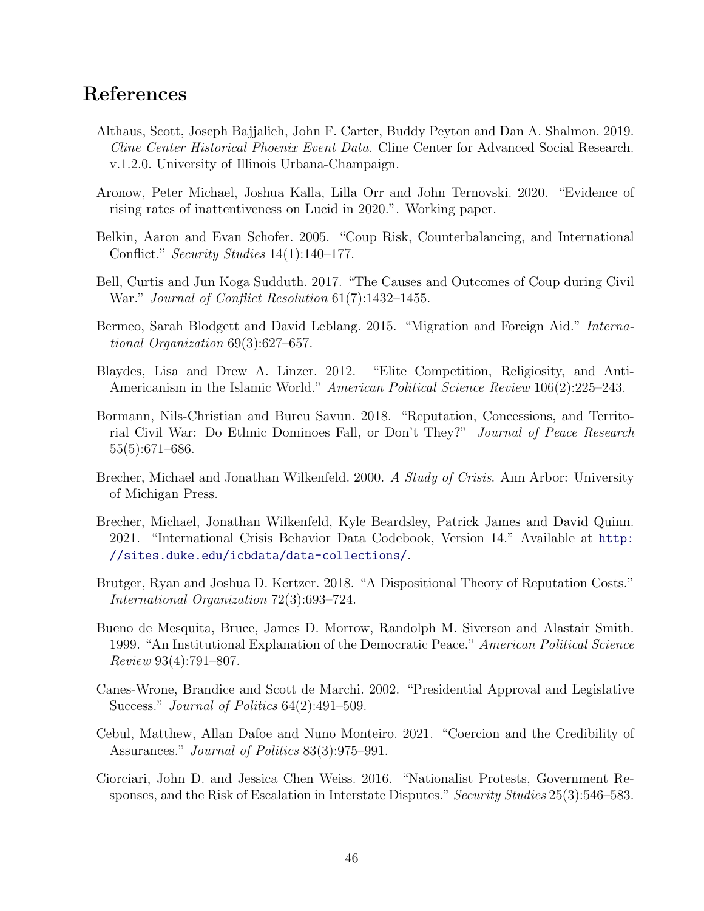# References

Althaus, Scott, Joseph Bajjalieh, John F. Carter, Buddy Peyton and Dan A. Shalmon. 2019. *Cline Center Historical Phoenix Event Data*. Cline Center for Advanced Social Research. v.1.2.0. University of Illinois Urbana-Champaign.

Aronow, Peter Michael, Joshua Kalla, Lilla Orr and John Ternovski. 2020. "Evidence of rising rates of inattentiveness on Lucid in 2020.". Working paper.

Belkin, Aaron and Evan Schofer. 2005. "Coup Risk, Counterbalancing, and International Conflict." *Security Studies* 14(1):140–177.

Bell, Curtis and Jun Koga Sudduth. 2017. "The Causes and Outcomes of Coup during Civil War." *Journal of Conflict Resolution* 61(7):1432–1455.

Bermeo, Sarah Blodgett and David Leblang. 2015. "Migration and Foreign Aid." *International Organization* 69(3):627–657.

Blaydes, Lisa and Drew A. Linzer. 2012. "Elite Competition, Religiosity, and Anti-Americanism in the Islamic World." *American Political Science Review* 106(2):225–243.

Bormann, Nils-Christian and Burcu Savun. 2018. "Reputation, Concessions, and Territorial Civil War: Do Ethnic Dominoes Fall, or Don't They?" *Journal of Peace Research* 55(5):671–686.

Brecher, Michael and Jonathan Wilkenfeld. 2000. *A Study of Crisis*. Ann Arbor: University of Michigan Press.

Brecher, Michael, Jonathan Wilkenfeld, Kyle Beardsley, Patrick James and David Quinn. 2021. "International Crisis Behavior Data Codebook, Version 14." Available at http://sites.duke.edu/icbdata/data-collections/.

Brutger, Ryan and Joshua D. Kertzer. 2018. "A Dispositional Theory of Reputation Costs." *International Organization* 72(3):693–724.

Bueno de Mesquita, Bruce, James D. Morrow, Randolph M. Siverson and Alastair Smith. 1999. "An Institutional Explanation of the Democratic Peace." *American Political Science Review* 93(4):791–807.

Canes-Wrone, Brandice and Scott de Marchi. 2002. "Presidential Approval and Legislative Success." *Journal of Politics* 64(2):491–509.

Cebul, Matthew, Allan Dafoe and Nuno Monteiro. 2021. "Coercion and the Credibility of Assurances." *Journal of Politics* 83(3):975–991.

Ciorciari, John D. and Jessica Chen Weiss. 2016. "Nationalist Protests, Government Responses, and the Risk of Escalation in Interstate Disputes." *Security Studies* 25(3):546–583.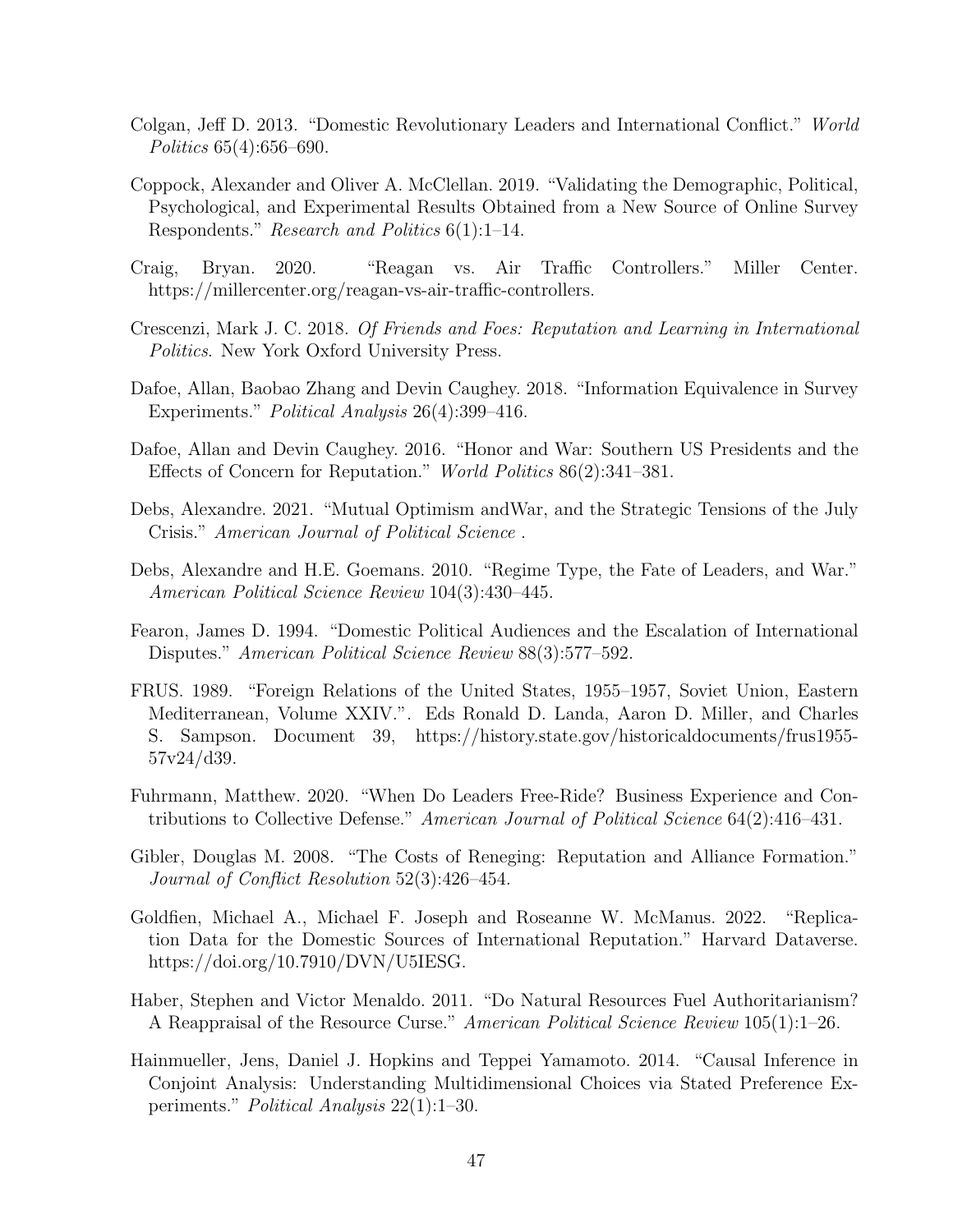Colgan, Jeff D. 2013. "Domestic Revolutionary Leaders and International Conflict." *World Politics* 65(4):656–690.

Coppock, Alexander and Oliver A. McClellan. 2019. "Validating the Demographic, Political, Psychological, and Experimental Results Obtained from a New Source of Online Survey Respondents." *Research and Politics* 6(1):1–14.

Craig, Bryan. 2020. "Reagan vs. Air Traffic Controllers." Miller Center. https://millercenter.org/reagan-vs-air-traffic-controllers.

Crescenzi, Mark J. C. 2018. *Of Friends and Foes: Reputation and Learning in International Politics*. New York Oxford University Press.

Dafoe, Allan, Baobao Zhang and Devin Caughey. 2018. "Information Equivalence in Survey Experiments." *Political Analysis* 26(4):399–416.

Dafoe, Allan and Devin Caughey. 2016. "Honor and War: Southern US Presidents and the Effects of Concern for Reputation." *World Politics* 86(2):341–381.

Debs, Alexandre. 2021. "Mutual Optimism andWar, and the Strategic Tensions of the July Crisis." *American Journal of Political Science* .

Debs, Alexandre and H.E. Goemans. 2010. "Regime Type, the Fate of Leaders, and War." *American Political Science Review* 104(3):430–445.

Fearon, James D. 1994. "Domestic Political Audiences and the Escalation of International Disputes." *American Political Science Review* 88(3):577–592.

FRUS. 1989. "Foreign Relations of the United States, 1955–1957, Soviet Union, Eastern Mediterranean, Volume XXIV.". Eds Ronald D. Landa, Aaron D. Miller, and Charles S. Sampson. Document 39, https://history.state.gov/historicaldocuments/frus1955-57v24/d39.

Fuhrmann, Matthew. 2020. "When Do Leaders Free-Ride? Business Experience and Contributions to Collective Defense." *American Journal of Political Science* 64(2):416–431.

Gibler, Douglas M. 2008. "The Costs of Reneging: Reputation and Alliance Formation." *Journal of Conflict Resolution* 52(3):426–454.

Goldfien, Michael A., Michael F. Joseph and Roseanne W. McManus. 2022. "Replication Data for the Domestic Sources of International Reputation." Harvard Dataverse. https://doi.org/10.7910/DVN/U5IESG.

Haber, Stephen and Victor Menaldo. 2011. "Do Natural Resources Fuel Authoritarianism? A Reappraisal of the Resource Curse." *American Political Science Review* 105(1):1–26.

Hainmueller, Jens, Daniel J. Hopkins and Teppei Yamamoto. 2014. "Causal Inference in Conjoint Analysis: Understanding Multidimensional Choices via Stated Preference Experiments." *Political Analysis* 22(1):1–30.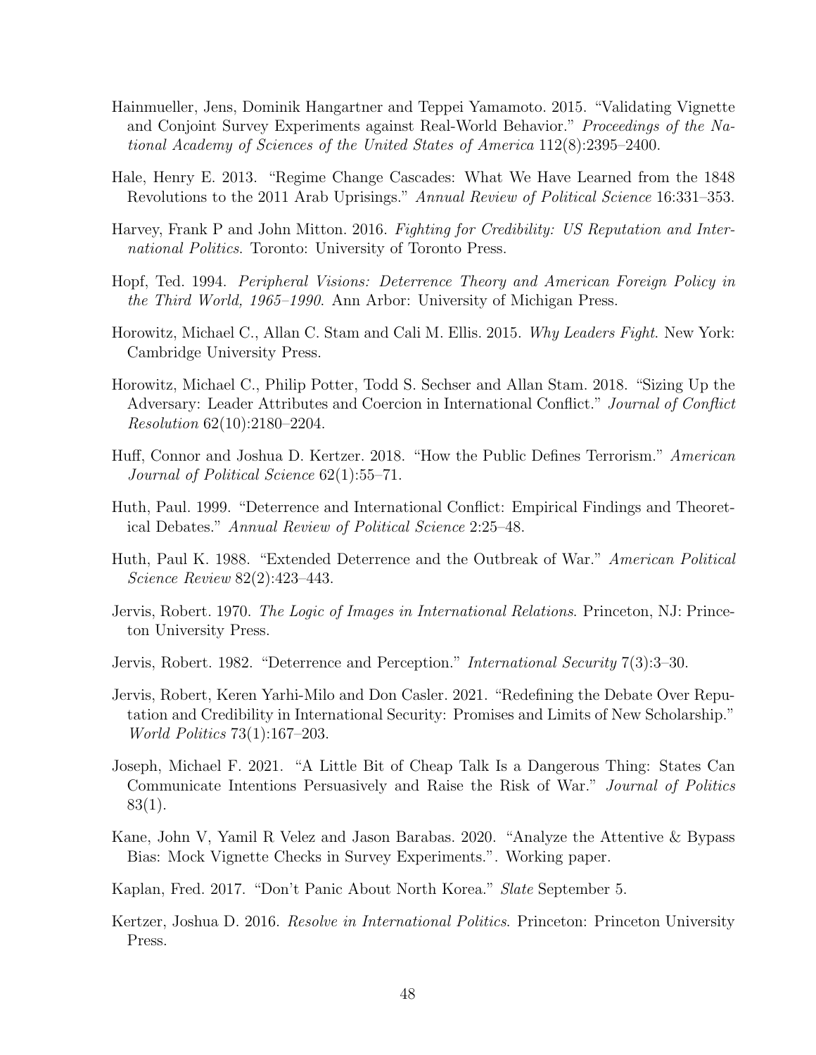Hainmueller, Jens, Dominik Hangartner and Teppei Yamamoto. 2015. "Validating Vignette and Conjoint Survey Experiments against Real-World Behavior." *Proceedings of the National Academy of Sciences of the United States of America* 112(8):2395–2400.

Hale, Henry E. 2013. "Regime Change Cascades: What We Have Learned from the 1848 Revolutions to the 2011 Arab Uprisings." *Annual Review of Political Science* 16:331–353.

Harvey, Frank P and John Mitton. 2016. *Fighting for Credibility: US Reputation and International Politics*. Toronto: University of Toronto Press.

Hopf, Ted. 1994. *Peripheral Visions: Deterrence Theory and American Foreign Policy in the Third World, 1965–1990*. Ann Arbor: University of Michigan Press.

Horowitz, Michael C., Allan C. Stam and Cali M. Ellis. 2015. *Why Leaders Fight*. New York: Cambridge University Press.

Horowitz, Michael C., Philip Potter, Todd S. Sechser and Allan Stam. 2018. "Sizing Up the Adversary: Leader Attributes and Coercion in International Conflict." *Journal of Conflict Resolution* 62(10):2180–2204.

Huff, Connor and Joshua D. Kertzer. 2018. "How the Public Defines Terrorism." *American Journal of Political Science* 62(1):55–71.

Huth, Paul. 1999. "Deterrence and International Conflict: Empirical Findings and Theoretical Debates." *Annual Review of Political Science* 2:25–48.

Huth, Paul K. 1988. "Extended Deterrence and the Outbreak of War." *American Political Science Review* 82(2):423–443.

Jervis, Robert. 1970. *The Logic of Images in International Relations*. Princeton, NJ: Princeton University Press.

Jervis, Robert. 1982. "Deterrence and Perception." *International Security* 7(3):3–30.

Jervis, Robert, Keren Yarhi-Milo and Don Casler. 2021. "Redefining the Debate Over Reputation and Credibility in International Security: Promises and Limits of New Scholarship." *World Politics* 73(1):167–203.

Joseph, Michael F. 2021. "A Little Bit of Cheap Talk Is a Dangerous Thing: States Can Communicate Intentions Persuasively and Raise the Risk of War." *Journal of Politics* 83(1).

Kane, John V, Yamil R Velez and Jason Barabas. 2020. "Analyze the Attentive & Bypass Bias: Mock Vignette Checks in Survey Experiments.". Working paper.

Kaplan, Fred. 2017. "Don't Panic About North Korea." *Slate* September 5.

Kertzer, Joshua D. 2016. *Resolve in International Politics*. Princeton: Princeton University Press.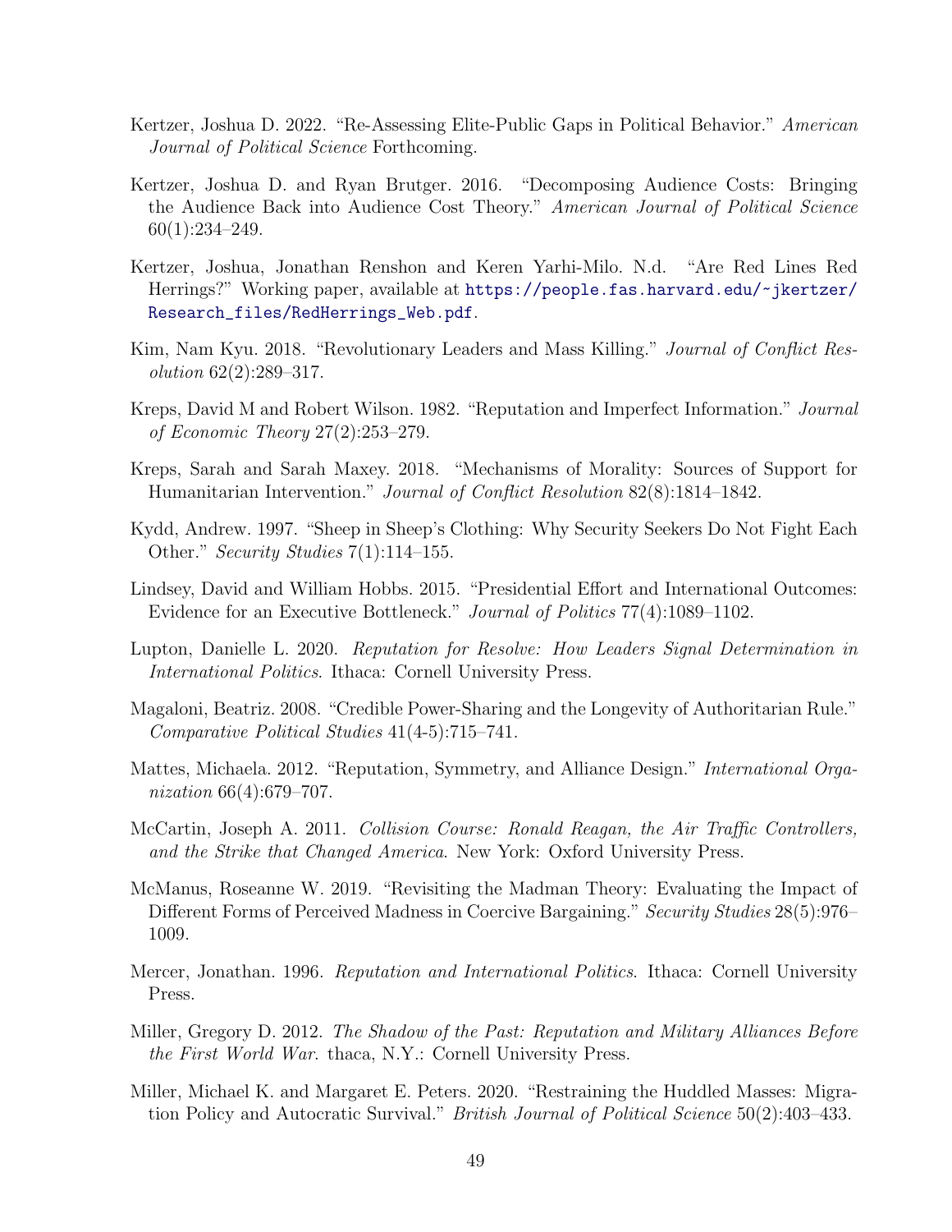Kertzer, Joshua D. 2022. "Re-Assessing Elite-Public Gaps in Political Behavior." *American Journal of Political Science* Forthcoming.

Kertzer, Joshua D. and Ryan Brutger. 2016. "Decomposing Audience Costs: Bringing the Audience Back into Audience Cost Theory." *American Journal of Political Science* 60(1):234–249.

Kertzer, Joshua, Jonathan Renshon and Keren Yarhi-Milo. N.d. "Are Red Lines Red Herrings?" Working paper, available at https://people.fas.harvard.edu/~jkertzer/Research_files/RedHerrings_Web.pdf.

Kim, Nam Kyu. 2018. "Revolutionary Leaders and Mass Killing." *Journal of Conflict Resolution* 62(2):289–317.

Kreps, David M and Robert Wilson. 1982. "Reputation and Imperfect Information." *Journal of Economic Theory* 27(2):253–279.

Kreps, Sarah and Sarah Maxey. 2018. "Mechanisms of Morality: Sources of Support for Humanitarian Intervention." *Journal of Conflict Resolution* 82(8):1814–1842.

Kydd, Andrew. 1997. "Sheep in Sheep's Clothing: Why Security Seekers Do Not Fight Each Other." *Security Studies* 7(1):114–155.

Lindsey, David and William Hobbs. 2015. "Presidential Effort and International Outcomes: Evidence for an Executive Bottleneck." *Journal of Politics* 77(4):1089–1102.

Lupton, Danielle L. 2020. *Reputation for Resolve: How Leaders Signal Determination in International Politics*. Ithaca: Cornell University Press.

Magaloni, Beatriz. 2008. "Credible Power-Sharing and the Longevity of Authoritarian Rule." *Comparative Political Studies* 41(4-5):715–741.

Mattes, Michaela. 2012. "Reputation, Symmetry, and Alliance Design." *International Organization* 66(4):679–707.

McCartin, Joseph A. 2011. *Collision Course: Ronald Reagan, the Air Traffic Controllers, and the Strike that Changed America*. New York: Oxford University Press.

McManus, Roseanne W. 2019. "Revisiting the Madman Theory: Evaluating the Impact of Different Forms of Perceived Madness in Coercive Bargaining." *Security Studies* 28(5):976–1009.

Mercer, Jonathan. 1996. *Reputation and International Politics*. Ithaca: Cornell University Press.

Miller, Gregory D. 2012. *The Shadow of the Past: Reputation and Military Alliances Before the First World War*. thaca, N.Y.: Cornell University Press.

Miller, Michael K. and Margaret E. Peters. 2020. "Restraining the Huddled Masses: Migration Policy and Autocratic Survival." *British Journal of Political Science* 50(2):403–433.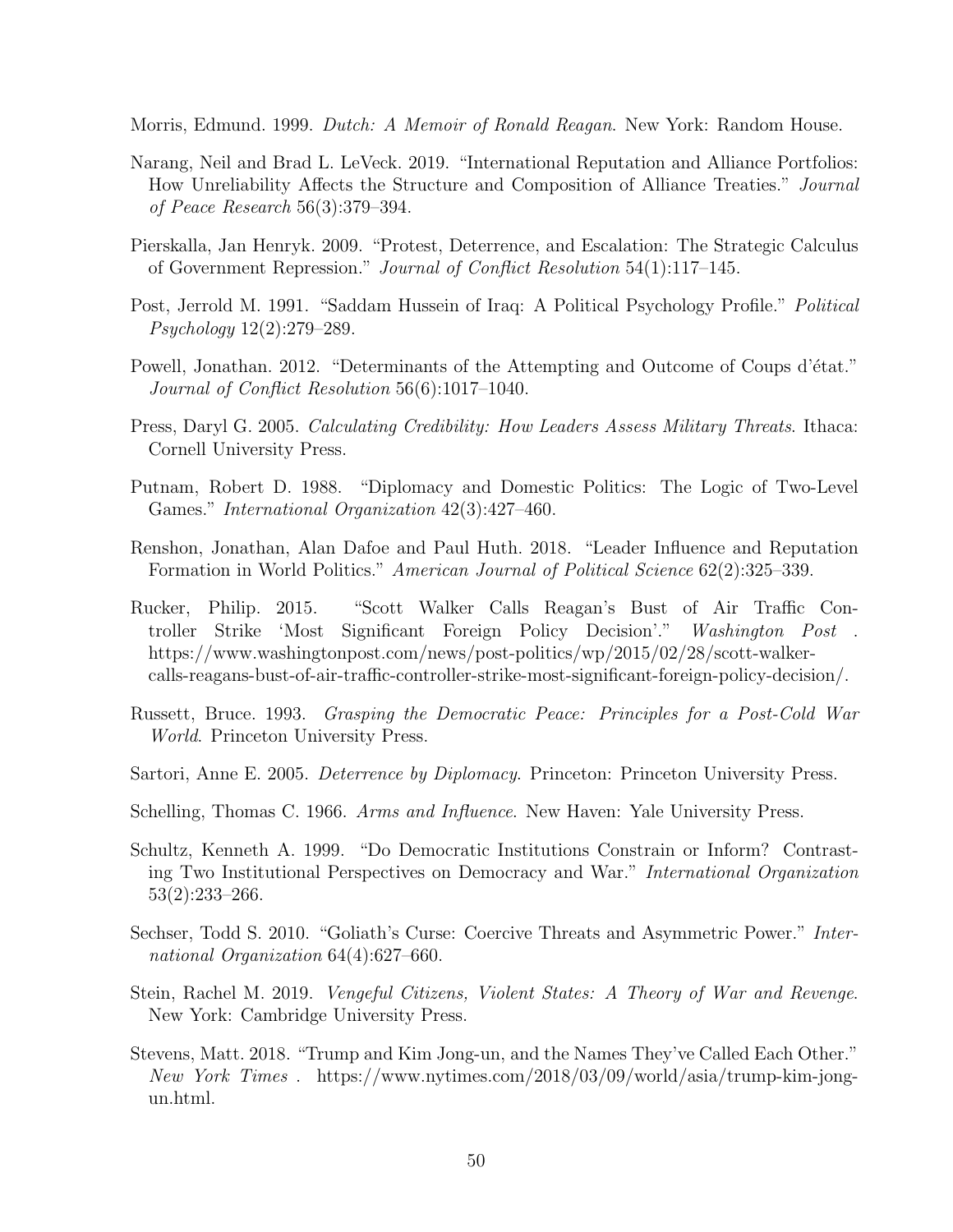Morris, Edmund. 1999. *Dutch: A Memoir of Ronald Reagan*. New York: Random House.

Narang, Neil and Brad L. LeVeck. 2019. "International Reputation and Alliance Portfolios: How Unreliability Affects the Structure and Composition of Alliance Treaties." *Journal of Peace Research* 56(3):379–394.

Pierskalla, Jan Henryk. 2009. "Protest, Deterrence, and Escalation: The Strategic Calculus of Government Repression." *Journal of Conflict Resolution* 54(1):117–145.

Post, Jerrold M. 1991. "Saddam Hussein of Iraq: A Political Psychology Profile." *Political Psychology* 12(2):279–289.

Powell, Jonathan. 2012. "Determinants of the Attempting and Outcome of Coups d'état." *Journal of Conflict Resolution* 56(6):1017–1040.

Press, Daryl G. 2005. *Calculating Credibility: How Leaders Assess Military Threats*. Ithaca: Cornell University Press.

Putnam, Robert D. 1988. "Diplomacy and Domestic Politics: The Logic of Two-Level Games." *International Organization* 42(3):427–460.

Renshon, Jonathan, Alan Dafoe and Paul Huth. 2018. "Leader Influence and Reputation Formation in World Politics." *American Journal of Political Science* 62(2):325–339.

Rucker, Philip. 2015. "Scott Walker Calls Reagan's Bust of Air Traffic Controller Strike 'Most Significant Foreign Policy Decision'." *Washington Post* . https://www.washingtonpost.com/news/post-politics/wp/2015/02/28/scott-walker-calls-reagans-bust-of-air-traffic-controller-strike-most-significant-foreign-policy-decision/.

Russett, Bruce. 1993. *Grasping the Democratic Peace: Principles for a Post-Cold War World*. Princeton University Press.

Sartori, Anne E. 2005. *Deterrence by Diplomacy*. Princeton: Princeton University Press.

Schelling, Thomas C. 1966. *Arms and Influence*. New Haven: Yale University Press.

Schultz, Kenneth A. 1999. "Do Democratic Institutions Constrain or Inform? Contrasting Two Institutional Perspectives on Democracy and War." *International Organization* 53(2):233–266.

Sechser, Todd S. 2010. "Goliath's Curse: Coercive Threats and Asymmetric Power." *International Organization* 64(4):627–660.

Stein, Rachel M. 2019. *Vengeful Citizens, Violent States: A Theory of War and Revenge*. New York: Cambridge University Press.

Stevens, Matt. 2018. "Trump and Kim Jong-un, and the Names They've Called Each Other." *New York Times* . https://www.nytimes.com/2018/03/09/world/asia/trump-kim-jong-un.html.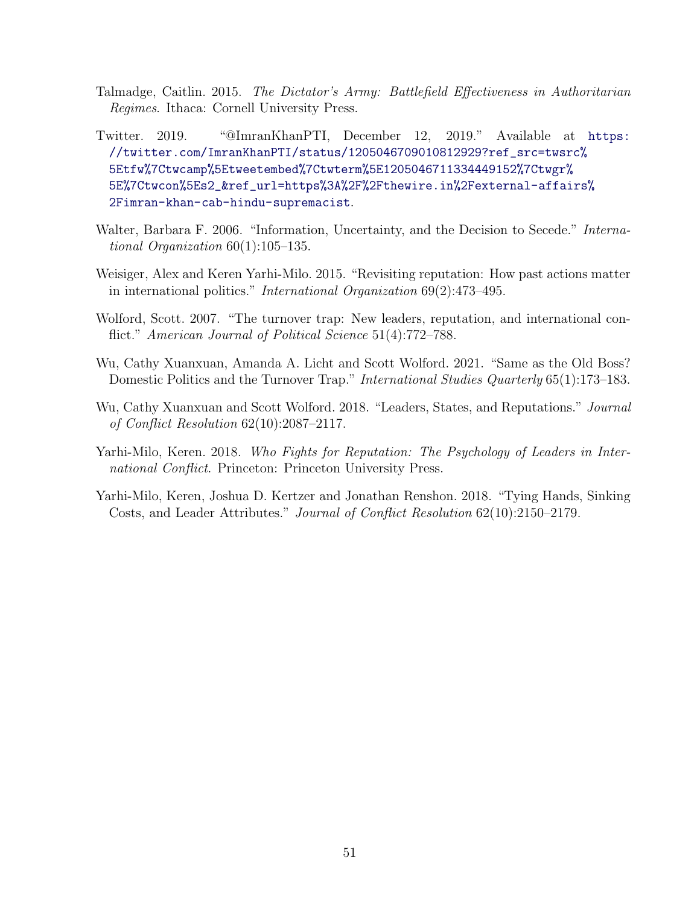Talmadge, Caitlin. 2015. *The Dictator's Army: Battlefield Effectiveness in Authoritarian Regimes*. Ithaca: Cornell University Press.

Twitter. 2019. "@ImranKhanPTI, December 12, 2019." Available at https://twitter.com/ImranKhanPTI/status/1205046709010812929?ref_src=twsrc%5Etfw%7Ctwcamp%5Etweetembed%7Ctwterm%5E1205046711334449152%7Ctwgr%5E%7Ctwcon%5Es2_&ref_url=https%3A%2F%2Fthewire.in%2Fexternal-affairs%2Fimran-khan-cab-hindu-supremacist.

Walter, Barbara F. 2006. "Information, Uncertainty, and the Decision to Secede." *International Organization* 60(1):105–135.

Weisiger, Alex and Keren Yarhi-Milo. 2015. "Revisiting reputation: How past actions matter in international politics." *International Organization* 69(2):473–495.

Wolford, Scott. 2007. "The turnover trap: New leaders, reputation, and international conflict." *American Journal of Political Science* 51(4):772–788.

Wu, Cathy Xuanxuan, Amanda A. Licht and Scott Wolford. 2021. "Same as the Old Boss? Domestic Politics and the Turnover Trap." *International Studies Quarterly* 65(1):173–183.

Wu, Cathy Xuanxuan and Scott Wolford. 2018. "Leaders, States, and Reputations." *Journal of Conflict Resolution* 62(10):2087–2117.

Yarhi-Milo, Keren. 2018. *Who Fights for Reputation: The Psychology of Leaders in International Conflict*. Princeton: Princeton University Press.

Yarhi-Milo, Keren, Joshua D. Kertzer and Jonathan Renshon. 2018. "Tying Hands, Sinking Costs, and Leader Attributes." *Journal of Conflict Resolution* 62(10):2150–2179.